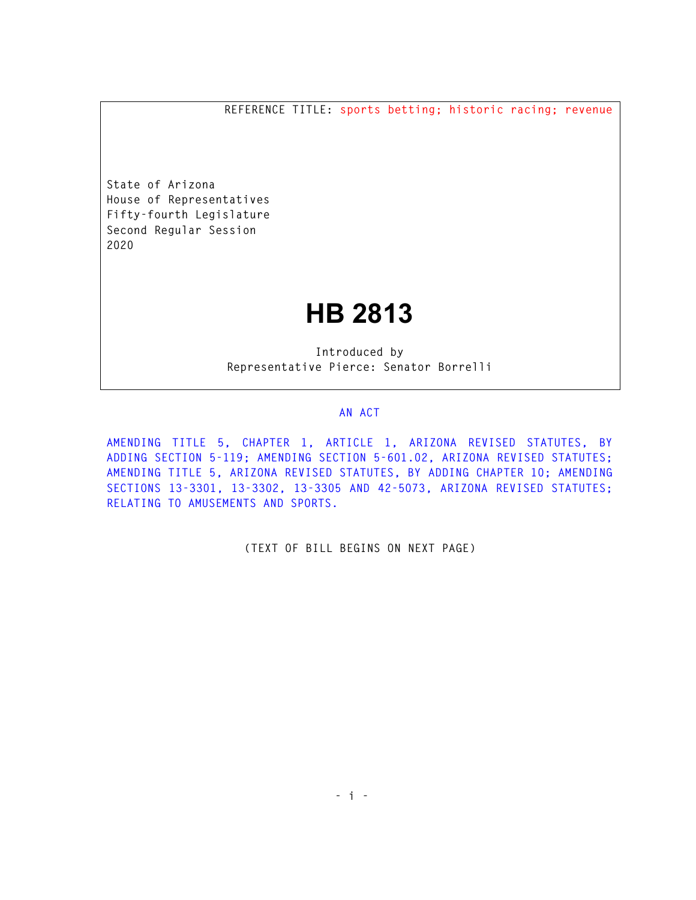REFERENCE TITLE: sports betting; historic racing; revenue

State of Arizona
House of Representatives
Fifty-fourth Legislature
Second Regular Session
2020

# HB 2813

Introduced by
Representative Pierce: Senator Borrelli

AN ACT

AMENDING TITLE 5, CHAPTER 1, ARTICLE 1, ARIZONA REVISED STATUTES, BY ADDING SECTION 5-119; AMENDING SECTION 5-601.02, ARIZONA REVISED STATUTES; AMENDING TITLE 5, ARIZONA REVISED STATUTES, BY ADDING CHAPTER 10; AMENDING SECTIONS 13-3301, 13-3302, 13-3305 AND 42-5073, ARIZONA REVISED STATUTES; RELATING TO AMUSEMENTS AND SPORTS.

(TEXT OF BILL BEGINS ON NEXT PAGE)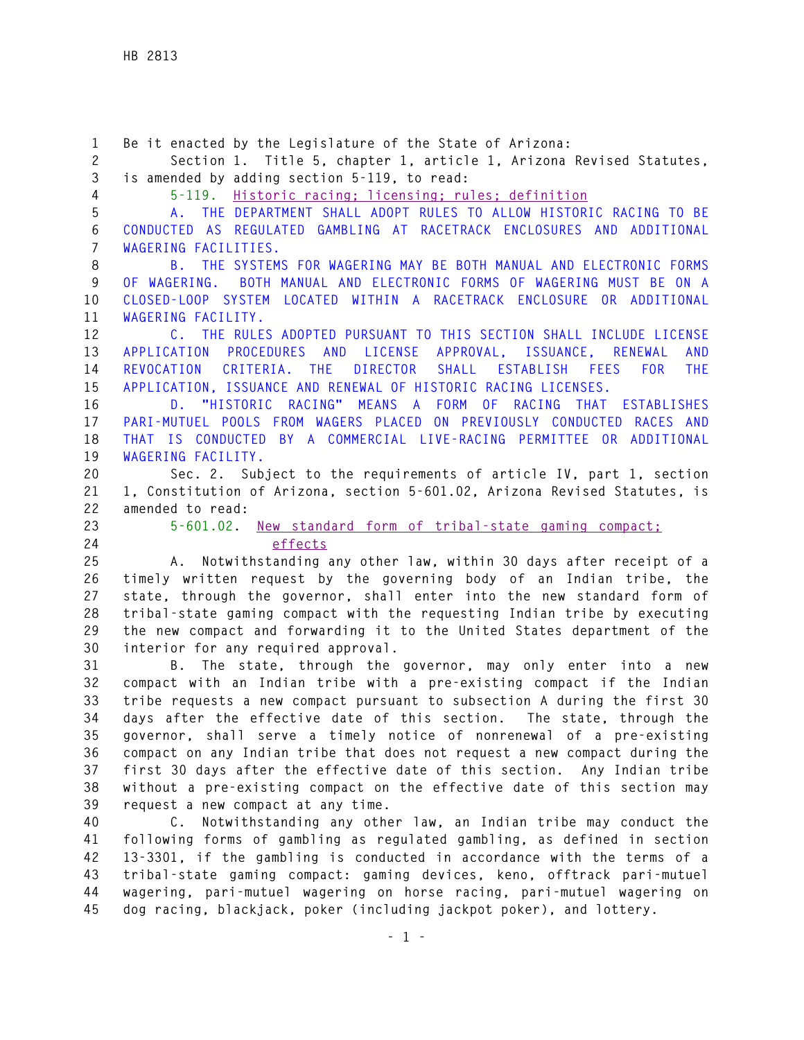Be it enacted by the Legislature of the State of Arizona:

Section 1. Title 5, chapter 1, article 1, Arizona Revised Statutes, is amended by adding section 5-119, to read:

5-119. Historic racing; licensing; rules; definition

A. THE DEPARTMENT SHALL ADOPT RULES TO ALLOW HISTORIC RACING TO BE CONDUCTED AS REGULATED GAMBLING AT RACETRACK ENCLOSURES AND ADDITIONAL WAGERING FACILITIES.

B. THE SYSTEMS FOR WAGERING MAY BE BOTH MANUAL AND ELECTRONIC FORMS OF WAGERING. BOTH MANUAL AND ELECTRONIC FORMS OF WAGERING MUST BE ON A CLOSED-LOOP SYSTEM LOCATED WITHIN A RACETRACK ENCLOSURE OR ADDITIONAL WAGERING FACILITY.

C. THE RULES ADOPTED PURSUANT TO THIS SECTION SHALL INCLUDE LICENSE APPLICATION PROCEDURES AND LICENSE APPROVAL, ISSUANCE, RENEWAL AND REVOCATION CRITERIA. THE DIRECTOR SHALL ESTABLISH FEES FOR THE APPLICATION, ISSUANCE AND RENEWAL OF HISTORIC RACING LICENSES.

D. "HISTORIC RACING" MEANS A FORM OF RACING THAT ESTABLISHES PARI-MUTUEL POOLS FROM WAGERS PLACED ON PREVIOUSLY CONDUCTED RACES AND THAT IS CONDUCTED BY A COMMERCIAL LIVE-RACING PERMITTEE OR ADDITIONAL WAGERING FACILITY.

Sec. 2. Subject to the requirements of article IV, part 1, section 1, Constitution of Arizona, section 5-601.02, Arizona Revised Statutes, is amended to read:

5-601.02. New standard form of tribal-state gaming compact; effects

A. Notwithstanding any other law, within 30 days after receipt of a timely written request by the governing body of an Indian tribe, the state, through the governor, shall enter into the new standard form of tribal-state gaming compact with the requesting Indian tribe by executing the new compact and forwarding it to the United States department of the interior for any required approval.

B. The state, through the governor, may only enter into a new compact with an Indian tribe with a pre-existing compact if the Indian tribe requests a new compact pursuant to subsection A during the first 30 days after the effective date of this section. The state, through the governor, shall serve a timely notice of nonrenewal of a pre-existing compact on any Indian tribe that does not request a new compact during the first 30 days after the effective date of this section. Any Indian tribe without a pre-existing compact on the effective date of this section may request a new compact at any time.

C. Notwithstanding any other law, an Indian tribe may conduct the following forms of gambling as regulated gambling, as defined in section 13-3301, if the gambling is conducted in accordance with the terms of a tribal-state gaming compact: gaming devices, keno, offtrack pari-mutuel wagering, pari-mutuel wagering on horse racing, pari-mutuel wagering on dog racing, blackjack, poker (including jackpot poker), and lottery.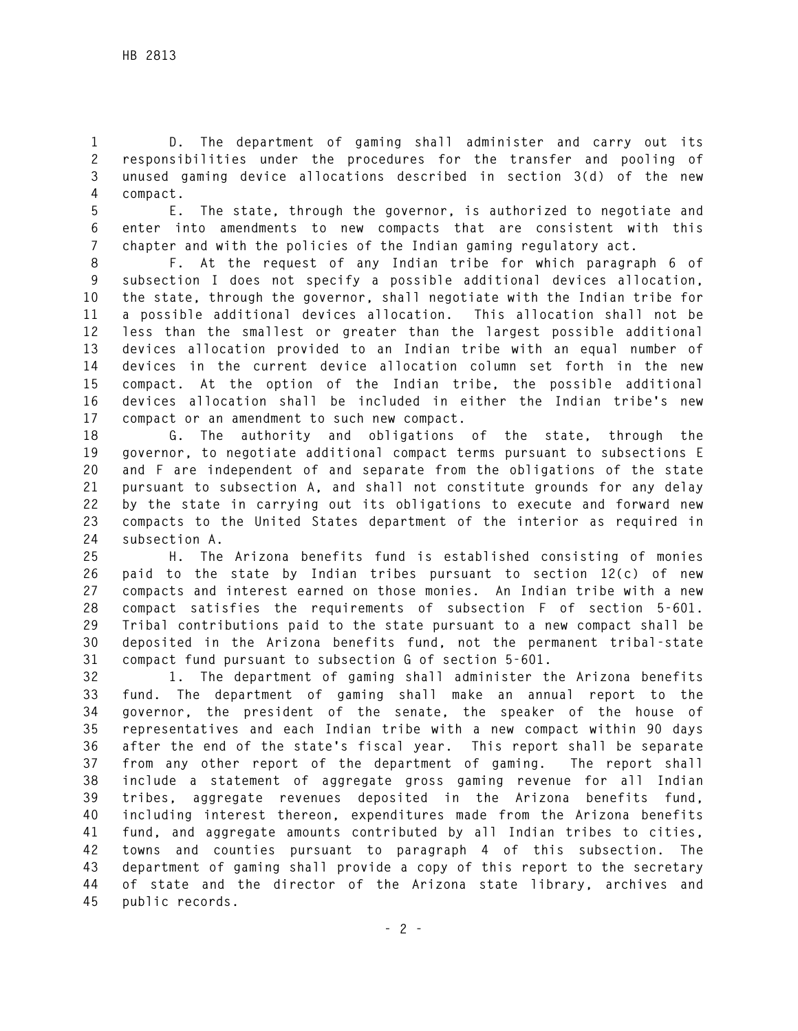D. The department of gaming shall administer and carry out its responsibilities under the procedures for the transfer and pooling of unused gaming device allocations described in section 3(d) of the new compact.

E. The state, through the governor, is authorized to negotiate and enter into amendments to new compacts that are consistent with this chapter and with the policies of the Indian gaming regulatory act.

F. At the request of any Indian tribe for which paragraph 6 of subsection I does not specify a possible additional devices allocation, the state, through the governor, shall negotiate with the Indian tribe for a possible additional devices allocation. This allocation shall not be less than the smallest or greater than the largest possible additional devices allocation provided to an Indian tribe with an equal number of devices in the current device allocation column set forth in the new compact. At the option of the Indian tribe, the possible additional devices allocation shall be included in either the Indian tribe's new compact or an amendment to such new compact.

G. The authority and obligations of the state, through the governor, to negotiate additional compact terms pursuant to subsections E and F are independent of and separate from the obligations of the state pursuant to subsection A, and shall not constitute grounds for any delay by the state in carrying out its obligations to execute and forward new compacts to the United States department of the interior as required in subsection A.

H. The Arizona benefits fund is established consisting of monies paid to the state by Indian tribes pursuant to section 12(c) of new compacts and interest earned on those monies. An Indian tribe with a new compact satisfies the requirements of subsection F of section 5-601. Tribal contributions paid to the state pursuant to a new compact shall be deposited in the Arizona benefits fund, not the permanent tribal-state compact fund pursuant to subsection G of section 5-601.

1. The department of gaming shall administer the Arizona benefits fund. The department of gaming shall make an annual report to the governor, the president of the senate, the speaker of the house of representatives and each Indian tribe with a new compact within 90 days after the end of the state's fiscal year. This report shall be separate from any other report of the department of gaming. The report shall include a statement of aggregate gross gaming revenue for all Indian tribes, aggregate revenues deposited in the Arizona benefits fund, including interest thereon, expenditures made from the Arizona benefits fund, and aggregate amounts contributed by all Indian tribes to cities, towns and counties pursuant to paragraph 4 of this subsection. The department of gaming shall provide a copy of this report to the secretary of state and the director of the Arizona state library, archives and public records.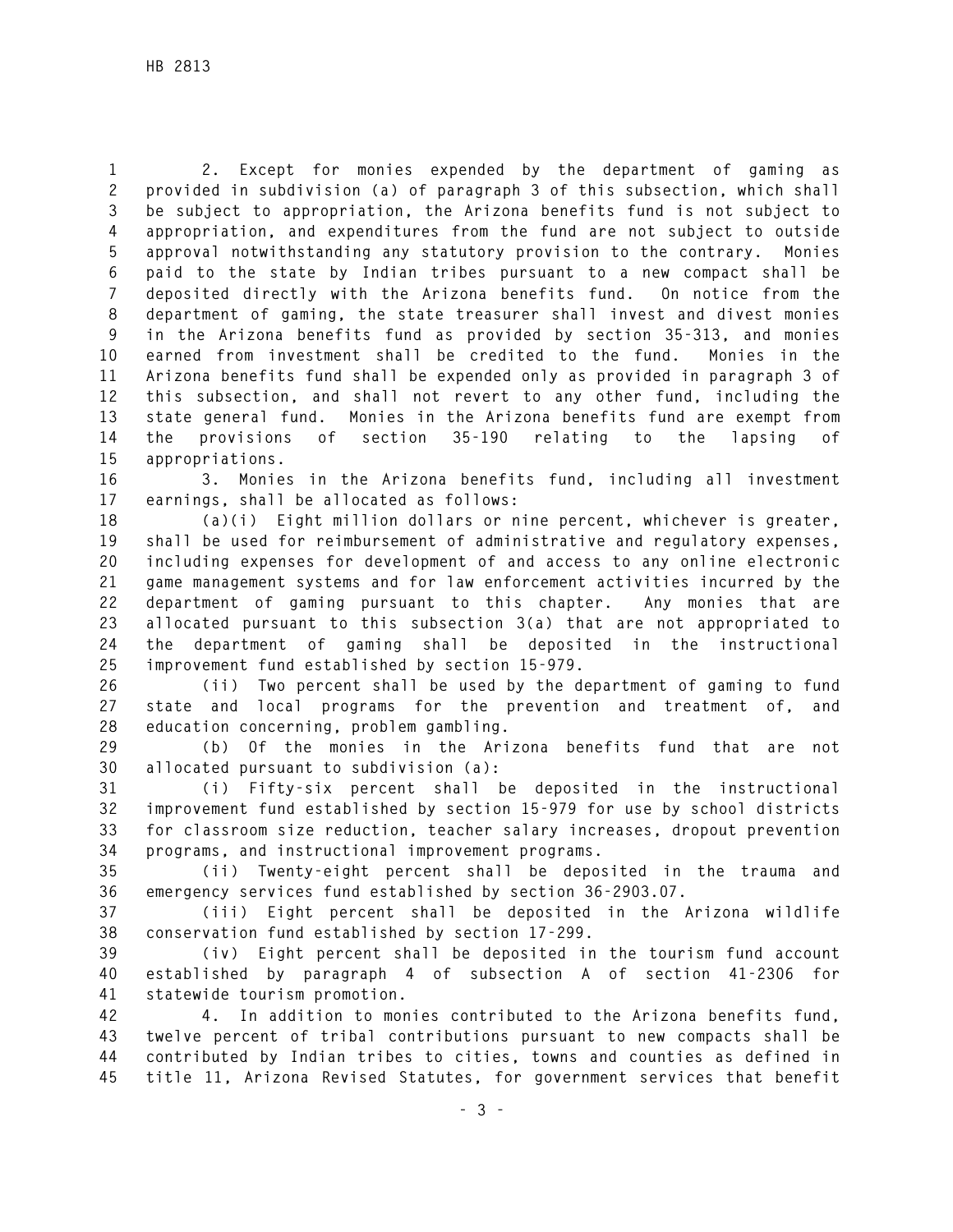2. Except for monies expended by the department of gaming as provided in subdivision (a) of paragraph 3 of this subsection, which shall be subject to appropriation, the Arizona benefits fund is not subject to appropriation, and expenditures from the fund are not subject to outside approval notwithstanding any statutory provision to the contrary. Monies paid to the state by Indian tribes pursuant to a new compact shall be deposited directly with the Arizona benefits fund. On notice from the department of gaming, the state treasurer shall invest and divest monies in the Arizona benefits fund as provided by section 35-313, and monies earned from investment shall be credited to the fund. Monies in the Arizona benefits fund shall be expended only as provided in paragraph 3 of this subsection, and shall not revert to any other fund, including the state general fund. Monies in the Arizona benefits fund are exempt from the provisions of section 35-190 relating to the lapsing of appropriations.

3. Monies in the Arizona benefits fund, including all investment earnings, shall be allocated as follows:

(a)(i) Eight million dollars or nine percent, whichever is greater, shall be used for reimbursement of administrative and regulatory expenses, including expenses for development of and access to any online electronic game management systems and for law enforcement activities incurred by the department of gaming pursuant to this chapter. Any monies that are allocated pursuant to this subsection 3(a) that are not appropriated to the department of gaming shall be deposited in the instructional improvement fund established by section 15-979.

(ii) Two percent shall be used by the department of gaming to fund state and local programs for the prevention and treatment of, and education concerning, problem gambling.

(b) Of the monies in the Arizona benefits fund that are not allocated pursuant to subdivision (a):

(i) Fifty-six percent shall be deposited in the instructional improvement fund established by section 15-979 for use by school districts for classroom size reduction, teacher salary increases, dropout prevention programs, and instructional improvement programs.

(ii) Twenty-eight percent shall be deposited in the trauma and emergency services fund established by section 36-2903.07.

(iii) Eight percent shall be deposited in the Arizona wildlife conservation fund established by section 17-299.

(iv) Eight percent shall be deposited in the tourism fund account established by paragraph 4 of subsection A of section 41-2306 for statewide tourism promotion.

4. In addition to monies contributed to the Arizona benefits fund, twelve percent of tribal contributions pursuant to new compacts shall be contributed by Indian tribes to cities, towns and counties as defined in title 11, Arizona Revised Statutes, for government services that benefit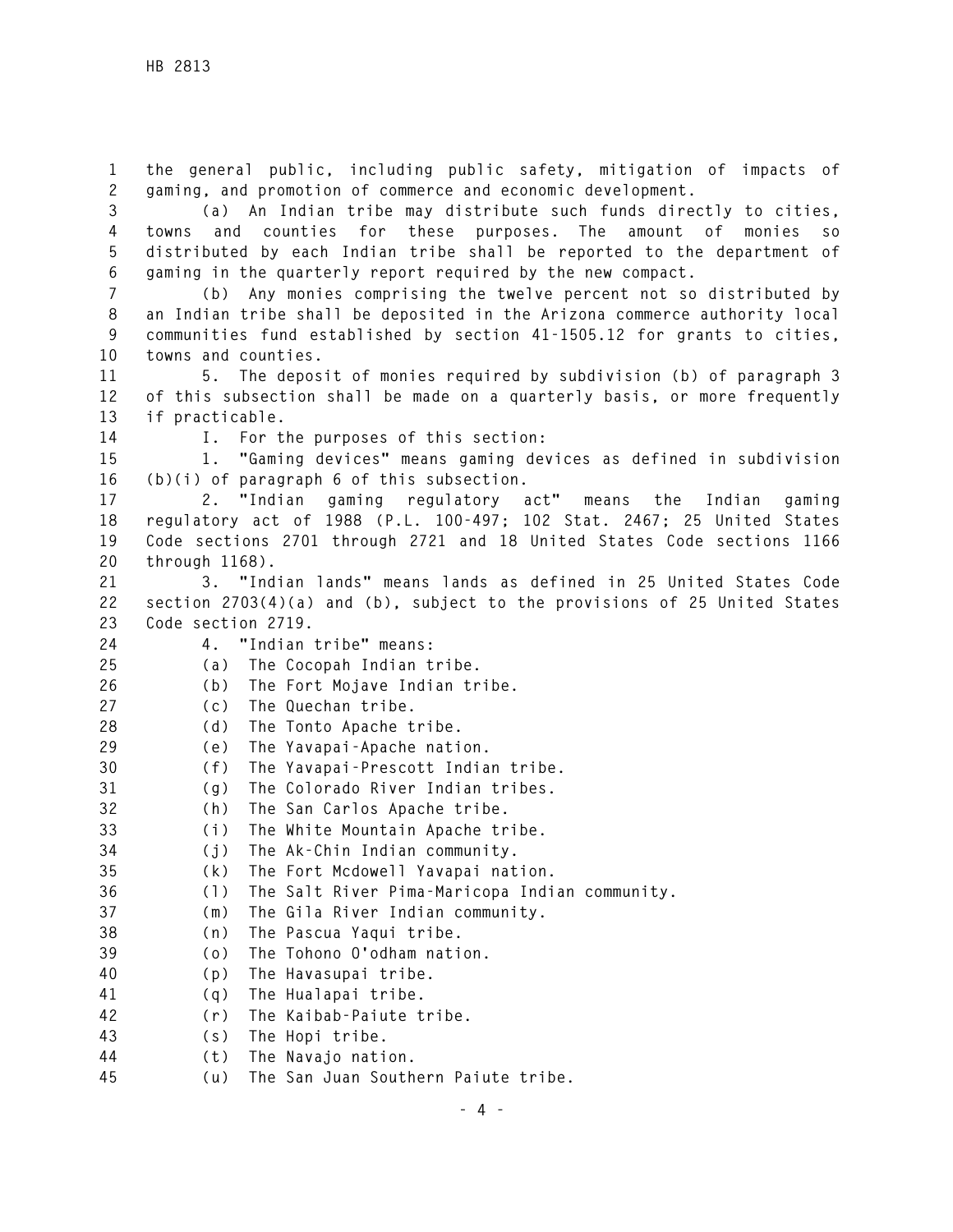the general public, including public safety, mitigation of impacts of gaming, and promotion of commerce and economic development.

(a) An Indian tribe may distribute such funds directly to cities, towns and counties for these purposes. The amount of monies so distributed by each Indian tribe shall be reported to the department of gaming in the quarterly report required by the new compact.

(b) Any monies comprising the twelve percent not so distributed by an Indian tribe shall be deposited in the Arizona commerce authority local communities fund established by section 41-1505.12 for grants to cities, towns and counties.

5. The deposit of monies required by subdivision (b) of paragraph 3 of this subsection shall be made on a quarterly basis, or more frequently if practicable.

I. For the purposes of this section:

1. "Gaming devices" means gaming devices as defined in subdivision (b)(i) of paragraph 6 of this subsection.

2. "Indian gaming regulatory act" means the Indian gaming regulatory act of 1988 (P.L. 100-497; 102 Stat. 2467; 25 United States Code sections 2701 through 2721 and 18 United States Code sections 1166 through 1168).

3. "Indian lands" means lands as defined in 25 United States Code section 2703(4)(a) and (b), subject to the provisions of 25 United States Code section 2719.

4. "Indian tribe" means:

(a) The Cocopah Indian tribe.

(b) The Fort Mojave Indian tribe.

(c) The Quechan tribe.

(d) The Tonto Apache tribe.

(e) The Yavapai-Apache nation.

(f) The Yavapai-Prescott Indian tribe.

(g) The Colorado River Indian tribes.

(h) The San Carlos Apache tribe.

(i) The White Mountain Apache tribe.

(j) The Ak-Chin Indian community.

(k) The Fort Mcdowell Yavapai nation.

(l) The Salt River Pima-Maricopa Indian community.

(m) The Gila River Indian community.

(n) The Pascua Yaqui tribe.

(o) The Tohono O'odham nation.

(p) The Havasupai tribe.

(q) The Hualapai tribe.

(r) The Kaibab-Paiute tribe.

(s) The Hopi tribe.

(t) The Navajo nation.

(u) The San Juan Southern Paiute tribe.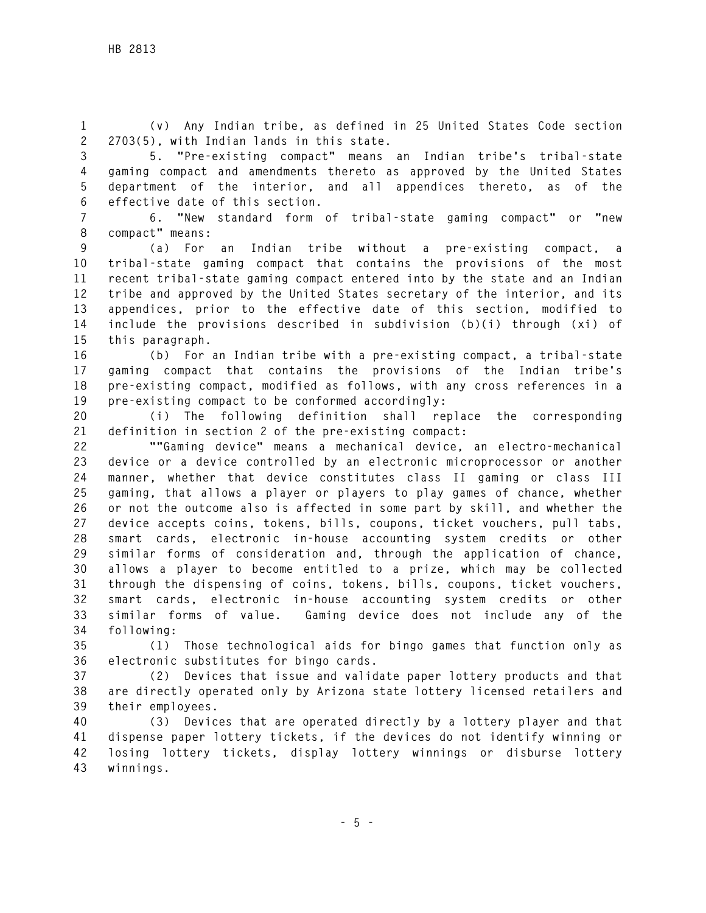(v) Any Indian tribe, as defined in 25 United States Code section 2703(5), with Indian lands in this state.

5. "Pre-existing compact" means an Indian tribe's tribal-state gaming compact and amendments thereto as approved by the United States department of the interior, and all appendices thereto, as of the effective date of this section.

6. "New standard form of tribal-state gaming compact" or "new compact" means:

(a) For an Indian tribe without a pre-existing compact, a tribal-state gaming compact that contains the provisions of the most recent tribal-state gaming compact entered into by the state and an Indian tribe and approved by the United States secretary of the interior, and its appendices, prior to the effective date of this section, modified to include the provisions described in subdivision (b)(i) through (xi) of this paragraph.

(b) For an Indian tribe with a pre-existing compact, a tribal-state gaming compact that contains the provisions of the Indian tribe's pre-existing compact, modified as follows, with any cross references in a pre-existing compact to be conformed accordingly:

(i) The following definition shall replace the corresponding definition in section 2 of the pre-existing compact:

""Gaming device" means a mechanical device, an electro-mechanical device or a device controlled by an electronic microprocessor or another manner, whether that device constitutes class II gaming or class III gaming, that allows a player or players to play games of chance, whether or not the outcome also is affected in some part by skill, and whether the device accepts coins, tokens, bills, coupons, ticket vouchers, pull tabs, smart cards, electronic in-house accounting system credits or other similar forms of consideration and, through the application of chance, allows a player to become entitled to a prize, which may be collected through the dispensing of coins, tokens, bills, coupons, ticket vouchers, smart cards, electronic in-house accounting system credits or other similar forms of value. Gaming device does not include any of the following:

(1) Those technological aids for bingo games that function only as electronic substitutes for bingo cards.

(2) Devices that issue and validate paper lottery products and that are directly operated only by Arizona state lottery licensed retailers and their employees.

(3) Devices that are operated directly by a lottery player and that dispense paper lottery tickets, if the devices do not identify winning or losing lottery tickets, display lottery winnings or disburse lottery winnings.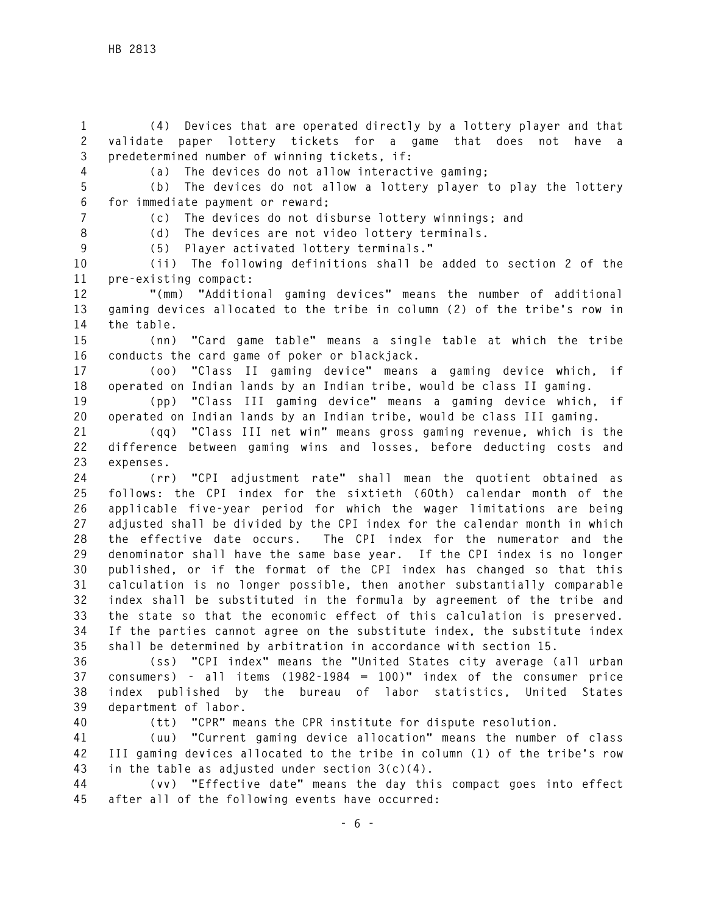(4) Devices that are operated directly by a lottery player and that validate paper lottery tickets for a game that does not have a predetermined number of winning tickets, if:

(a) The devices do not allow interactive gaming;

(b) The devices do not allow a lottery player to play the lottery for immediate payment or reward;

(c) The devices do not disburse lottery winnings; and

(d) The devices are not video lottery terminals.

(5) Player activated lottery terminals."

(ii) The following definitions shall be added to section 2 of the pre-existing compact:

"(mm) "Additional gaming devices" means the number of additional gaming devices allocated to the tribe in column (2) of the tribe's row in the table.

(nn) "Card game table" means a single table at which the tribe conducts the card game of poker or blackjack.

(oo) "Class II gaming device" means a gaming device which, if operated on Indian lands by an Indian tribe, would be class II gaming.

(pp) "Class III gaming device" means a gaming device which, if operated on Indian lands by an Indian tribe, would be class III gaming.

(qq) "Class III net win" means gross gaming revenue, which is the difference between gaming wins and losses, before deducting costs and expenses.

(rr) "CPI adjustment rate" shall mean the quotient obtained as follows: the CPI index for the sixtieth (60th) calendar month of the applicable five-year period for which the wager limitations are being adjusted shall be divided by the CPI index for the calendar month in which the effective date occurs. The CPI index for the numerator and the denominator shall have the same base year. If the CPI index is no longer published, or if the format of the CPI index has changed so that this calculation is no longer possible, then another substantially comparable index shall be substituted in the formula by agreement of the tribe and the state so that the economic effect of this calculation is preserved. If the parties cannot agree on the substitute index, the substitute index shall be determined by arbitration in accordance with section 15.

(ss) "CPI index" means the "United States city average (all urban consumers) - all items (1982-1984 = 100)" index of the consumer price index published by the bureau of labor statistics, United States department of labor.

(tt) "CPR" means the CPR institute for dispute resolution.

(uu) "Current gaming device allocation" means the number of class III gaming devices allocated to the tribe in column (1) of the tribe's row in the table as adjusted under section 3(c)(4).

(vv) "Effective date" means the day this compact goes into effect after all of the following events have occurred: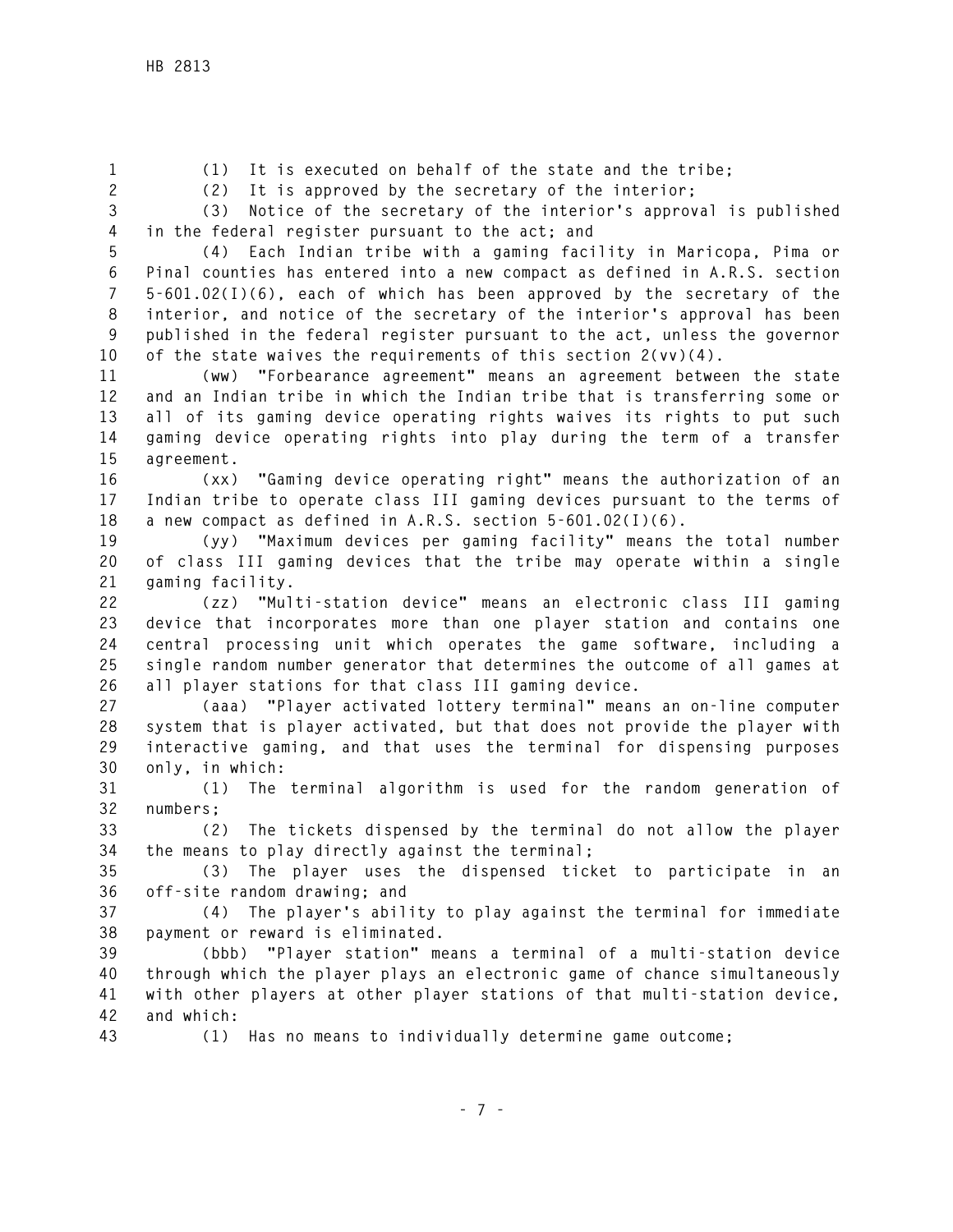(1) It is executed on behalf of the state and the tribe;

(2) It is approved by the secretary of the interior;

(3) Notice of the secretary of the interior's approval is published in the federal register pursuant to the act; and

(4) Each Indian tribe with a gaming facility in Maricopa, Pima or Pinal counties has entered into a new compact as defined in A.R.S. section 5-601.02(I)(6), each of which has been approved by the secretary of the interior, and notice of the secretary of the interior's approval has been published in the federal register pursuant to the act, unless the governor of the state waives the requirements of this section 2(vv)(4).

(ww) "Forbearance agreement" means an agreement between the state and an Indian tribe in which the Indian tribe that is transferring some or all of its gaming device operating rights waives its rights to put such gaming device operating rights into play during the term of a transfer agreement.

(xx) "Gaming device operating right" means the authorization of an Indian tribe to operate class III gaming devices pursuant to the terms of a new compact as defined in A.R.S. section 5-601.02(I)(6).

(yy) "Maximum devices per gaming facility" means the total number of class III gaming devices that the tribe may operate within a single gaming facility.

(zz) "Multi-station device" means an electronic class III gaming device that incorporates more than one player station and contains one central processing unit which operates the game software, including a single random number generator that determines the outcome of all games at all player stations for that class III gaming device.

(aaa) "Player activated lottery terminal" means an on-line computer system that is player activated, but that does not provide the player with interactive gaming, and that uses the terminal for dispensing purposes only, in which:

(1) The terminal algorithm is used for the random generation of numbers;

(2) The tickets dispensed by the terminal do not allow the player the means to play directly against the terminal;

(3) The player uses the dispensed ticket to participate in an off-site random drawing; and

(4) The player's ability to play against the terminal for immediate payment or reward is eliminated.

(bbb) "Player station" means a terminal of a multi-station device through which the player plays an electronic game of chance simultaneously with other players at other player stations of that multi-station device, and which:

(1) Has no means to individually determine game outcome;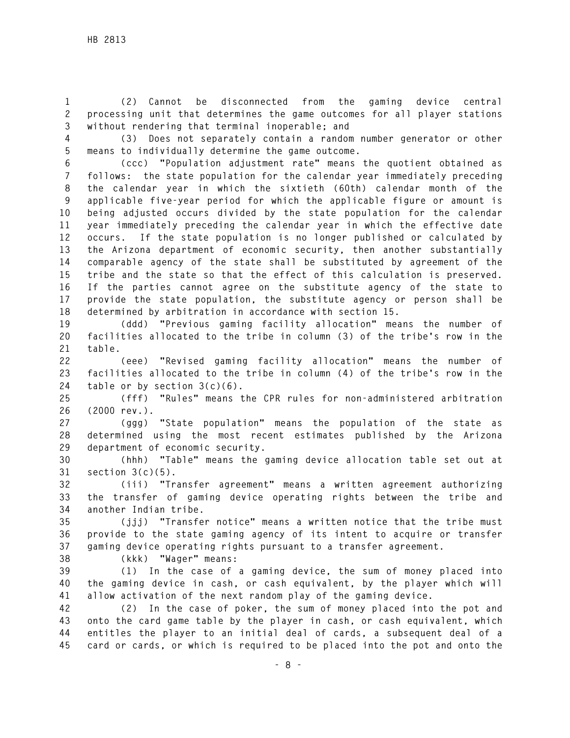(2) Cannot be disconnected from the gaming device central processing unit that determines the game outcomes for all player stations without rendering that terminal inoperable; and

(3) Does not separately contain a random number generator or other means to individually determine the game outcome.

(ccc) "Population adjustment rate" means the quotient obtained as follows: the state population for the calendar year immediately preceding the calendar year in which the sixtieth (60th) calendar month of the applicable five-year period for which the applicable figure or amount is being adjusted occurs divided by the state population for the calendar year immediately preceding the calendar year in which the effective date occurs. If the state population is no longer published or calculated by the Arizona department of economic security, then another substantially comparable agency of the state shall be substituted by agreement of the tribe and the state so that the effect of this calculation is preserved. If the parties cannot agree on the substitute agency of the state to provide the state population, the substitute agency or person shall be determined by arbitration in accordance with section 15.

(ddd) "Previous gaming facility allocation" means the number of facilities allocated to the tribe in column (3) of the tribe's row in the table.

(eee) "Revised gaming facility allocation" means the number of facilities allocated to the tribe in column (4) of the tribe's row in the table or by section 3(c)(6).

(fff) "Rules" means the CPR rules for non-administered arbitration (2000 rev.).

(ggg) "State population" means the population of the state as determined using the most recent estimates published by the Arizona department of economic security.

(hhh) "Table" means the gaming device allocation table set out at section 3(c)(5).

(iii) "Transfer agreement" means a written agreement authorizing the transfer of gaming device operating rights between the tribe and another Indian tribe.

(jjj) "Transfer notice" means a written notice that the tribe must provide to the state gaming agency of its intent to acquire or transfer gaming device operating rights pursuant to a transfer agreement.

(kkk) "Wager" means:

(1) In the case of a gaming device, the sum of money placed into the gaming device in cash, or cash equivalent, by the player which will allow activation of the next random play of the gaming device.

(2) In the case of poker, the sum of money placed into the pot and onto the card game table by the player in cash, or cash equivalent, which entitles the player to an initial deal of cards, a subsequent deal of a card or cards, or which is required to be placed into the pot and onto the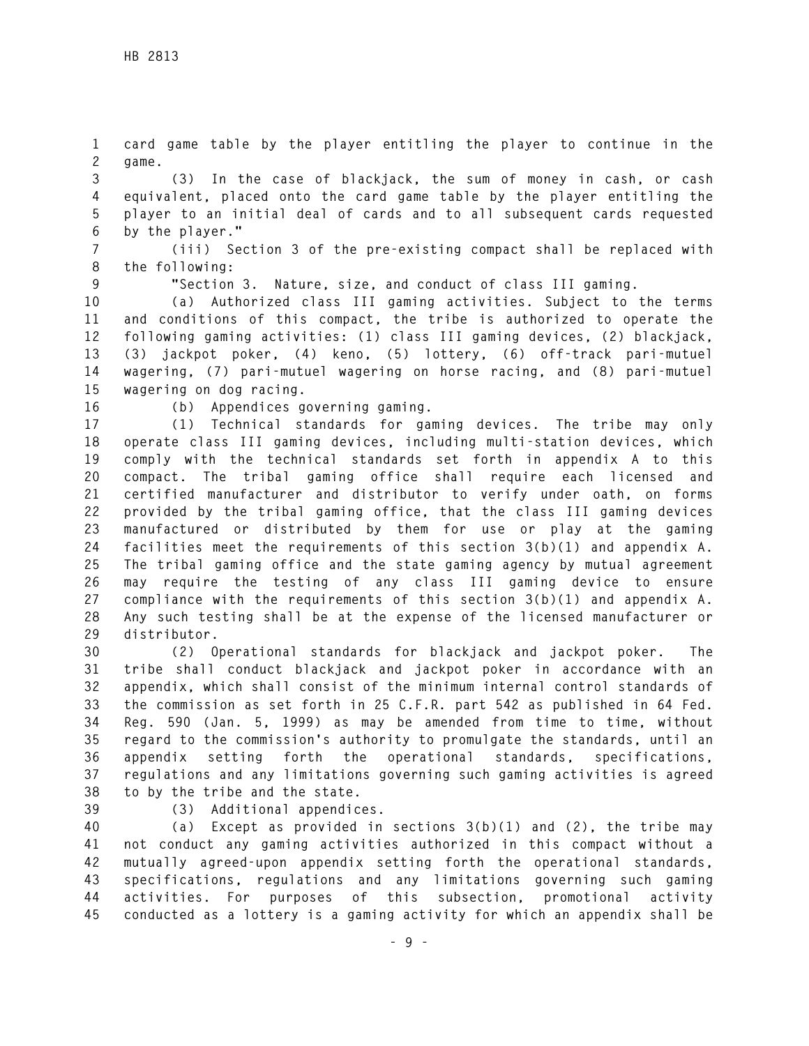card game table by the player entitling the player to continue in the game.

(3) In the case of blackjack, the sum of money in cash, or cash equivalent, placed onto the card game table by the player entitling the player to an initial deal of cards and to all subsequent cards requested by the player."

(iii) Section 3 of the pre-existing compact shall be replaced with the following:

"Section 3. Nature, size, and conduct of class III gaming.

(a) Authorized class III gaming activities. Subject to the terms and conditions of this compact, the tribe is authorized to operate the following gaming activities: (1) class III gaming devices, (2) blackjack, (3) jackpot poker, (4) keno, (5) lottery, (6) off-track pari-mutuel wagering, (7) pari-mutuel wagering on horse racing, and (8) pari-mutuel wagering on dog racing.

(b) Appendices governing gaming.

(1) Technical standards for gaming devices. The tribe may only operate class III gaming devices, including multi-station devices, which comply with the technical standards set forth in appendix A to this compact. The tribal gaming office shall require each licensed and certified manufacturer and distributor to verify under oath, on forms provided by the tribal gaming office, that the class III gaming devices manufactured or distributed by them for use or play at the gaming facilities meet the requirements of this section 3(b)(1) and appendix A. The tribal gaming office and the state gaming agency by mutual agreement may require the testing of any class III gaming device to ensure compliance with the requirements of this section 3(b)(1) and appendix A. Any such testing shall be at the expense of the licensed manufacturer or distributor.

(2) Operational standards for blackjack and jackpot poker. The tribe shall conduct blackjack and jackpot poker in accordance with an appendix, which shall consist of the minimum internal control standards of the commission as set forth in 25 C.F.R. part 542 as published in 64 Fed. Reg. 590 (Jan. 5, 1999) as may be amended from time to time, without regard to the commission's authority to promulgate the standards, until an appendix setting forth the operational standards, specifications, regulations and any limitations governing such gaming activities is agreed to by the tribe and the state.

(3) Additional appendices.

(a) Except as provided in sections 3(b)(1) and (2), the tribe may not conduct any gaming activities authorized in this compact without a mutually agreed-upon appendix setting forth the operational standards, specifications, regulations and any limitations governing such gaming activities. For purposes of this subsection, promotional activity conducted as a lottery is a gaming activity for which an appendix shall be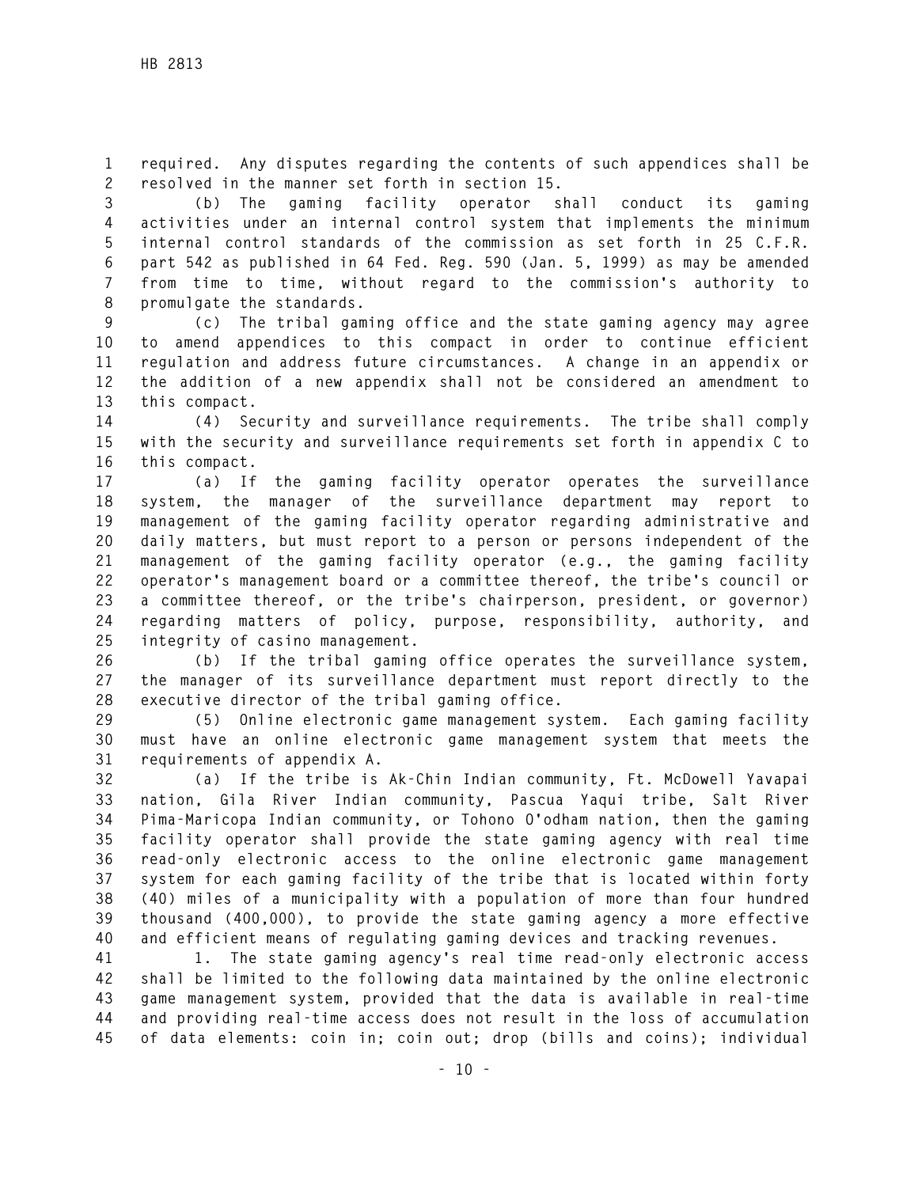required. Any disputes regarding the contents of such appendices shall be resolved in the manner set forth in section 15.

(b) The gaming facility operator shall conduct its gaming activities under an internal control system that implements the minimum internal control standards of the commission as set forth in 25 C.F.R. part 542 as published in 64 Fed. Reg. 590 (Jan. 5, 1999) as may be amended from time to time, without regard to the commission's authority to promulgate the standards.

(c) The tribal gaming office and the state gaming agency may agree to amend appendices to this compact in order to continue efficient regulation and address future circumstances. A change in an appendix or the addition of a new appendix shall not be considered an amendment to this compact.

(4) Security and surveillance requirements. The tribe shall comply with the security and surveillance requirements set forth in appendix C to this compact.

(a) If the gaming facility operator operates the surveillance system, the manager of the surveillance department may report to management of the gaming facility operator regarding administrative and daily matters, but must report to a person or persons independent of the management of the gaming facility operator (e.g., the gaming facility operator's management board or a committee thereof, the tribe's council or a committee thereof, or the tribe's chairperson, president, or governor) regarding matters of policy, purpose, responsibility, authority, and integrity of casino management.

(b) If the tribal gaming office operates the surveillance system, the manager of its surveillance department must report directly to the executive director of the tribal gaming office.

(5) Online electronic game management system. Each gaming facility must have an online electronic game management system that meets the requirements of appendix A.

(a) If the tribe is Ak-Chin Indian community, Ft. McDowell Yavapai nation, Gila River Indian community, Pascua Yaqui tribe, Salt River Pima-Maricopa Indian community, or Tohono O'odham nation, then the gaming facility operator shall provide the state gaming agency with real time read-only electronic access to the online electronic game management system for each gaming facility of the tribe that is located within forty (40) miles of a municipality with a population of more than four hundred thousand (400,000), to provide the state gaming agency a more effective and efficient means of regulating gaming devices and tracking revenues.

1. The state gaming agency's real time read-only electronic access shall be limited to the following data maintained by the online electronic game management system, provided that the data is available in real-time and providing real-time access does not result in the loss of accumulation of data elements: coin in; coin out; drop (bills and coins); individual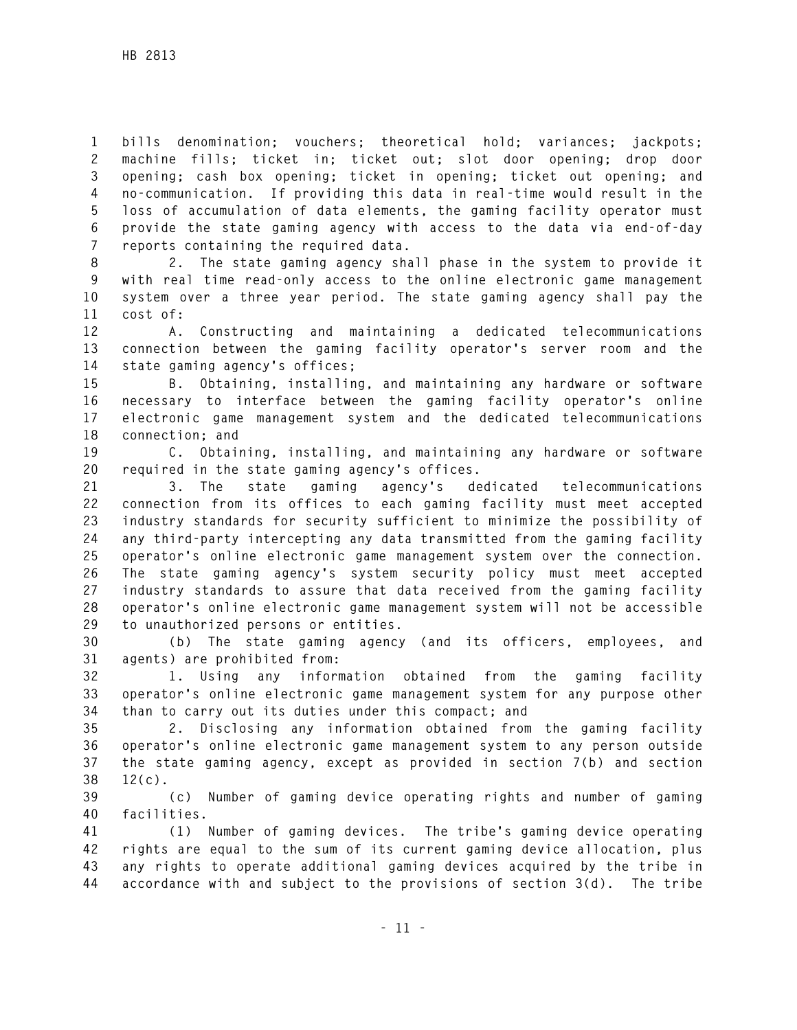bills denomination; vouchers; theoretical hold; variances; jackpots; machine fills; ticket in; ticket out; slot door opening; drop door opening; cash box opening; ticket in opening; ticket out opening; and no-communication. If providing this data in real-time would result in the loss of accumulation of data elements, the gaming facility operator must provide the state gaming agency with access to the data via end-of-day reports containing the required data.

2. The state gaming agency shall phase in the system to provide it with real time read-only access to the online electronic game management system over a three year period. The state gaming agency shall pay the cost of:

A. Constructing and maintaining a dedicated telecommunications connection between the gaming facility operator's server room and the state gaming agency's offices;

B. Obtaining, installing, and maintaining any hardware or software necessary to interface between the gaming facility operator's online electronic game management system and the dedicated telecommunications connection; and

C. Obtaining, installing, and maintaining any hardware or software required in the state gaming agency's offices.

3. The state gaming agency's dedicated telecommunications connection from its offices to each gaming facility must meet accepted industry standards for security sufficient to minimize the possibility of any third-party intercepting any data transmitted from the gaming facility operator's online electronic game management system over the connection. The state gaming agency's system security policy must meet accepted industry standards to assure that data received from the gaming facility operator's online electronic game management system will not be accessible to unauthorized persons or entities.

(b) The state gaming agency (and its officers, employees, and agents) are prohibited from:

1. Using any information obtained from the gaming facility operator's online electronic game management system for any purpose other than to carry out its duties under this compact; and

2. Disclosing any information obtained from the gaming facility operator's online electronic game management system to any person outside the state gaming agency, except as provided in section 7(b) and section 12(c).

(c) Number of gaming device operating rights and number of gaming facilities.

(1) Number of gaming devices. The tribe's gaming device operating rights are equal to the sum of its current gaming device allocation, plus any rights to operate additional gaming devices acquired by the tribe in accordance with and subject to the provisions of section 3(d). The tribe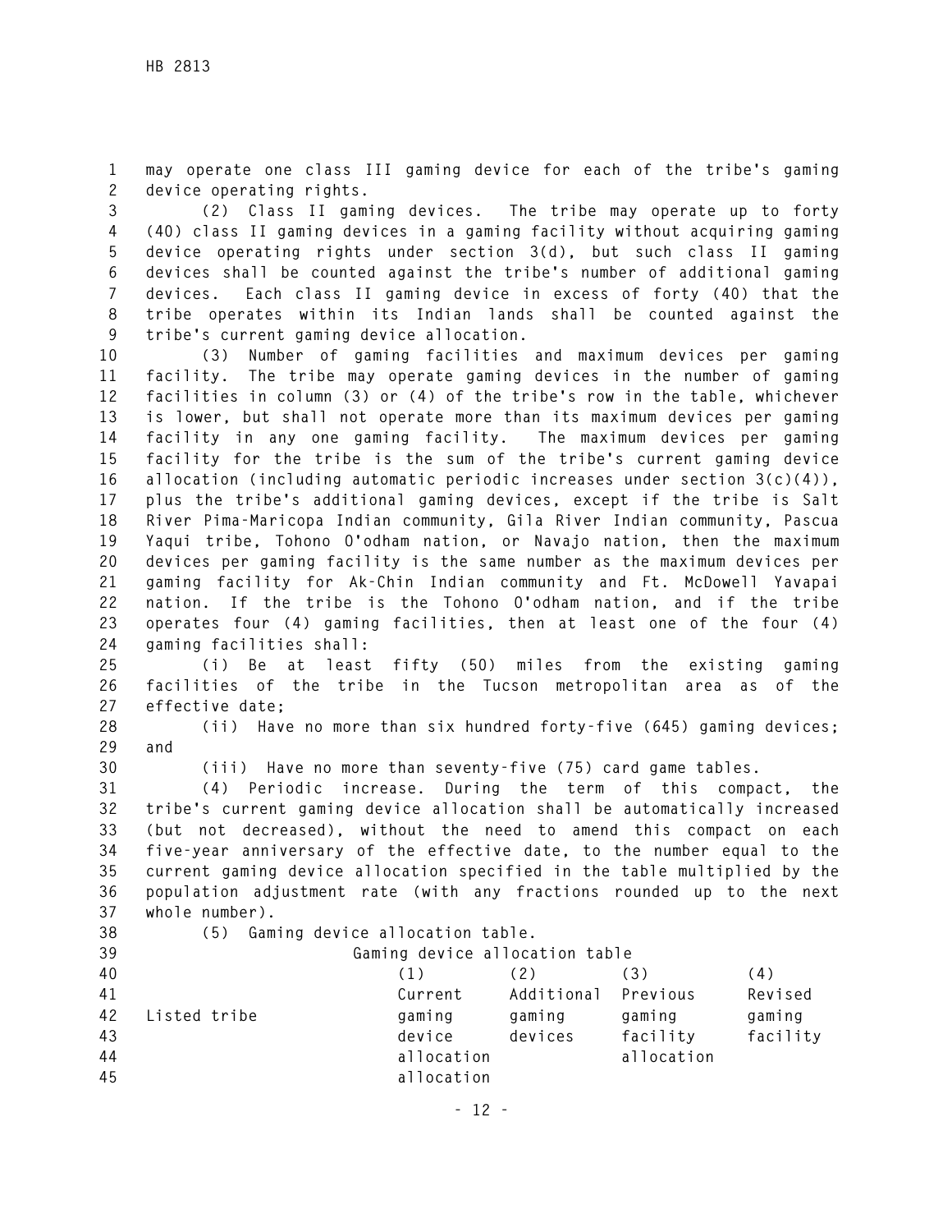may operate one class III gaming device for each of the tribe's gaming device operating rights.

(2) Class II gaming devices. The tribe may operate up to forty (40) class II gaming devices in a gaming facility without acquiring gaming device operating rights under section 3(d), but such class II gaming devices shall be counted against the tribe's number of additional gaming devices. Each class II gaming device in excess of forty (40) that the tribe operates within its Indian lands shall be counted against the tribe's current gaming device allocation.

(3) Number of gaming facilities and maximum devices per gaming facility. The tribe may operate gaming devices in the number of gaming facilities in column (3) or (4) of the tribe's row in the table, whichever is lower, but shall not operate more than its maximum devices per gaming facility in any one gaming facility. The maximum devices per gaming facility for the tribe is the sum of the tribe's current gaming device allocation (including automatic periodic increases under section 3(c)(4)), plus the tribe's additional gaming devices, except if the tribe is Salt River Pima-Maricopa Indian community, Gila River Indian community, Pascua Yaqui tribe, Tohono O'odham nation, or Navajo nation, then the maximum devices per gaming facility is the same number as the maximum devices per gaming facility for Ak-Chin Indian community and Ft. McDowell Yavapai nation. If the tribe is the Tohono O'odham nation, and if the tribe operates four (4) gaming facilities, then at least one of the four (4) gaming facilities shall:

(i) Be at least fifty (50) miles from the existing gaming facilities of the tribe in the Tucson metropolitan area as of the effective date;

(ii) Have no more than six hundred forty-five (645) gaming devices; and

(iii) Have no more than seventy-five (75) card game tables.

(4) Periodic increase. During the term of this compact, the tribe's current gaming device allocation shall be automatically increased (but not decreased), without the need to amend this compact on each five-year anniversary of the effective date, to the number equal to the current gaming device allocation specified in the table multiplied by the population adjustment rate (with any fractions rounded up to the next whole number).

(5) Gaming device allocation table.

Gaming device allocation table

| Listed tribe | (1) Current gaming device allocation allocation | (2) Additional gaming devices | (3) Previous gaming facility allocation | (4) Revised gaming facility |
|---|---|---|---|---|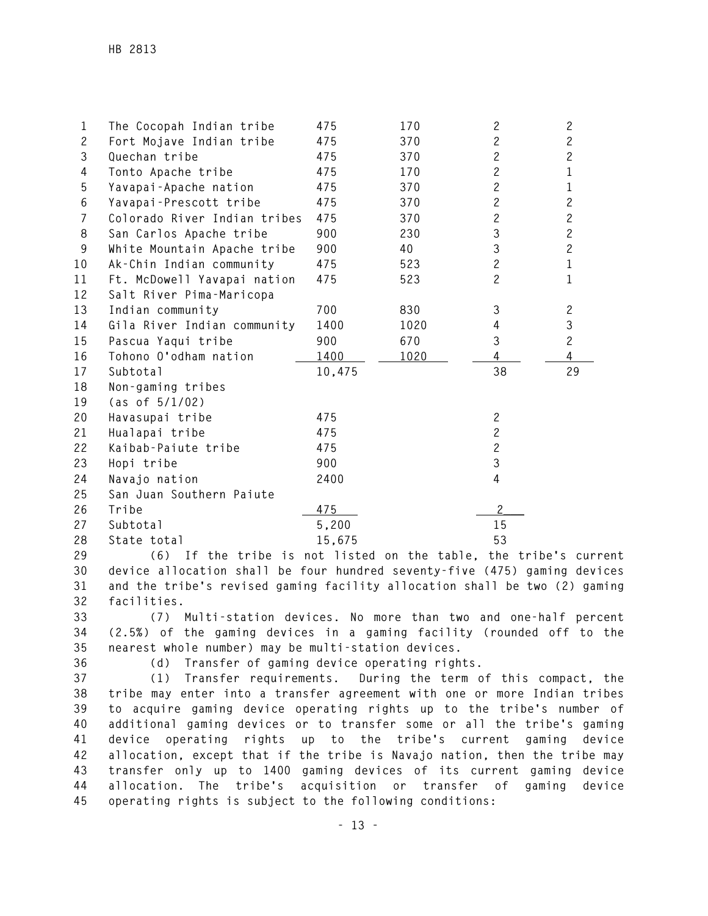| | | | | |
|---|---|---|---|---|
| The Cocopah Indian tribe | 475 | 170 | 2 | 2 |
| Fort Mojave Indian tribe | 475 | 370 | 2 | 2 |
| Quechan tribe | 475 | 370 | 2 | 2 |
| Tonto Apache tribe | 475 | 170 | 2 | 1 |
| Yavapai-Apache nation | 475 | 370 | 2 | 1 |
| Yavapai-Prescott tribe | 475 | 370 | 2 | 2 |
| Colorado River Indian tribes | 475 | 370 | 2 | 2 |
| San Carlos Apache tribe | 900 | 230 | 3 | 2 |
| White Mountain Apache tribe | 900 | 40 | 3 | 2 |
| Ak-Chin Indian community | 475 | 523 | 2 | 1 |
| Ft. McDowell Yavapai nation | 475 | 523 | 2 | 1 |
| Salt River Pima-Maricopa Indian community | 700 | 830 | 3 | 2 |
| Gila River Indian community | 1400 | 1020 | 4 | 3 |
| Pascua Yaqui tribe | 900 | 670 | 3 | 2 |
| Tohono O'odham nation | 1400 | 1020 | 4 | 4 |
| Subtotal | 10,475 | | 38 | 29 |
| Non-gaming tribes (as of 5/1/02) | | | | |
| Havasupai tribe | 475 | | 2 | |
| Hualapai tribe | 475 | | 2 | |
| Kaibab-Paiute tribe | 475 | | 2 | |
| Hopi tribe | 900 | | 3 | |
| Navajo nation | 2400 | | 4 | |
| San Juan Southern Paiute Tribe | 475 | | 2 | |
| Subtotal | 5,200 | | 15 | |
| State total | 15,675 | | 53 | |

(6) If the tribe is not listed on the table, the tribe's current device allocation shall be four hundred seventy-five (475) gaming devices and the tribe's revised gaming facility allocation shall be two (2) gaming facilities.

(7) Multi-station devices. No more than two and one-half percent (2.5%) of the gaming devices in a gaming facility (rounded off to the nearest whole number) may be multi-station devices.

(d) Transfer of gaming device operating rights.

(1) Transfer requirements. During the term of this compact, the tribe may enter into a transfer agreement with one or more Indian tribes to acquire gaming device operating rights up to the tribe's number of additional gaming devices or to transfer some or all the tribe's gaming device operating rights up to the tribe's current gaming device allocation, except that if the tribe is Navajo nation, then the tribe may transfer only up to 1400 gaming devices of its current gaming device allocation. The tribe's acquisition or transfer of gaming device operating rights is subject to the following conditions: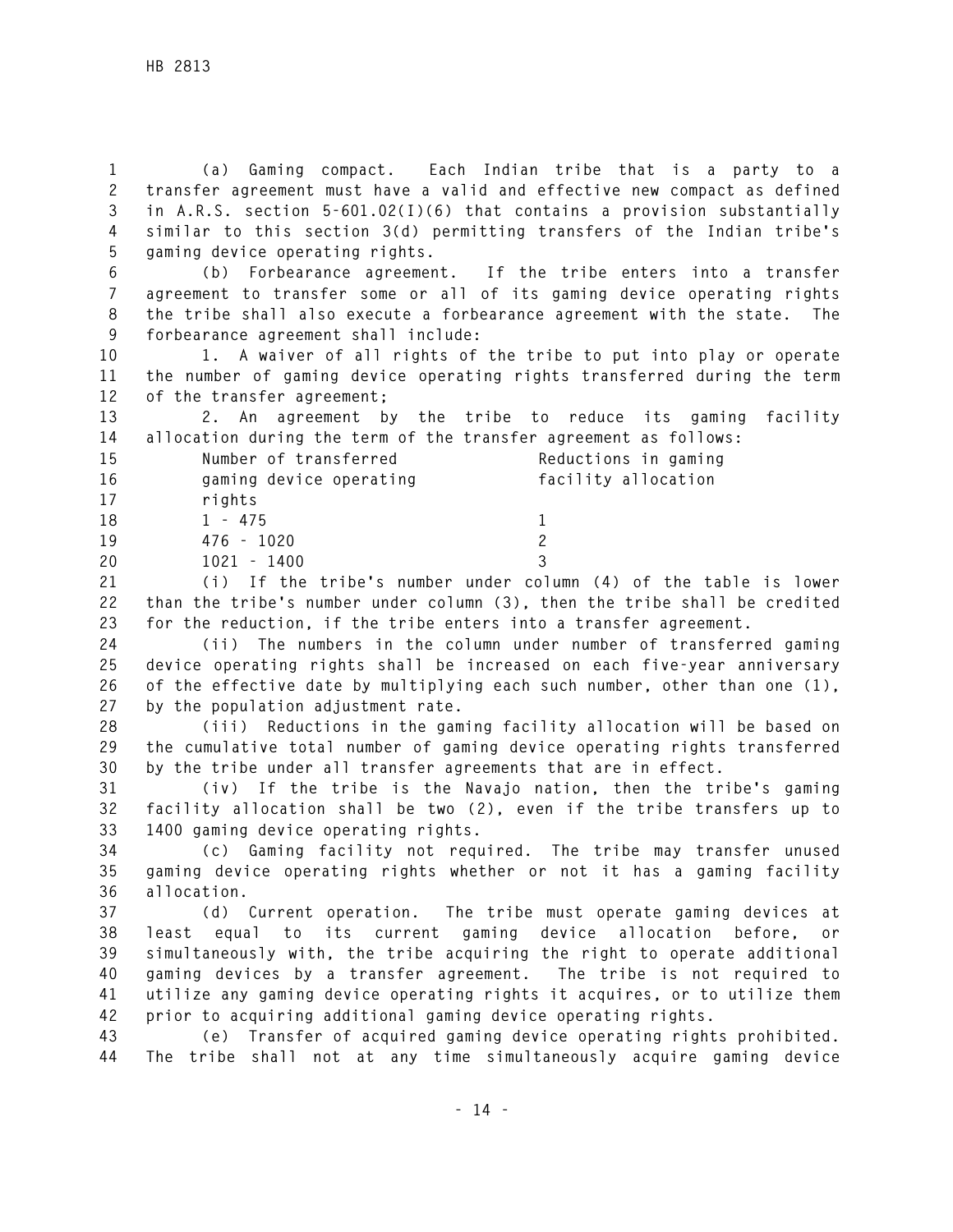(a) Gaming compact. Each Indian tribe that is a party to a transfer agreement must have a valid and effective new compact as defined in A.R.S. section 5-601.02(I)(6) that contains a provision substantially similar to this section 3(d) permitting transfers of the Indian tribe's gaming device operating rights.

(b) Forbearance agreement. If the tribe enters into a transfer agreement to transfer some or all of its gaming device operating rights the tribe shall also execute a forbearance agreement with the state. The forbearance agreement shall include:

1. A waiver of all rights of the tribe to put into play or operate the number of gaming device operating rights transferred during the term of the transfer agreement;

2. An agreement by the tribe to reduce its gaming facility allocation during the term of the transfer agreement as follows:

| Number of transferred gaming device operating rights | Reductions in gaming facility allocation |
|---|---|
| 1 - 475 | 1 |
| 476 - 1020 | 2 |
| 1021 - 1400 | 3 |

(i) If the tribe's number under column (4) of the table is lower than the tribe's number under column (3), then the tribe shall be credited for the reduction, if the tribe enters into a transfer agreement.

(ii) The numbers in the column under number of transferred gaming device operating rights shall be increased on each five-year anniversary of the effective date by multiplying each such number, other than one (1), by the population adjustment rate.

(iii) Reductions in the gaming facility allocation will be based on the cumulative total number of gaming device operating rights transferred by the tribe under all transfer agreements that are in effect.

(iv) If the tribe is the Navajo nation, then the tribe's gaming facility allocation shall be two (2), even if the tribe transfers up to 1400 gaming device operating rights.

(c) Gaming facility not required. The tribe may transfer unused gaming device operating rights whether or not it has a gaming facility allocation.

(d) Current operation. The tribe must operate gaming devices at least equal to its current gaming device allocation before, or simultaneously with, the tribe acquiring the right to operate additional gaming devices by a transfer agreement. The tribe is not required to utilize any gaming device operating rights it acquires, or to utilize them prior to acquiring additional gaming device operating rights.

(e) Transfer of acquired gaming device operating rights prohibited. The tribe shall not at any time simultaneously acquire gaming device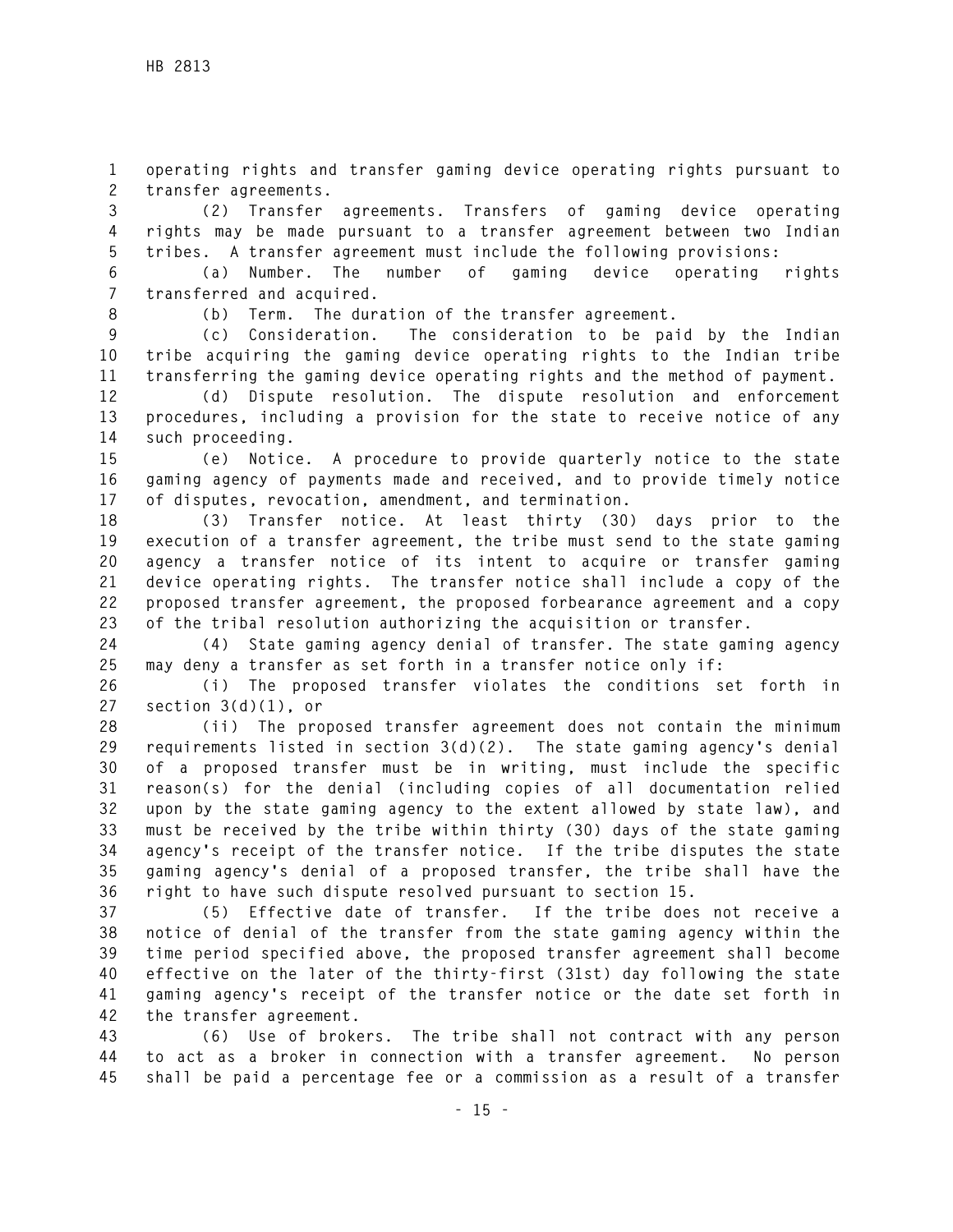operating rights and transfer gaming device operating rights pursuant to transfer agreements.

(2) Transfer agreements. Transfers of gaming device operating rights may be made pursuant to a transfer agreement between two Indian tribes. A transfer agreement must include the following provisions:

(a) Number. The number of gaming device operating rights transferred and acquired.

(b) Term. The duration of the transfer agreement.

(c) Consideration. The consideration to be paid by the Indian tribe acquiring the gaming device operating rights to the Indian tribe transferring the gaming device operating rights and the method of payment.

(d) Dispute resolution. The dispute resolution and enforcement procedures, including a provision for the state to receive notice of any such proceeding.

(e) Notice. A procedure to provide quarterly notice to the state gaming agency of payments made and received, and to provide timely notice of disputes, revocation, amendment, and termination.

(3) Transfer notice. At least thirty (30) days prior to the execution of a transfer agreement, the tribe must send to the state gaming agency a transfer notice of its intent to acquire or transfer gaming device operating rights. The transfer notice shall include a copy of the proposed transfer agreement, the proposed forbearance agreement and a copy of the tribal resolution authorizing the acquisition or transfer.

(4) State gaming agency denial of transfer. The state gaming agency may deny a transfer as set forth in a transfer notice only if:

(i) The proposed transfer violates the conditions set forth in section 3(d)(1), or

(ii) The proposed transfer agreement does not contain the minimum requirements listed in section 3(d)(2). The state gaming agency's denial of a proposed transfer must be in writing, must include the specific reason(s) for the denial (including copies of all documentation relied upon by the state gaming agency to the extent allowed by state law), and must be received by the tribe within thirty (30) days of the state gaming agency's receipt of the transfer notice. If the tribe disputes the state gaming agency's denial of a proposed transfer, the tribe shall have the right to have such dispute resolved pursuant to section 15.

(5) Effective date of transfer. If the tribe does not receive a notice of denial of the transfer from the state gaming agency within the time period specified above, the proposed transfer agreement shall become effective on the later of the thirty-first (31st) day following the state gaming agency's receipt of the transfer notice or the date set forth in the transfer agreement.

(6) Use of brokers. The tribe shall not contract with any person to act as a broker in connection with a transfer agreement. No person shall be paid a percentage fee or a commission as a result of a transfer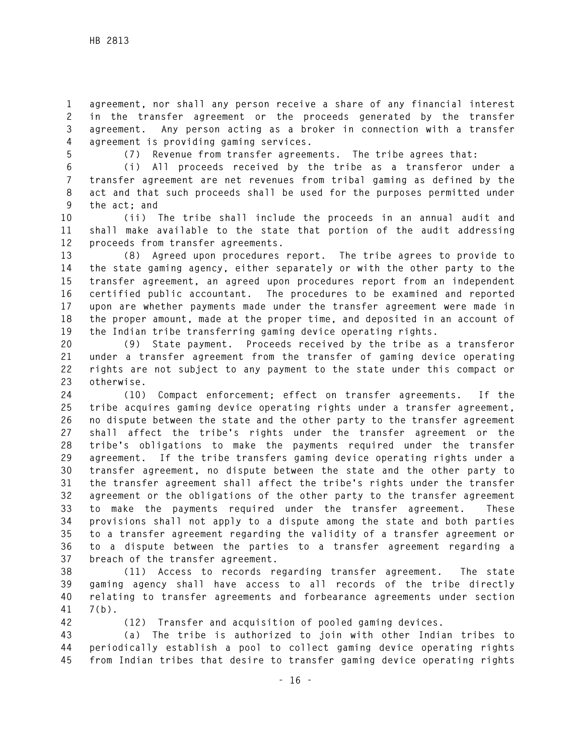agreement, nor shall any person receive a share of any financial interest in the transfer agreement or the proceeds generated by the transfer agreement. Any person acting as a broker in connection with a transfer agreement is providing gaming services.

(7) Revenue from transfer agreements. The tribe agrees that:

(i) All proceeds received by the tribe as a transferor under a transfer agreement are net revenues from tribal gaming as defined by the act and that such proceeds shall be used for the purposes permitted under the act; and

(ii) The tribe shall include the proceeds in an annual audit and shall make available to the state that portion of the audit addressing proceeds from transfer agreements.

(8) Agreed upon procedures report. The tribe agrees to provide to the state gaming agency, either separately or with the other party to the transfer agreement, an agreed upon procedures report from an independent certified public accountant. The procedures to be examined and reported upon are whether payments made under the transfer agreement were made in the proper amount, made at the proper time, and deposited in an account of the Indian tribe transferring gaming device operating rights.

(9) State payment. Proceeds received by the tribe as a transferor under a transfer agreement from the transfer of gaming device operating rights are not subject to any payment to the state under this compact or otherwise.

(10) Compact enforcement; effect on transfer agreements. If the tribe acquires gaming device operating rights under a transfer agreement, no dispute between the state and the other party to the transfer agreement shall affect the tribe's rights under the transfer agreement or the tribe's obligations to make the payments required under the transfer agreement. If the tribe transfers gaming device operating rights under a transfer agreement, no dispute between the state and the other party to the transfer agreement shall affect the tribe's rights under the transfer agreement or the obligations of the other party to the transfer agreement to make the payments required under the transfer agreement. These provisions shall not apply to a dispute among the state and both parties to a transfer agreement regarding the validity of a transfer agreement or to a dispute between the parties to a transfer agreement regarding a breach of the transfer agreement.

(11) Access to records regarding transfer agreement. The state gaming agency shall have access to all records of the tribe directly relating to transfer agreements and forbearance agreements under section 7(b).

(12) Transfer and acquisition of pooled gaming devices.

(a) The tribe is authorized to join with other Indian tribes to periodically establish a pool to collect gaming device operating rights from Indian tribes that desire to transfer gaming device operating rights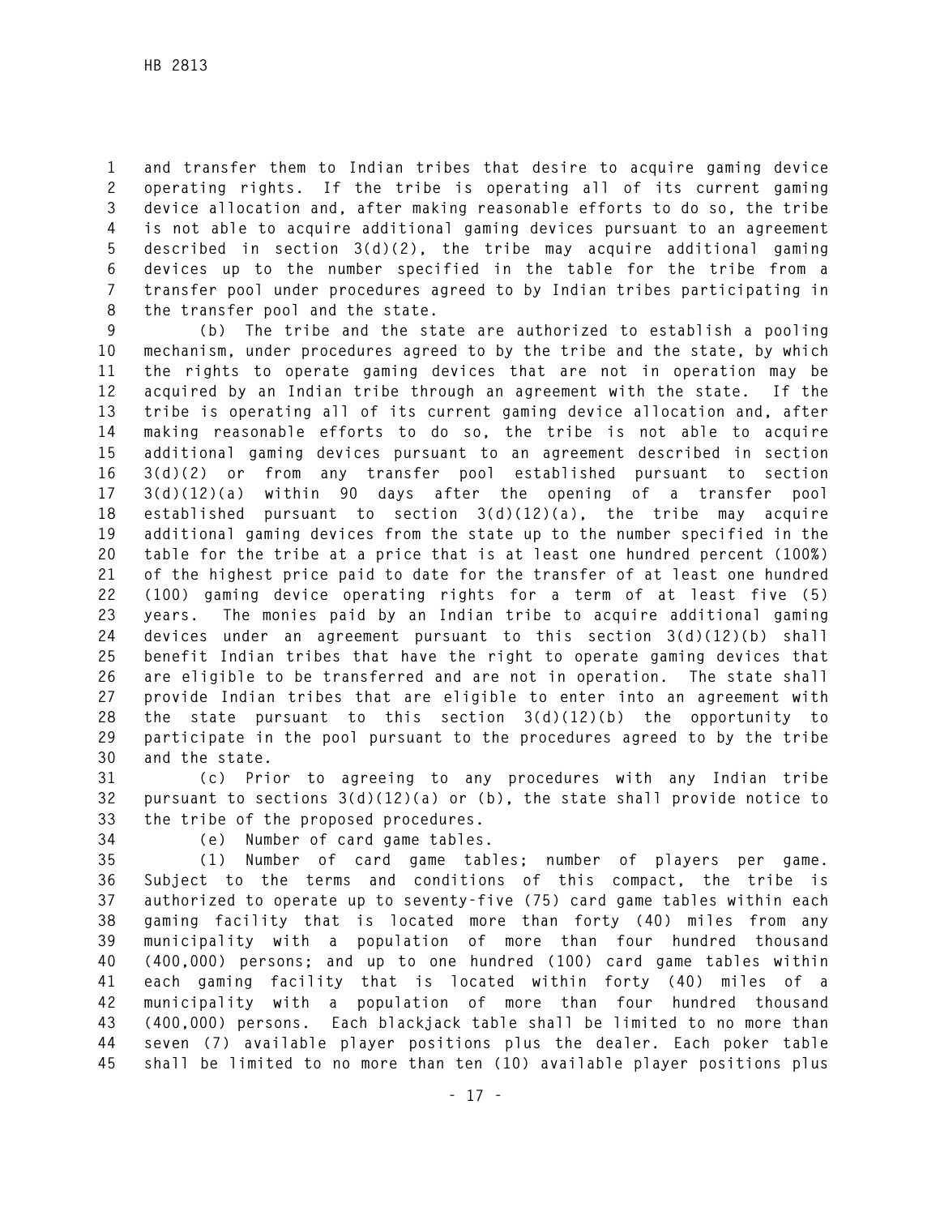and transfer them to Indian tribes that desire to acquire gaming device operating rights. If the tribe is operating all of its current gaming device allocation and, after making reasonable efforts to do so, the tribe is not able to acquire additional gaming devices pursuant to an agreement described in section 3(d)(2), the tribe may acquire additional gaming devices up to the number specified in the table for the tribe from a transfer pool under procedures agreed to by Indian tribes participating in the transfer pool and the state.

(b) The tribe and the state are authorized to establish a pooling mechanism, under procedures agreed to by the tribe and the state, by which the rights to operate gaming devices that are not in operation may be acquired by an Indian tribe through an agreement with the state. If the tribe is operating all of its current gaming device allocation and, after making reasonable efforts to do so, the tribe is not able to acquire additional gaming devices pursuant to an agreement described in section 3(d)(2) or from any transfer pool established pursuant to section 3(d)(12)(a) within 90 days after the opening of a transfer pool established pursuant to section 3(d)(12)(a), the tribe may acquire additional gaming devices from the state up to the number specified in the table for the tribe at a price that is at least one hundred percent (100%) of the highest price paid to date for the transfer of at least one hundred (100) gaming device operating rights for a term of at least five (5) years. The monies paid by an Indian tribe to acquire additional gaming devices under an agreement pursuant to this section 3(d)(12)(b) shall benefit Indian tribes that have the right to operate gaming devices that are eligible to be transferred and are not in operation. The state shall provide Indian tribes that are eligible to enter into an agreement with the state pursuant to this section 3(d)(12)(b) the opportunity to participate in the pool pursuant to the procedures agreed to by the tribe and the state.

(c) Prior to agreeing to any procedures with any Indian tribe pursuant to sections 3(d)(12)(a) or (b), the state shall provide notice to the tribe of the proposed procedures.

(e) Number of card game tables.

(1) Number of card game tables; number of players per game. Subject to the terms and conditions of this compact, the tribe is authorized to operate up to seventy-five (75) card game tables within each gaming facility that is located more than forty (40) miles from any municipality with a population of more than four hundred thousand (400,000) persons; and up to one hundred (100) card game tables within each gaming facility that is located within forty (40) miles of a municipality with a population of more than four hundred thousand (400,000) persons. Each blackjack table shall be limited to no more than seven (7) available player positions plus the dealer. Each poker table shall be limited to no more than ten (10) available player positions plus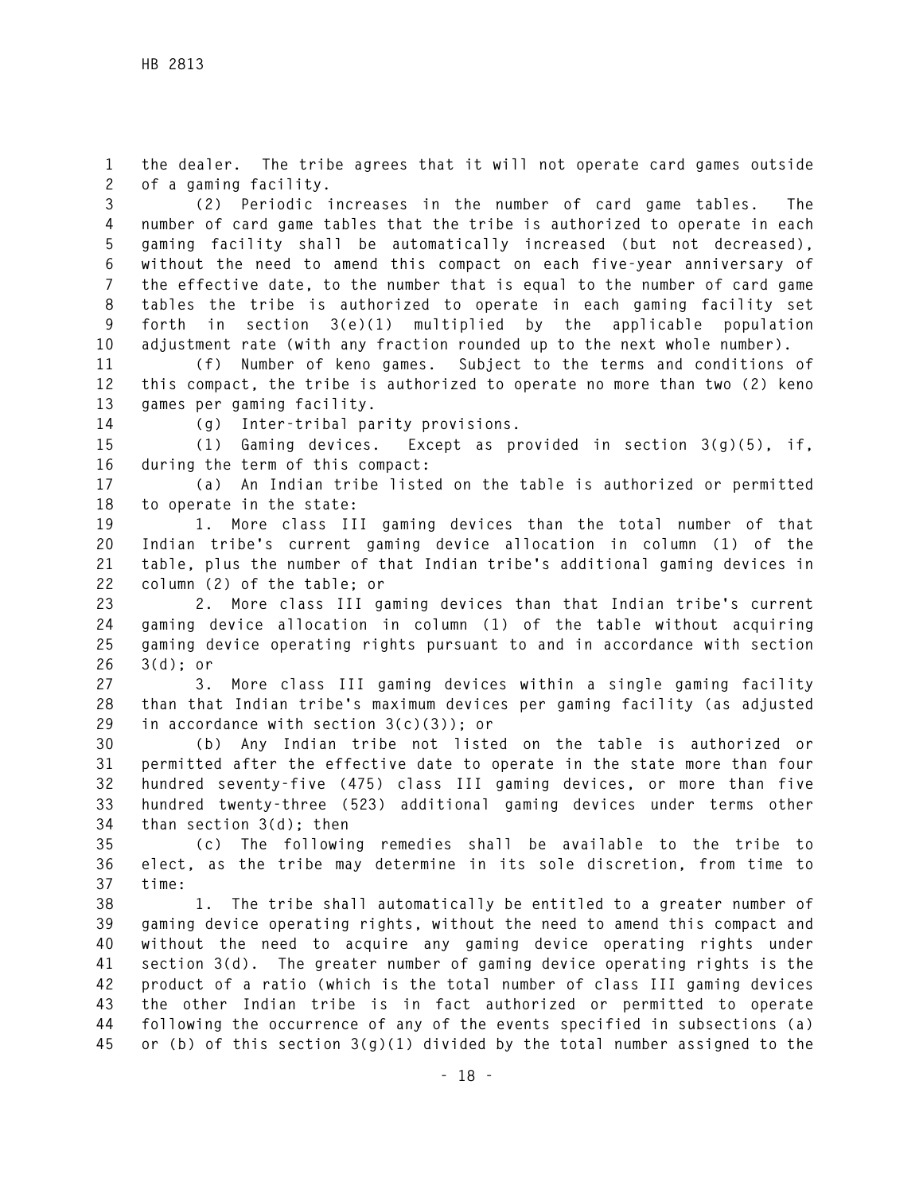the dealer. The tribe agrees that it will not operate card games outside of a gaming facility.

(2) Periodic increases in the number of card game tables. The number of card game tables that the tribe is authorized to operate in each gaming facility shall be automatically increased (but not decreased), without the need to amend this compact on each five-year anniversary of the effective date, to the number that is equal to the number of card game tables the tribe is authorized to operate in each gaming facility set forth in section 3(e)(1) multiplied by the applicable population adjustment rate (with any fraction rounded up to the next whole number).

(f) Number of keno games. Subject to the terms and conditions of this compact, the tribe is authorized to operate no more than two (2) keno games per gaming facility.

(g) Inter-tribal parity provisions.

(1) Gaming devices. Except as provided in section 3(g)(5), if, during the term of this compact:

(a) An Indian tribe listed on the table is authorized or permitted to operate in the state:

1. More class III gaming devices than the total number of that Indian tribe's current gaming device allocation in column (1) of the table, plus the number of that Indian tribe's additional gaming devices in column (2) of the table; or

2. More class III gaming devices than that Indian tribe's current gaming device allocation in column (1) of the table without acquiring gaming device operating rights pursuant to and in accordance with section 3(d); or

3. More class III gaming devices within a single gaming facility than that Indian tribe's maximum devices per gaming facility (as adjusted in accordance with section 3(c)(3)); or

(b) Any Indian tribe not listed on the table is authorized or permitted after the effective date to operate in the state more than four hundred seventy-five (475) class III gaming devices, or more than five hundred twenty-three (523) additional gaming devices under terms other than section 3(d); then

(c) The following remedies shall be available to the tribe to elect, as the tribe may determine in its sole discretion, from time to time:

1. The tribe shall automatically be entitled to a greater number of gaming device operating rights, without the need to amend this compact and without the need to acquire any gaming device operating rights under section 3(d). The greater number of gaming device operating rights is the product of a ratio (which is the total number of class III gaming devices the other Indian tribe is in fact authorized or permitted to operate following the occurrence of any of the events specified in subsections (a) or (b) of this section 3(g)(1) divided by the total number assigned to the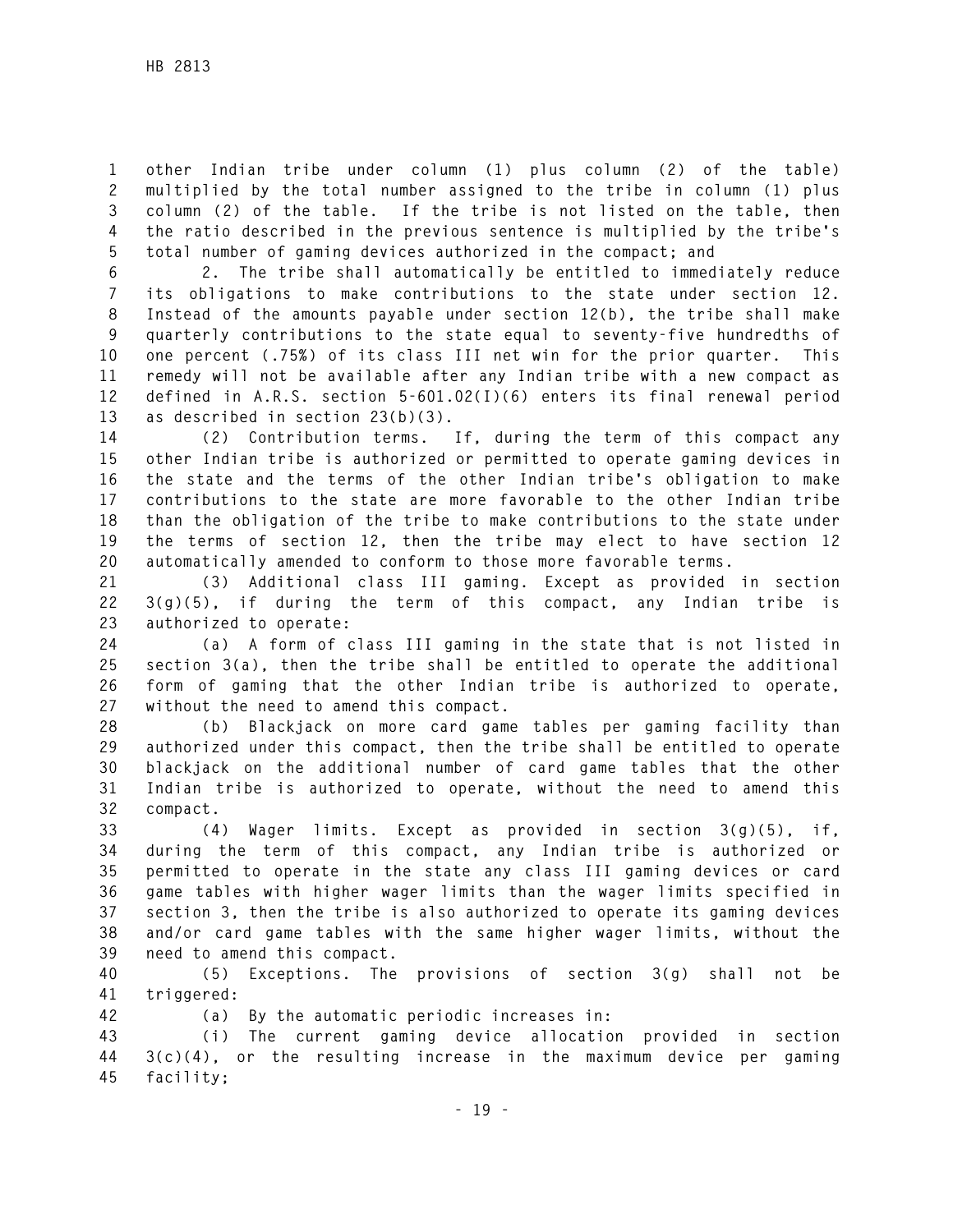other Indian tribe under column (1) plus column (2) of the table) multiplied by the total number assigned to the tribe in column (1) plus column (2) of the table. If the tribe is not listed on the table, then the ratio described in the previous sentence is multiplied by the tribe's total number of gaming devices authorized in the compact; and

2. The tribe shall automatically be entitled to immediately reduce its obligations to make contributions to the state under section 12. Instead of the amounts payable under section 12(b), the tribe shall make quarterly contributions to the state equal to seventy-five hundredths of one percent (.75%) of its class III net win for the prior quarter. This remedy will not be available after any Indian tribe with a new compact as defined in A.R.S. section 5-601.02(I)(6) enters its final renewal period as described in section 23(b)(3).

(2) Contribution terms. If, during the term of this compact any other Indian tribe is authorized or permitted to operate gaming devices in the state and the terms of the other Indian tribe's obligation to make contributions to the state are more favorable to the other Indian tribe than the obligation of the tribe to make contributions to the state under the terms of section 12, then the tribe may elect to have section 12 automatically amended to conform to those more favorable terms.

(3) Additional class III gaming. Except as provided in section 3(g)(5), if during the term of this compact, any Indian tribe is authorized to operate:

(a) A form of class III gaming in the state that is not listed in section 3(a), then the tribe shall be entitled to operate the additional form of gaming that the other Indian tribe is authorized to operate, without the need to amend this compact.

(b) Blackjack on more card game tables per gaming facility than authorized under this compact, then the tribe shall be entitled to operate blackjack on the additional number of card game tables that the other Indian tribe is authorized to operate, without the need to amend this compact.

(4) Wager limits. Except as provided in section 3(g)(5), if, during the term of this compact, any Indian tribe is authorized or permitted to operate in the state any class III gaming devices or card game tables with higher wager limits than the wager limits specified in section 3, then the tribe is also authorized to operate its gaming devices and/or card game tables with the same higher wager limits, without the need to amend this compact.

(5) Exceptions. The provisions of section 3(g) shall not be triggered:

(a) By the automatic periodic increases in:

(i) The current gaming device allocation provided in section 3(c)(4), or the resulting increase in the maximum device per gaming facility;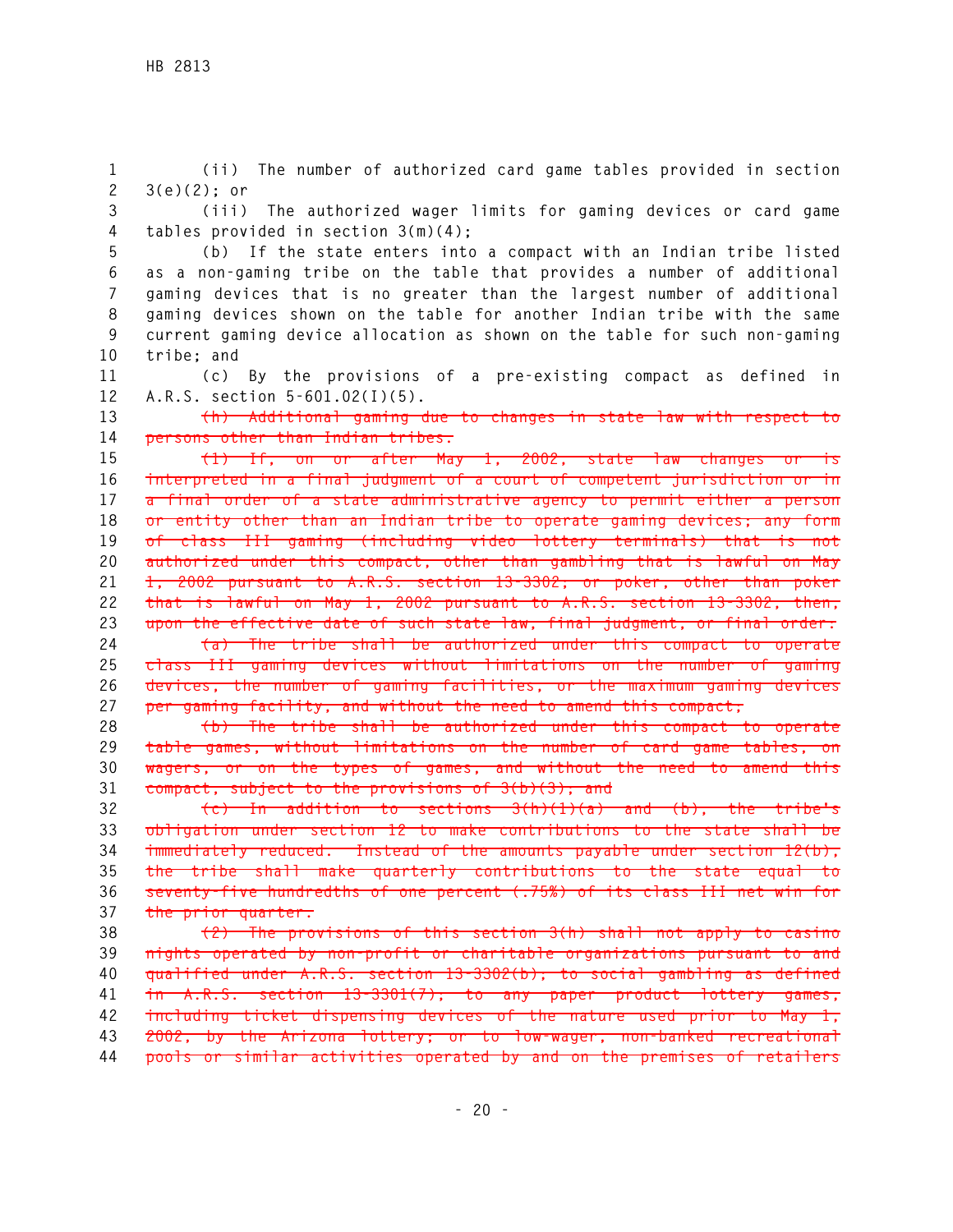(ii) The number of authorized card game tables provided in section 3(e)(2); or

(iii) The authorized wager limits for gaming devices or card game tables provided in section 3(m)(4);

(b) If the state enters into a compact with an Indian tribe listed as a non-gaming tribe on the table that provides a number of additional gaming devices that is no greater than the largest number of additional gaming devices shown on the table for another Indian tribe with the same current gaming device allocation as shown on the table for such non-gaming tribe; and

(c) By the provisions of a pre-existing compact as defined in A.R.S. section 5-601.02(I)(5).

~~(h) Additional gaming due to changes in state law with respect to persons other than Indian tribes.~~

~~(1) If, on or after May 1, 2002, state law changes or is interpreted in a final judgment of a court of competent jurisdiction or in a final order of a state administrative agency to permit either a person or entity other than an Indian tribe to operate gaming devices; any form of class III gaming (including video lottery terminals) that is not authorized under this compact, other than gambling that is lawful on May 1, 2002 pursuant to A.R.S. section 13-3302; or poker, other than poker that is lawful on May 1, 2002 pursuant to A.R.S. section 13-3302, then, upon the effective date of such state law, final judgment, or final order:~~

~~(a) The tribe shall be authorized under this compact to operate class III gaming devices without limitations on the number of gaming devices, the number of gaming facilities, or the maximum gaming devices per gaming facility, and without the need to amend this compact;~~

~~(b) The tribe shall be authorized under this compact to operate table games, without limitations on the number of card game tables, on wagers, or on the types of games, and without the need to amend this compact, subject to the provisions of 3(b)(3); and~~

~~(c) In addition to sections 3(h)(1)(a) and (b), the tribe's obligation under section 12 to make contributions to the state shall be immediately reduced. Instead of the amounts payable under section 12(b), the tribe shall make quarterly contributions to the state equal to seventy-five hundredths of one percent (.75%) of its class III net win for the prior quarter.~~

~~(2) The provisions of this section 3(h) shall not apply to casino nights operated by non-profit or charitable organizations pursuant to and qualified under A.R.S. section 13-3302(b), to social gambling as defined in A.R.S. section 13-3301(7), to any paper product lottery games, including ticket dispensing devices of the nature used prior to May 1, 2002, by the Arizona lottery; or to low-wager, non-banked recreational pools or similar activities operated by and on the premises of retailers~~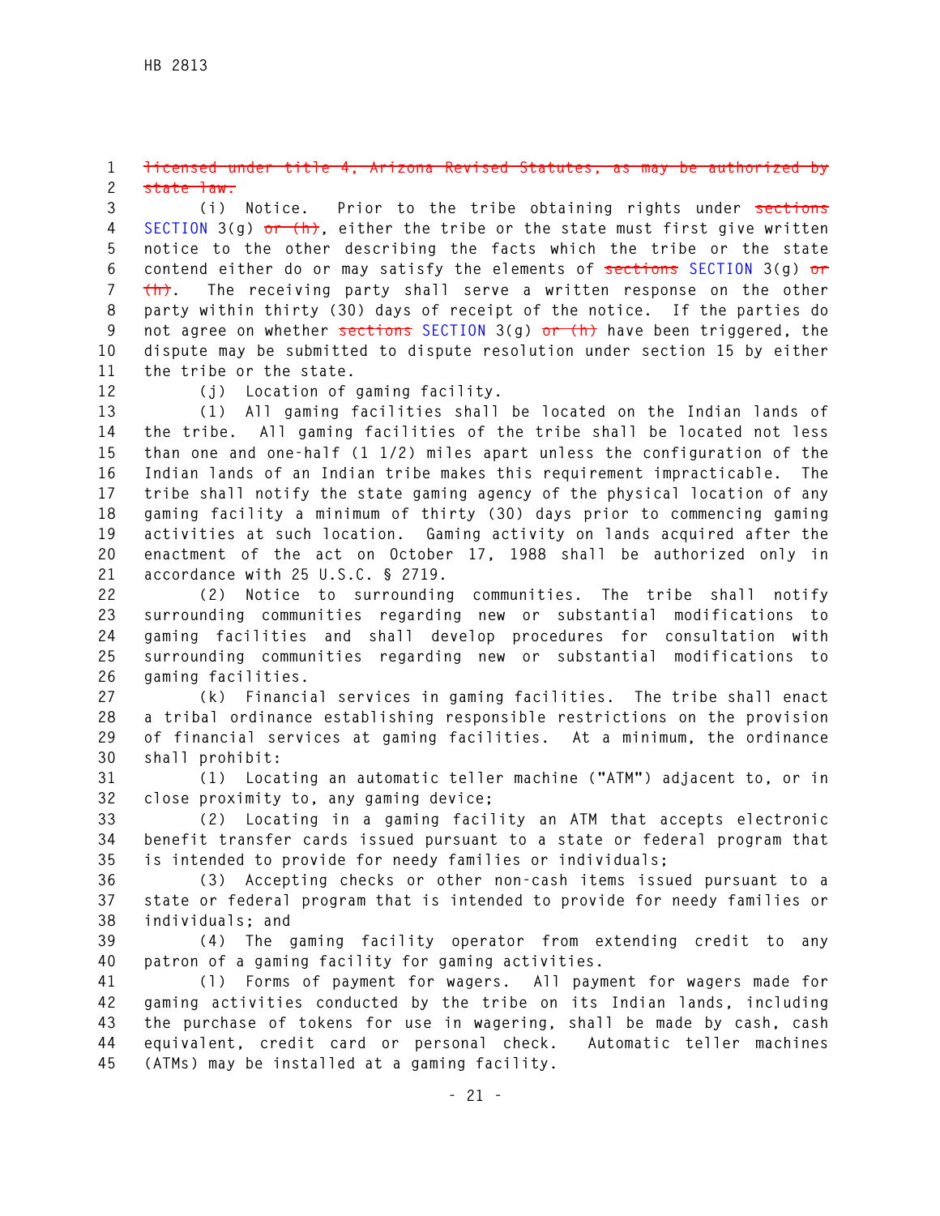~~licensed under title 4, Arizona Revised Statutes, as may be authorized by state law.~~

(i) Notice. Prior to the tribe obtaining rights under ~~sections~~ SECTION 3(g) ~~or (h)~~, either the tribe or the state must first give written notice to the other describing the facts which the tribe or the state contend either do or may satisfy the elements of ~~sections~~ SECTION 3(g) ~~or (h)~~. The receiving party shall serve a written response on the other party within thirty (30) days of receipt of the notice. If the parties do not agree on whether ~~sections~~ SECTION 3(g) ~~or (h)~~ have been triggered, the dispute may be submitted to dispute resolution under section 15 by either the tribe or the state.

(j) Location of gaming facility.

(1) All gaming facilities shall be located on the Indian lands of the tribe. All gaming facilities of the tribe shall be located not less than one and one-half (1 1/2) miles apart unless the configuration of the Indian lands of an Indian tribe makes this requirement impracticable. The tribe shall notify the state gaming agency of the physical location of any gaming facility a minimum of thirty (30) days prior to commencing gaming activities at such location. Gaming activity on lands acquired after the enactment of the act on October 17, 1988 shall be authorized only in accordance with 25 U.S.C. § 2719.

(2) Notice to surrounding communities. The tribe shall notify surrounding communities regarding new or substantial modifications to gaming facilities and shall develop procedures for consultation with surrounding communities regarding new or substantial modifications to gaming facilities.

(k) Financial services in gaming facilities. The tribe shall enact a tribal ordinance establishing responsible restrictions on the provision of financial services at gaming facilities. At a minimum, the ordinance shall prohibit:

(1) Locating an automatic teller machine ("ATM") adjacent to, or in close proximity to, any gaming device;

(2) Locating in a gaming facility an ATM that accepts electronic benefit transfer cards issued pursuant to a state or federal program that is intended to provide for needy families or individuals;

(3) Accepting checks or other non-cash items issued pursuant to a state or federal program that is intended to provide for needy families or individuals; and

(4) The gaming facility operator from extending credit to any patron of a gaming facility for gaming activities.

(l) Forms of payment for wagers. All payment for wagers made for gaming activities conducted by the tribe on its Indian lands, including the purchase of tokens for use in wagering, shall be made by cash, cash equivalent, credit card or personal check. Automatic teller machines (ATMs) may be installed at a gaming facility.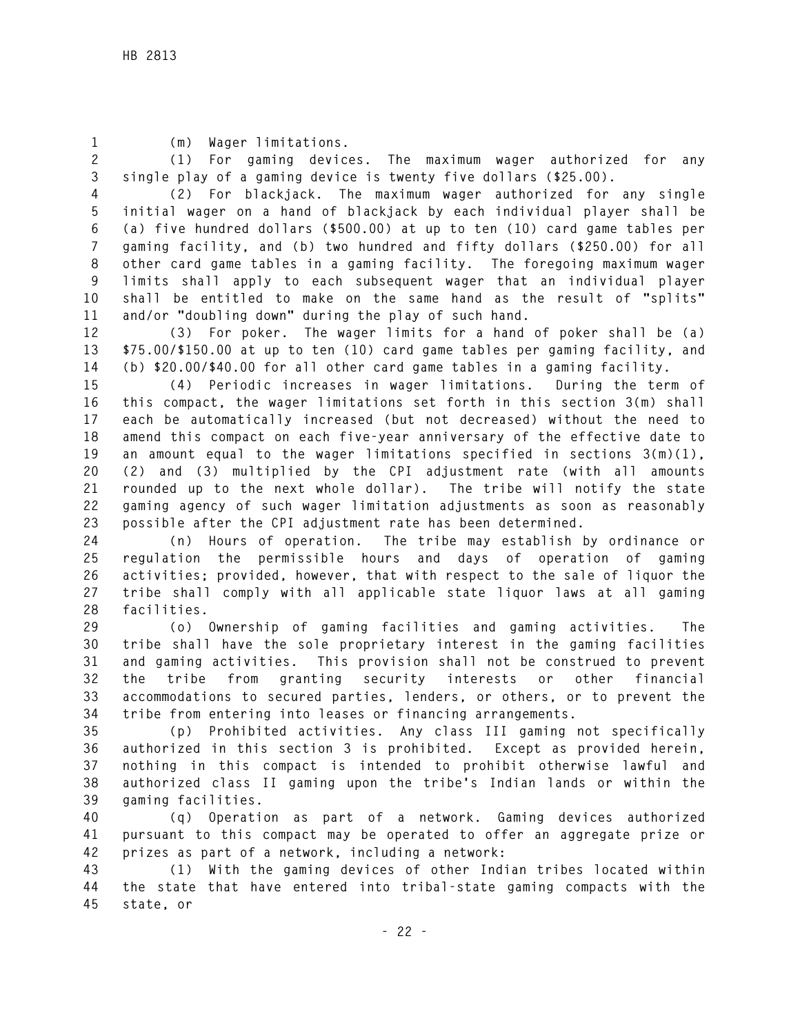(m) Wager limitations.

(1) For gaming devices. The maximum wager authorized for any single play of a gaming device is twenty five dollars ($25.00).

(2) For blackjack. The maximum wager authorized for any single initial wager on a hand of blackjack by each individual player shall be (a) five hundred dollars ($500.00) at up to ten (10) card game tables per gaming facility, and (b) two hundred and fifty dollars ($250.00) for all other card game tables in a gaming facility. The foregoing maximum wager limits shall apply to each subsequent wager that an individual player shall be entitled to make on the same hand as the result of "splits" and/or "doubling down" during the play of such hand.

(3) For poker. The wager limits for a hand of poker shall be (a) $75.00/$150.00 at up to ten (10) card game tables per gaming facility, and (b) $20.00/$40.00 for all other card game tables in a gaming facility.

(4) Periodic increases in wager limitations. During the term of this compact, the wager limitations set forth in this section 3(m) shall each be automatically increased (but not decreased) without the need to amend this compact on each five-year anniversary of the effective date to an amount equal to the wager limitations specified in sections 3(m)(1), (2) and (3) multiplied by the CPI adjustment rate (with all amounts rounded up to the next whole dollar). The tribe will notify the state gaming agency of such wager limitation adjustments as soon as reasonably possible after the CPI adjustment rate has been determined.

(n) Hours of operation. The tribe may establish by ordinance or regulation the permissible hours and days of operation of gaming activities; provided, however, that with respect to the sale of liquor the tribe shall comply with all applicable state liquor laws at all gaming facilities.

(o) Ownership of gaming facilities and gaming activities. The tribe shall have the sole proprietary interest in the gaming facilities and gaming activities. This provision shall not be construed to prevent the tribe from granting security interests or other financial accommodations to secured parties, lenders, or others, or to prevent the tribe from entering into leases or financing arrangements.

(p) Prohibited activities. Any class III gaming not specifically authorized in this section 3 is prohibited. Except as provided herein, nothing in this compact is intended to prohibit otherwise lawful and authorized class II gaming upon the tribe's Indian lands or within the gaming facilities.

(q) Operation as part of a network. Gaming devices authorized pursuant to this compact may be operated to offer an aggregate prize or prizes as part of a network, including a network:

(1) With the gaming devices of other Indian tribes located within the state that have entered into tribal-state gaming compacts with the state, or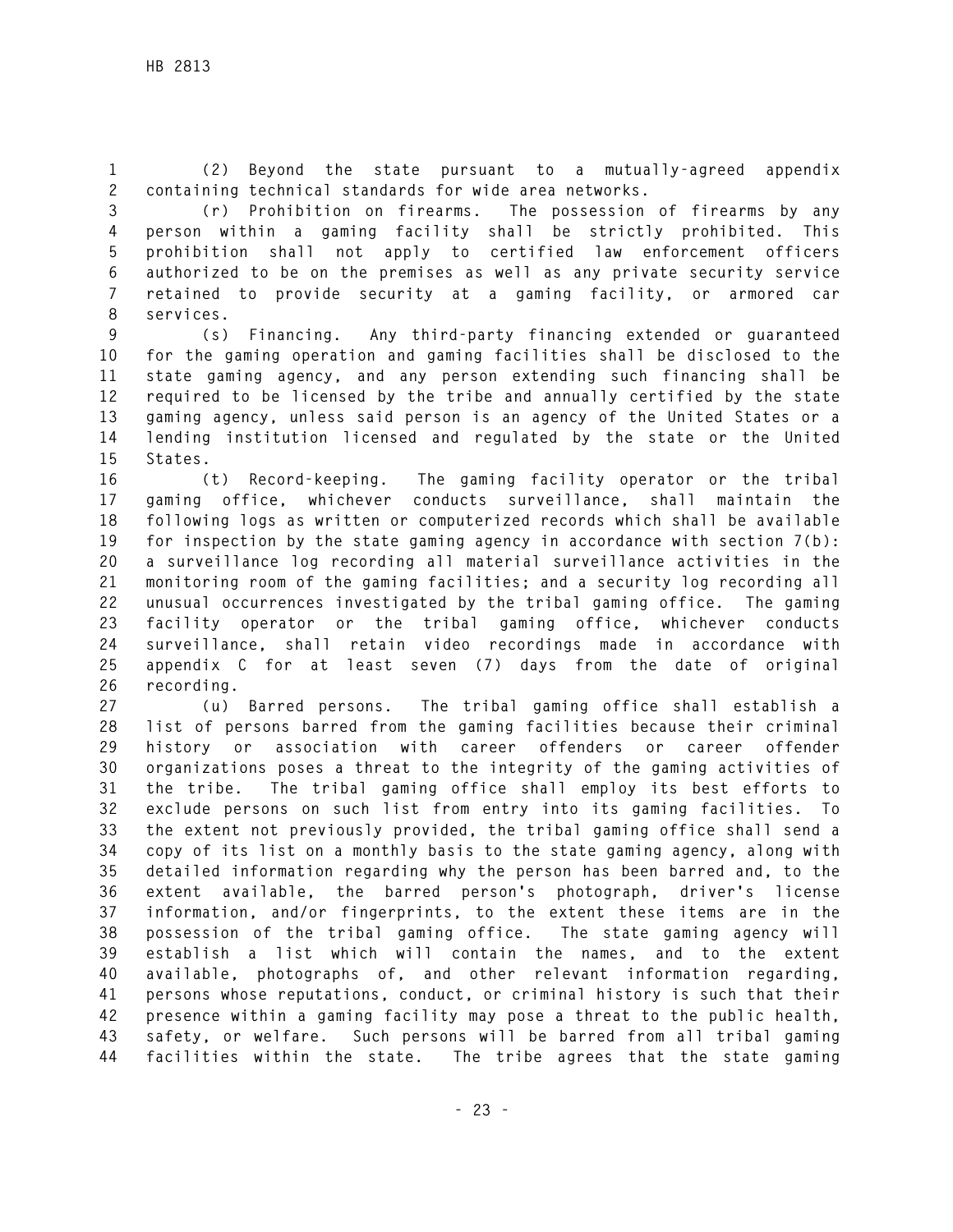(2) Beyond the state pursuant to a mutually-agreed appendix containing technical standards for wide area networks.

(r) Prohibition on firearms. The possession of firearms by any person within a gaming facility shall be strictly prohibited. This prohibition shall not apply to certified law enforcement officers authorized to be on the premises as well as any private security service retained to provide security at a gaming facility, or armored car services.

(s) Financing. Any third-party financing extended or guaranteed for the gaming operation and gaming facilities shall be disclosed to the state gaming agency, and any person extending such financing shall be required to be licensed by the tribe and annually certified by the state gaming agency, unless said person is an agency of the United States or a lending institution licensed and regulated by the state or the United States.

(t) Record-keeping. The gaming facility operator or the tribal gaming office, whichever conducts surveillance, shall maintain the following logs as written or computerized records which shall be available for inspection by the state gaming agency in accordance with section 7(b): a surveillance log recording all material surveillance activities in the monitoring room of the gaming facilities; and a security log recording all unusual occurrences investigated by the tribal gaming office. The gaming facility operator or the tribal gaming office, whichever conducts surveillance, shall retain video recordings made in accordance with appendix C for at least seven (7) days from the date of original recording.

(u) Barred persons. The tribal gaming office shall establish a list of persons barred from the gaming facilities because their criminal history or association with career offenders or career offender organizations poses a threat to the integrity of the gaming activities of the tribe. The tribal gaming office shall employ its best efforts to exclude persons on such list from entry into its gaming facilities. To the extent not previously provided, the tribal gaming office shall send a copy of its list on a monthly basis to the state gaming agency, along with detailed information regarding why the person has been barred and, to the extent available, the barred person's photograph, driver's license information, and/or fingerprints, to the extent these items are in the possession of the tribal gaming office. The state gaming agency will establish a list which will contain the names, and to the extent available, photographs of, and other relevant information regarding, persons whose reputations, conduct, or criminal history is such that their presence within a gaming facility may pose a threat to the public health, safety, or welfare. Such persons will be barred from all tribal gaming facilities within the state. The tribe agrees that the state gaming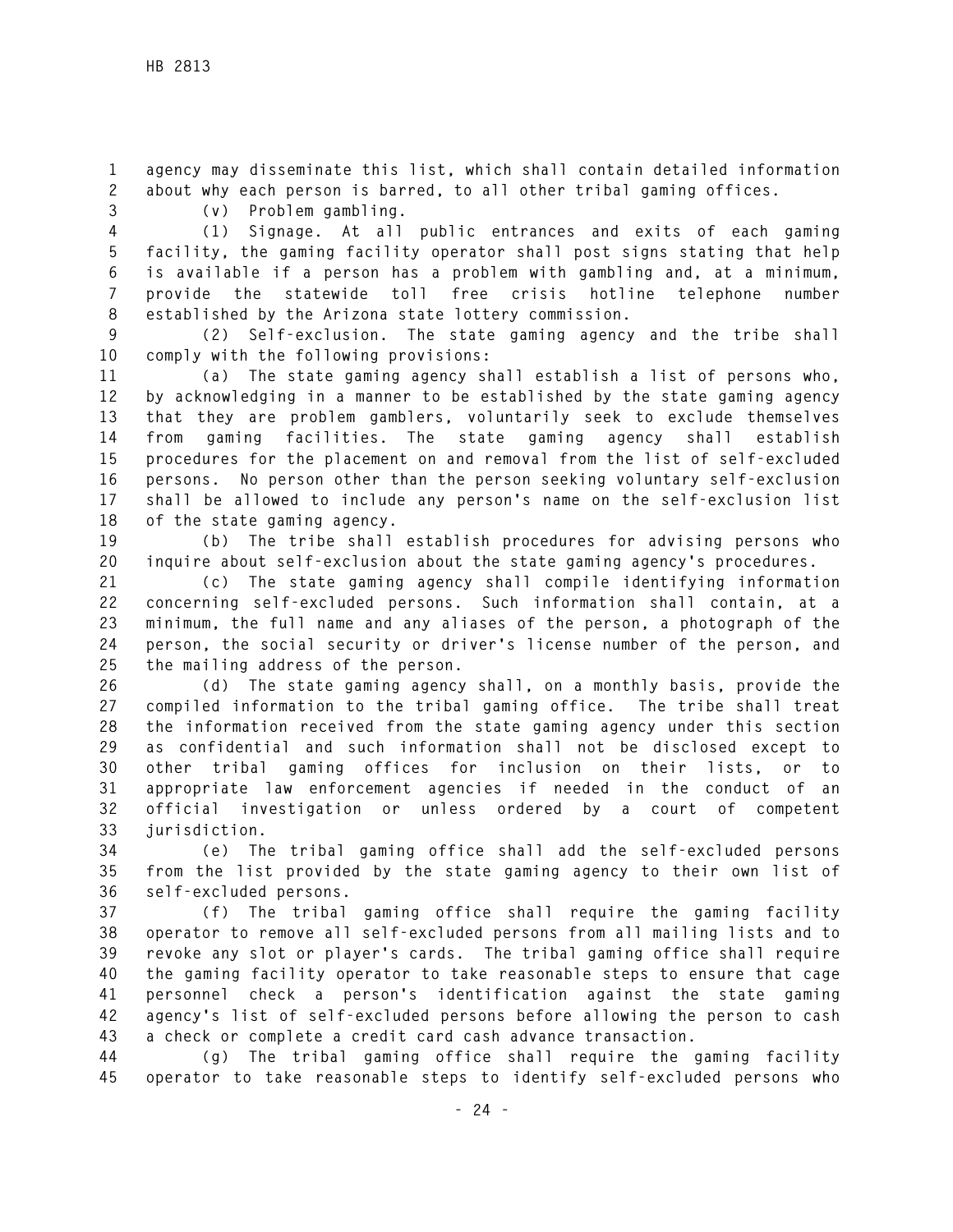agency may disseminate this list, which shall contain detailed information about why each person is barred, to all other tribal gaming offices.

(v) Problem gambling.

(1) Signage. At all public entrances and exits of each gaming facility, the gaming facility operator shall post signs stating that help is available if a person has a problem with gambling and, at a minimum, provide the statewide toll free crisis hotline telephone number established by the Arizona state lottery commission.

(2) Self-exclusion. The state gaming agency and the tribe shall comply with the following provisions:

(a) The state gaming agency shall establish a list of persons who, by acknowledging in a manner to be established by the state gaming agency that they are problem gamblers, voluntarily seek to exclude themselves from gaming facilities. The state gaming agency shall establish procedures for the placement on and removal from the list of self-excluded persons. No person other than the person seeking voluntary self-exclusion shall be allowed to include any person's name on the self-exclusion list of the state gaming agency.

(b) The tribe shall establish procedures for advising persons who inquire about self-exclusion about the state gaming agency's procedures.

(c) The state gaming agency shall compile identifying information concerning self-excluded persons. Such information shall contain, at a minimum, the full name and any aliases of the person, a photograph of the person, the social security or driver's license number of the person, and the mailing address of the person.

(d) The state gaming agency shall, on a monthly basis, provide the compiled information to the tribal gaming office. The tribe shall treat the information received from the state gaming agency under this section as confidential and such information shall not be disclosed except to other tribal gaming offices for inclusion on their lists, or to appropriate law enforcement agencies if needed in the conduct of an official investigation or unless ordered by a court of competent jurisdiction.

(e) The tribal gaming office shall add the self-excluded persons from the list provided by the state gaming agency to their own list of self-excluded persons.

(f) The tribal gaming office shall require the gaming facility operator to remove all self-excluded persons from all mailing lists and to revoke any slot or player's cards. The tribal gaming office shall require the gaming facility operator to take reasonable steps to ensure that cage personnel check a person's identification against the state gaming agency's list of self-excluded persons before allowing the person to cash a check or complete a credit card cash advance transaction.

(g) The tribal gaming office shall require the gaming facility operator to take reasonable steps to identify self-excluded persons who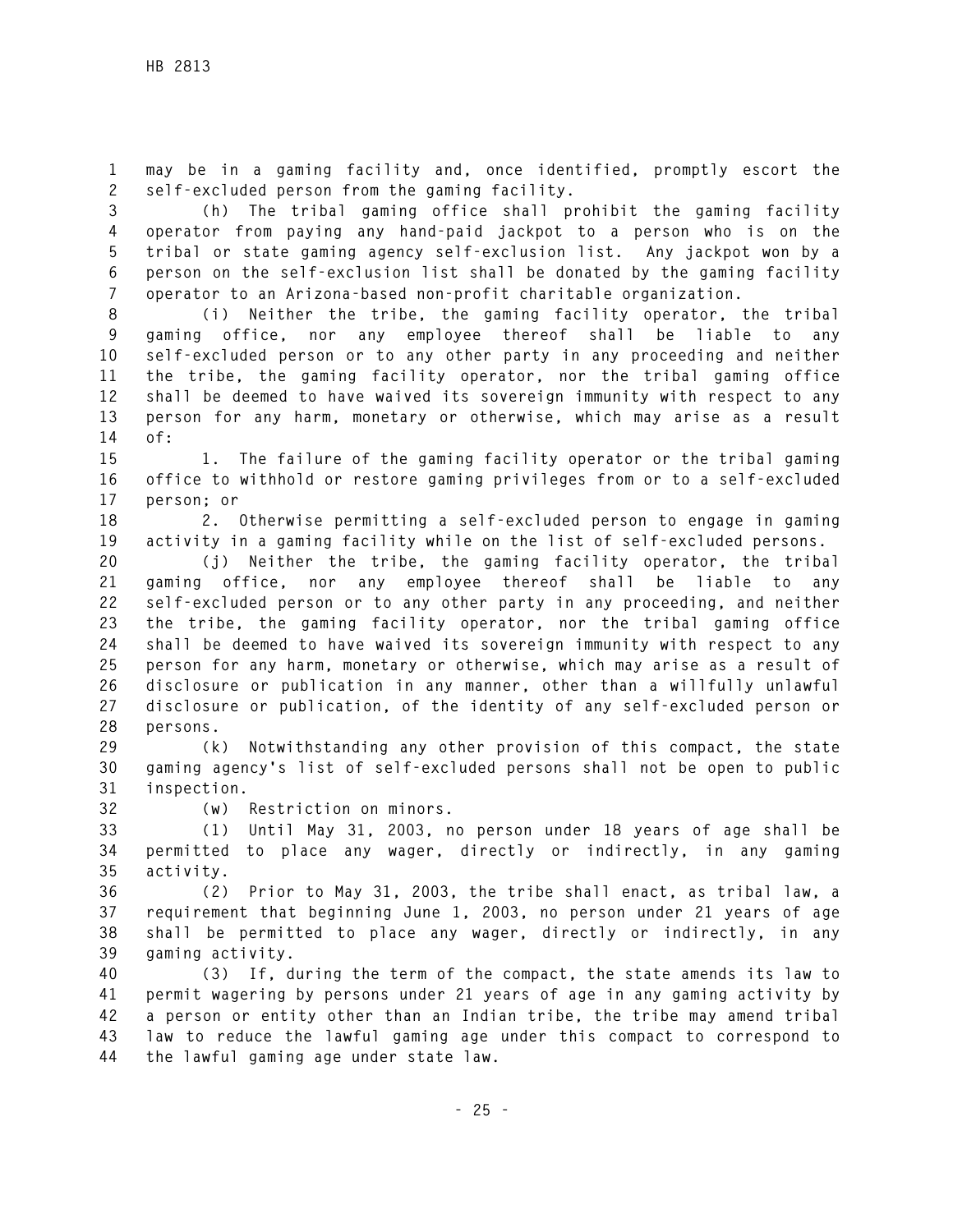may be in a gaming facility and, once identified, promptly escort the self-excluded person from the gaming facility.

(h) The tribal gaming office shall prohibit the gaming facility operator from paying any hand-paid jackpot to a person who is on the tribal or state gaming agency self-exclusion list. Any jackpot won by a person on the self-exclusion list shall be donated by the gaming facility operator to an Arizona-based non-profit charitable organization.

(i) Neither the tribe, the gaming facility operator, the tribal gaming office, nor any employee thereof shall be liable to any self-excluded person or to any other party in any proceeding and neither the tribe, the gaming facility operator, nor the tribal gaming office shall be deemed to have waived its sovereign immunity with respect to any person for any harm, monetary or otherwise, which may arise as a result of:

1. The failure of the gaming facility operator or the tribal gaming office to withhold or restore gaming privileges from or to a self-excluded person; or

2. Otherwise permitting a self-excluded person to engage in gaming activity in a gaming facility while on the list of self-excluded persons.

(j) Neither the tribe, the gaming facility operator, the tribal gaming office, nor any employee thereof shall be liable to any self-excluded person or to any other party in any proceeding, and neither the tribe, the gaming facility operator, nor the tribal gaming office shall be deemed to have waived its sovereign immunity with respect to any person for any harm, monetary or otherwise, which may arise as a result of disclosure or publication in any manner, other than a willfully unlawful disclosure or publication, of the identity of any self-excluded person or persons.

(k) Notwithstanding any other provision of this compact, the state gaming agency's list of self-excluded persons shall not be open to public inspection.

(w) Restriction on minors.

(1) Until May 31, 2003, no person under 18 years of age shall be permitted to place any wager, directly or indirectly, in any gaming activity.

(2) Prior to May 31, 2003, the tribe shall enact, as tribal law, a requirement that beginning June 1, 2003, no person under 21 years of age shall be permitted to place any wager, directly or indirectly, in any gaming activity.

(3) If, during the term of the compact, the state amends its law to permit wagering by persons under 21 years of age in any gaming activity by a person or entity other than an Indian tribe, the tribe may amend tribal law to reduce the lawful gaming age under this compact to correspond to the lawful gaming age under state law.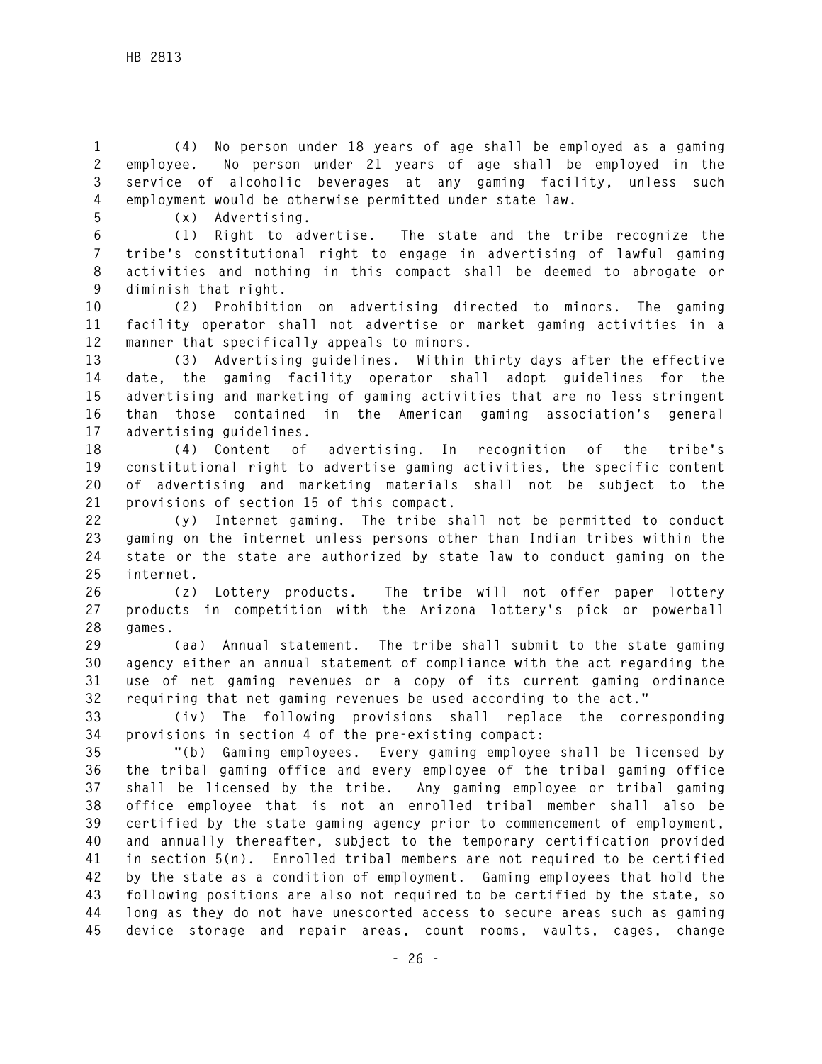(4) No person under 18 years of age shall be employed as a gaming employee. No person under 21 years of age shall be employed in the service of alcoholic beverages at any gaming facility, unless such employment would be otherwise permitted under state law.

(x) Advertising.

(1) Right to advertise. The state and the tribe recognize the tribe's constitutional right to engage in advertising of lawful gaming activities and nothing in this compact shall be deemed to abrogate or diminish that right.

(2) Prohibition on advertising directed to minors. The gaming facility operator shall not advertise or market gaming activities in a manner that specifically appeals to minors.

(3) Advertising guidelines. Within thirty days after the effective date, the gaming facility operator shall adopt guidelines for the advertising and marketing of gaming activities that are no less stringent than those contained in the American gaming association's general advertising guidelines.

(4) Content of advertising. In recognition of the tribe's constitutional right to advertise gaming activities, the specific content of advertising and marketing materials shall not be subject to the provisions of section 15 of this compact.

(y) Internet gaming. The tribe shall not be permitted to conduct gaming on the internet unless persons other than Indian tribes within the state or the state are authorized by state law to conduct gaming on the internet.

(z) Lottery products. The tribe will not offer paper lottery products in competition with the Arizona lottery's pick or powerball games.

(aa) Annual statement. The tribe shall submit to the state gaming agency either an annual statement of compliance with the act regarding the use of net gaming revenues or a copy of its current gaming ordinance requiring that net gaming revenues be used according to the act."

(iv) The following provisions shall replace the corresponding provisions in section 4 of the pre-existing compact:

"(b) Gaming employees. Every gaming employee shall be licensed by the tribal gaming office and every employee of the tribal gaming office shall be licensed by the tribe. Any gaming employee or tribal gaming office employee that is not an enrolled tribal member shall also be certified by the state gaming agency prior to commencement of employment, and annually thereafter, subject to the temporary certification provided in section 5(n). Enrolled tribal members are not required to be certified by the state as a condition of employment. Gaming employees that hold the following positions are also not required to be certified by the state, so long as they do not have unescorted access to secure areas such as gaming device storage and repair areas, count rooms, vaults, cages, change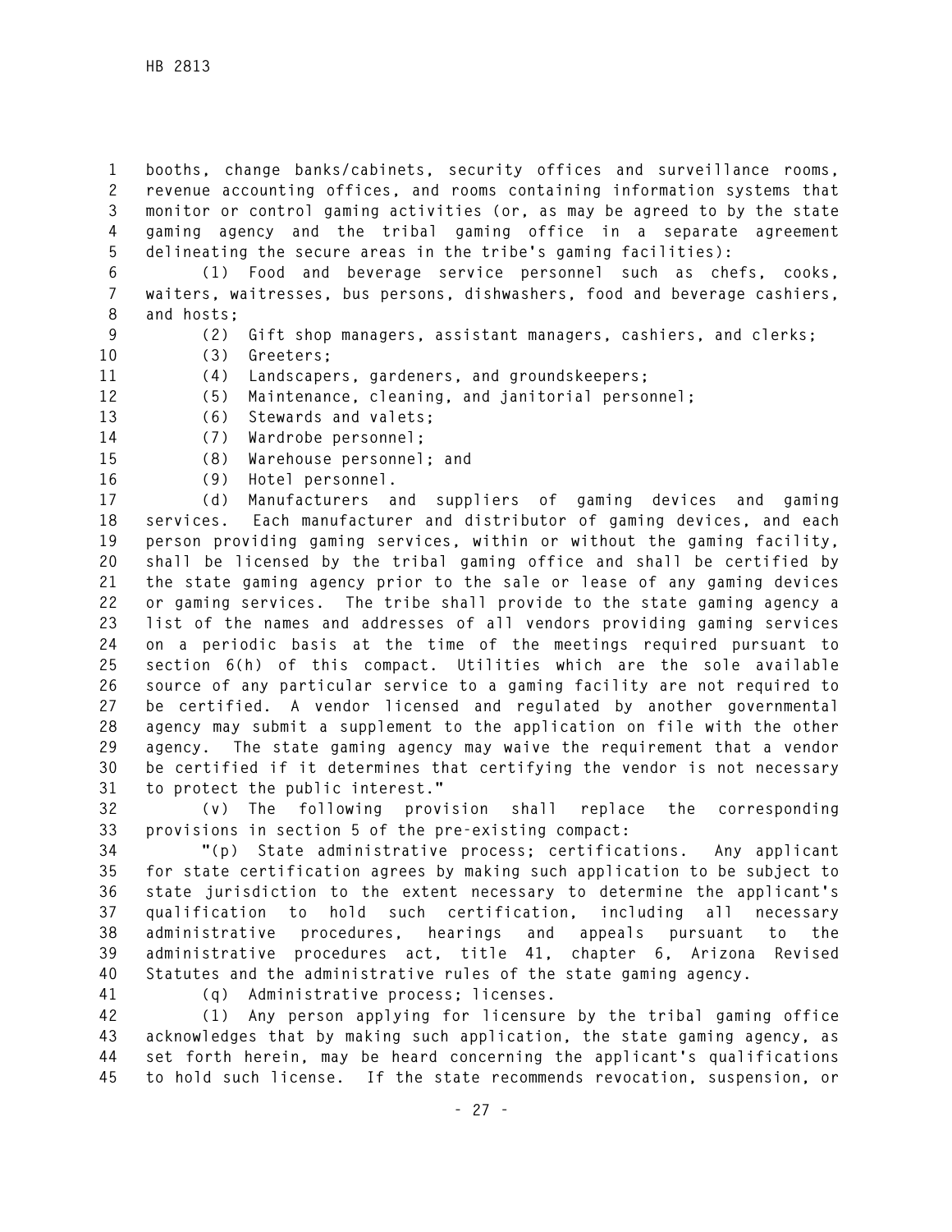booths, change banks/cabinets, security offices and surveillance rooms, revenue accounting offices, and rooms containing information systems that monitor or control gaming activities (or, as may be agreed to by the state gaming agency and the tribal gaming office in a separate agreement delineating the secure areas in the tribe's gaming facilities):

(1) Food and beverage service personnel such as chefs, cooks, waiters, waitresses, bus persons, dishwashers, food and beverage cashiers, and hosts;

(2) Gift shop managers, assistant managers, cashiers, and clerks;

(3) Greeters;

(4) Landscapers, gardeners, and groundskeepers;

(5) Maintenance, cleaning, and janitorial personnel;

(6) Stewards and valets;

(7) Wardrobe personnel;

(8) Warehouse personnel; and

(9) Hotel personnel.

(d) Manufacturers and suppliers of gaming devices and gaming services. Each manufacturer and distributor of gaming devices, and each person providing gaming services, within or without the gaming facility, shall be licensed by the tribal gaming office and shall be certified by the state gaming agency prior to the sale or lease of any gaming devices or gaming services. The tribe shall provide to the state gaming agency a list of the names and addresses of all vendors providing gaming services on a periodic basis at the time of the meetings required pursuant to section 6(h) of this compact. Utilities which are the sole available source of any particular service to a gaming facility are not required to be certified. A vendor licensed and regulated by another governmental agency may submit a supplement to the application on file with the other agency. The state gaming agency may waive the requirement that a vendor be certified if it determines that certifying the vendor is not necessary to protect the public interest."

(v) The following provision shall replace the corresponding provisions in section 5 of the pre-existing compact:

"(p) State administrative process; certifications. Any applicant for state certification agrees by making such application to be subject to state jurisdiction to the extent necessary to determine the applicant's qualification to hold such certification, including all necessary administrative procedures, hearings and appeals pursuant to the administrative procedures act, title 41, chapter 6, Arizona Revised Statutes and the administrative rules of the state gaming agency.

(q) Administrative process; licenses.

(1) Any person applying for licensure by the tribal gaming office acknowledges that by making such application, the state gaming agency, as set forth herein, may be heard concerning the applicant's qualifications to hold such license. If the state recommends revocation, suspension, or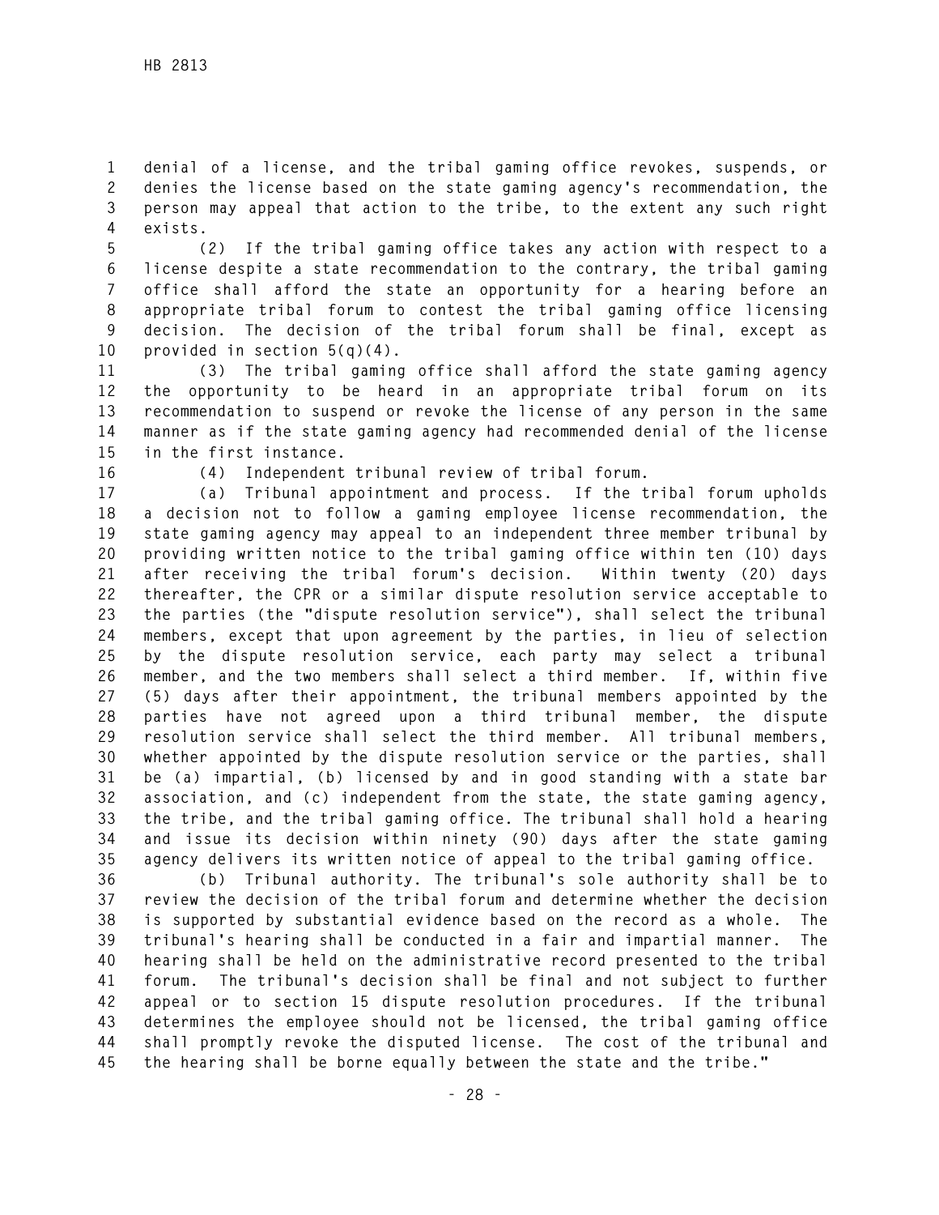denial of a license, and the tribal gaming office revokes, suspends, or denies the license based on the state gaming agency's recommendation, the person may appeal that action to the tribe, to the extent any such right exists.

(2) If the tribal gaming office takes any action with respect to a license despite a state recommendation to the contrary, the tribal gaming office shall afford the state an opportunity for a hearing before an appropriate tribal forum to contest the tribal gaming office licensing decision. The decision of the tribal forum shall be final, except as provided in section 5(q)(4).

(3) The tribal gaming office shall afford the state gaming agency the opportunity to be heard in an appropriate tribal forum on its recommendation to suspend or revoke the license of any person in the same manner as if the state gaming agency had recommended denial of the license in the first instance.

(4) Independent tribunal review of tribal forum.

(a) Tribunal appointment and process. If the tribal forum upholds a decision not to follow a gaming employee license recommendation, the state gaming agency may appeal to an independent three member tribunal by providing written notice to the tribal gaming office within ten (10) days after receiving the tribal forum's decision. Within twenty (20) days thereafter, the CPR or a similar dispute resolution service acceptable to the parties (the "dispute resolution service"), shall select the tribunal members, except that upon agreement by the parties, in lieu of selection by the dispute resolution service, each party may select a tribunal member, and the two members shall select a third member. If, within five (5) days after their appointment, the tribunal members appointed by the parties have not agreed upon a third tribunal member, the dispute resolution service shall select the third member. All tribunal members, whether appointed by the dispute resolution service or the parties, shall be (a) impartial, (b) licensed by and in good standing with a state bar association, and (c) independent from the state, the state gaming agency, the tribe, and the tribal gaming office. The tribunal shall hold a hearing and issue its decision within ninety (90) days after the state gaming agency delivers its written notice of appeal to the tribal gaming office.

(b) Tribunal authority. The tribunal's sole authority shall be to review the decision of the tribal forum and determine whether the decision is supported by substantial evidence based on the record as a whole. The tribunal's hearing shall be conducted in a fair and impartial manner. The hearing shall be held on the administrative record presented to the tribal forum. The tribunal's decision shall be final and not subject to further appeal or to section 15 dispute resolution procedures. If the tribunal determines the employee should not be licensed, the tribal gaming office shall promptly revoke the disputed license. The cost of the tribunal and the hearing shall be borne equally between the state and the tribe."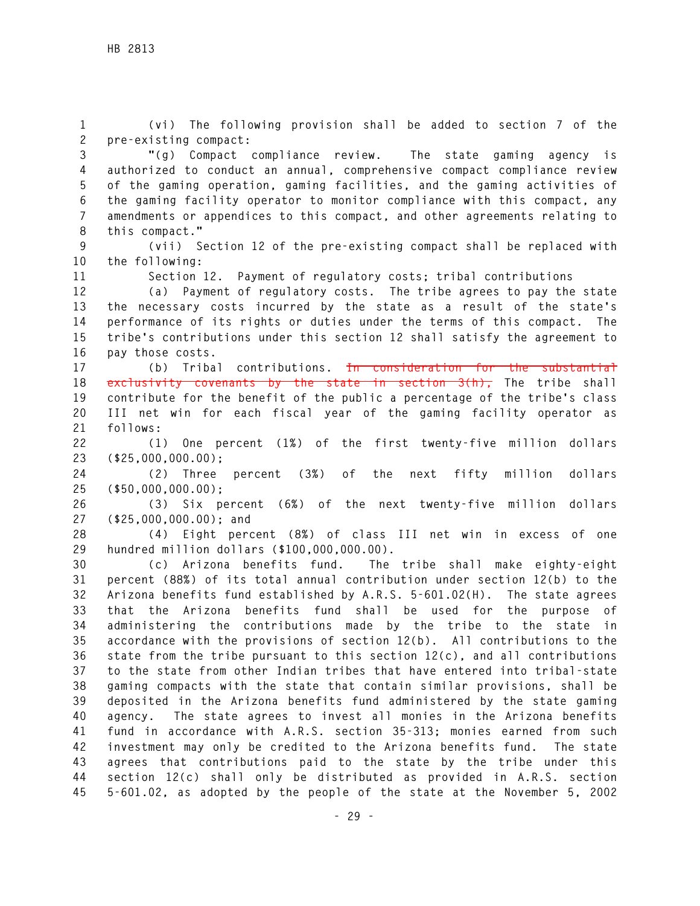(vi) The following provision shall be added to section 7 of the pre-existing compact:

"(g) Compact compliance review. The state gaming agency is authorized to conduct an annual, comprehensive compact compliance review of the gaming operation, gaming facilities, and the gaming activities of the gaming facility operator to monitor compliance with this compact, any amendments or appendices to this compact, and other agreements relating to this compact."

(vii) Section 12 of the pre-existing compact shall be replaced with the following:

Section 12. Payment of regulatory costs; tribal contributions

(a) Payment of regulatory costs. The tribe agrees to pay the state the necessary costs incurred by the state as a result of the state's performance of its rights or duties under the terms of this compact. The tribe's contributions under this section 12 shall satisfy the agreement to pay those costs.

(b) Tribal contributions. ~~In consideration for the substantial exclusivity covenants by the state in section 3(h),~~ The tribe shall contribute for the benefit of the public a percentage of the tribe's class III net win for each fiscal year of the gaming facility operator as follows:

(1) One percent (1%) of the first twenty-five million dollars ($25,000,000.00);

(2) Three percent (3%) of the next fifty million dollars ($50,000,000.00);

(3) Six percent (6%) of the next twenty-five million dollars ($25,000,000.00); and

(4) Eight percent (8%) of class III net win in excess of one hundred million dollars ($100,000,000.00).

(c) Arizona benefits fund. The tribe shall make eighty-eight percent (88%) of its total annual contribution under section 12(b) to the Arizona benefits fund established by A.R.S. 5-601.02(H). The state agrees that the Arizona benefits fund shall be used for the purpose of administering the contributions made by the tribe to the state in accordance with the provisions of section 12(b). All contributions to the state from the tribe pursuant to this section 12(c), and all contributions to the state from other Indian tribes that have entered into tribal-state gaming compacts with the state that contain similar provisions, shall be deposited in the Arizona benefits fund administered by the state gaming agency. The state agrees to invest all monies in the Arizona benefits fund in accordance with A.R.S. section 35-313; monies earned from such investment may only be credited to the Arizona benefits fund. The state agrees that contributions paid to the state by the tribe under this section 12(c) shall only be distributed as provided in A.R.S. section 5-601.02, as adopted by the people of the state at the November 5, 2002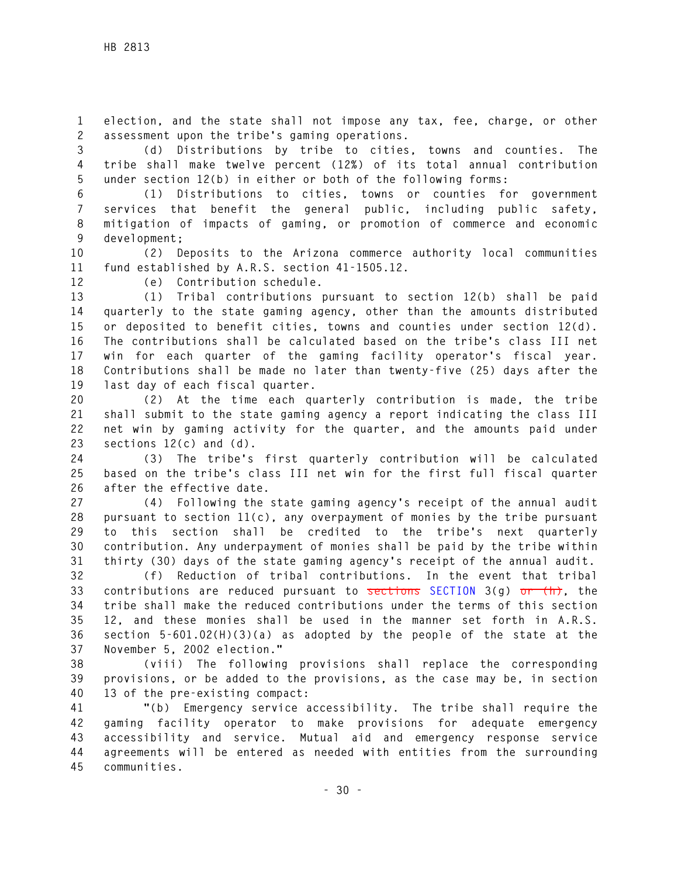election, and the state shall not impose any tax, fee, charge, or other assessment upon the tribe's gaming operations.

(d) Distributions by tribe to cities, towns and counties. The tribe shall make twelve percent (12%) of its total annual contribution under section 12(b) in either or both of the following forms:

(1) Distributions to cities, towns or counties for government services that benefit the general public, including public safety, mitigation of impacts of gaming, or promotion of commerce and economic development;

(2) Deposits to the Arizona commerce authority local communities fund established by A.R.S. section 41-1505.12.

(e) Contribution schedule.

(1) Tribal contributions pursuant to section 12(b) shall be paid quarterly to the state gaming agency, other than the amounts distributed or deposited to benefit cities, towns and counties under section 12(d). The contributions shall be calculated based on the tribe's class III net win for each quarter of the gaming facility operator's fiscal year. Contributions shall be made no later than twenty-five (25) days after the last day of each fiscal quarter.

(2) At the time each quarterly contribution is made, the tribe shall submit to the state gaming agency a report indicating the class III net win by gaming activity for the quarter, and the amounts paid under sections 12(c) and (d).

(3) The tribe's first quarterly contribution will be calculated based on the tribe's class III net win for the first full fiscal quarter after the effective date.

(4) Following the state gaming agency's receipt of the annual audit pursuant to section 11(c), any overpayment of monies by the tribe pursuant to this section shall be credited to the tribe's next quarterly contribution. Any underpayment of monies shall be paid by the tribe within thirty (30) days of the state gaming agency's receipt of the annual audit.

(f) Reduction of tribal contributions. In the event that tribal contributions are reduced pursuant to ~~sections~~ SECTION 3(g) ~~or (h)~~, the tribe shall make the reduced contributions under the terms of this section 12, and these monies shall be used in the manner set forth in A.R.S. section 5-601.02(H)(3)(a) as adopted by the people of the state at the November 5, 2002 election."

(viii) The following provisions shall replace the corresponding provisions, or be added to the provisions, as the case may be, in section 13 of the pre-existing compact:

"(b) Emergency service accessibility. The tribe shall require the gaming facility operator to make provisions for adequate emergency accessibility and service. Mutual aid and emergency response service agreements will be entered as needed with entities from the surrounding communities.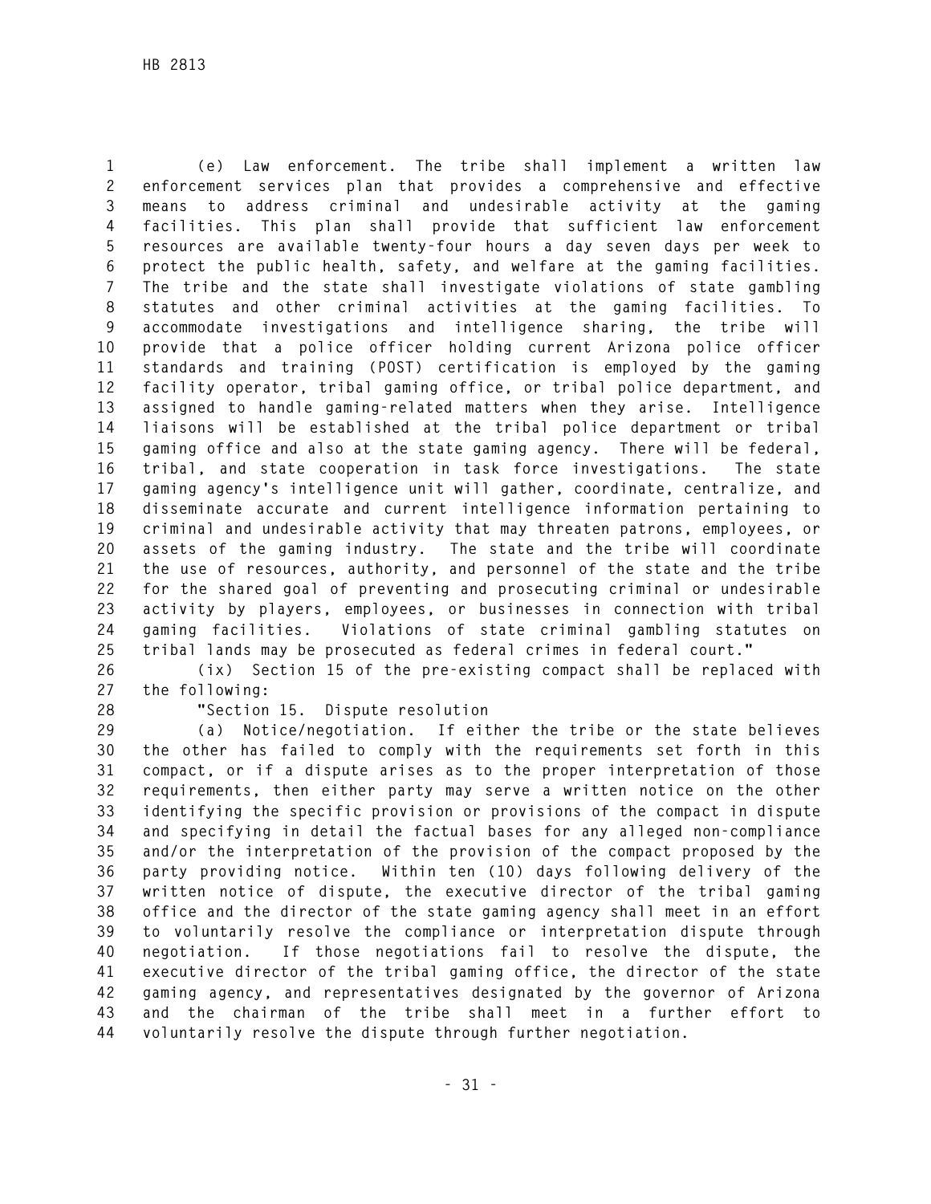(e) Law enforcement. The tribe shall implement a written law enforcement services plan that provides a comprehensive and effective means to address criminal and undesirable activity at the gaming facilities. This plan shall provide that sufficient law enforcement resources are available twenty-four hours a day seven days per week to protect the public health, safety, and welfare at the gaming facilities. The tribe and the state shall investigate violations of state gambling statutes and other criminal activities at the gaming facilities. To accommodate investigations and intelligence sharing, the tribe will provide that a police officer holding current Arizona police officer standards and training (POST) certification is employed by the gaming facility operator, tribal gaming office, or tribal police department, and assigned to handle gaming-related matters when they arise. Intelligence liaisons will be established at the tribal police department or tribal gaming office and also at the state gaming agency. There will be federal, tribal, and state cooperation in task force investigations. The state gaming agency's intelligence unit will gather, coordinate, centralize, and disseminate accurate and current intelligence information pertaining to criminal and undesirable activity that may threaten patrons, employees, or assets of the gaming industry. The state and the tribe will coordinate the use of resources, authority, and personnel of the state and the tribe for the shared goal of preventing and prosecuting criminal or undesirable activity by players, employees, or businesses in connection with tribal gaming facilities. Violations of state criminal gambling statutes on tribal lands may be prosecuted as federal crimes in federal court."

(ix) Section 15 of the pre-existing compact shall be replaced with the following:

"Section 15. Dispute resolution

(a) Notice/negotiation. If either the tribe or the state believes the other has failed to comply with the requirements set forth in this compact, or if a dispute arises as to the proper interpretation of those requirements, then either party may serve a written notice on the other identifying the specific provision or provisions of the compact in dispute and specifying in detail the factual bases for any alleged non-compliance and/or the interpretation of the provision of the compact proposed by the party providing notice. Within ten (10) days following delivery of the written notice of dispute, the executive director of the tribal gaming office and the director of the state gaming agency shall meet in an effort to voluntarily resolve the compliance or interpretation dispute through negotiation. If those negotiations fail to resolve the dispute, the executive director of the tribal gaming office, the director of the state gaming agency, and representatives designated by the governor of Arizona and the chairman of the tribe shall meet in a further effort to voluntarily resolve the dispute through further negotiation.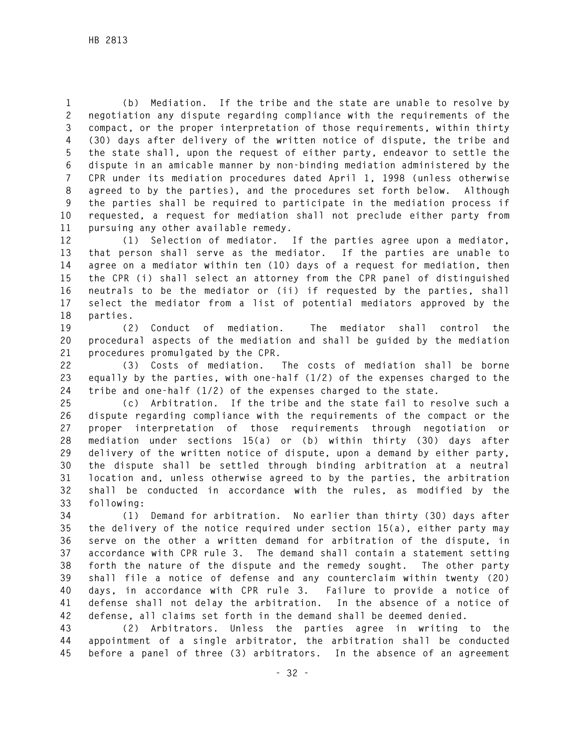(b) Mediation. If the tribe and the state are unable to resolve by negotiation any dispute regarding compliance with the requirements of the compact, or the proper interpretation of those requirements, within thirty (30) days after delivery of the written notice of dispute, the tribe and the state shall, upon the request of either party, endeavor to settle the dispute in an amicable manner by non-binding mediation administered by the CPR under its mediation procedures dated April 1, 1998 (unless otherwise agreed to by the parties), and the procedures set forth below. Although the parties shall be required to participate in the mediation process if requested, a request for mediation shall not preclude either party from pursuing any other available remedy.

(1) Selection of mediator. If the parties agree upon a mediator, that person shall serve as the mediator. If the parties are unable to agree on a mediator within ten (10) days of a request for mediation, then the CPR (i) shall select an attorney from the CPR panel of distinguished neutrals to be the mediator or (ii) if requested by the parties, shall select the mediator from a list of potential mediators approved by the parties.

(2) Conduct of mediation. The mediator shall control the procedural aspects of the mediation and shall be guided by the mediation procedures promulgated by the CPR.

(3) Costs of mediation. The costs of mediation shall be borne equally by the parties, with one-half (1/2) of the expenses charged to the tribe and one-half (1/2) of the expenses charged to the state.

(c) Arbitration. If the tribe and the state fail to resolve such a dispute regarding compliance with the requirements of the compact or the proper interpretation of those requirements through negotiation or mediation under sections 15(a) or (b) within thirty (30) days after delivery of the written notice of dispute, upon a demand by either party, the dispute shall be settled through binding arbitration at a neutral location and, unless otherwise agreed to by the parties, the arbitration shall be conducted in accordance with the rules, as modified by the following:

(1) Demand for arbitration. No earlier than thirty (30) days after the delivery of the notice required under section 15(a), either party may serve on the other a written demand for arbitration of the dispute, in accordance with CPR rule 3. The demand shall contain a statement setting forth the nature of the dispute and the remedy sought. The other party shall file a notice of defense and any counterclaim within twenty (20) days, in accordance with CPR rule 3. Failure to provide a notice of defense shall not delay the arbitration. In the absence of a notice of defense, all claims set forth in the demand shall be deemed denied.

(2) Arbitrators. Unless the parties agree in writing to the appointment of a single arbitrator, the arbitration shall be conducted before a panel of three (3) arbitrators. In the absence of an agreement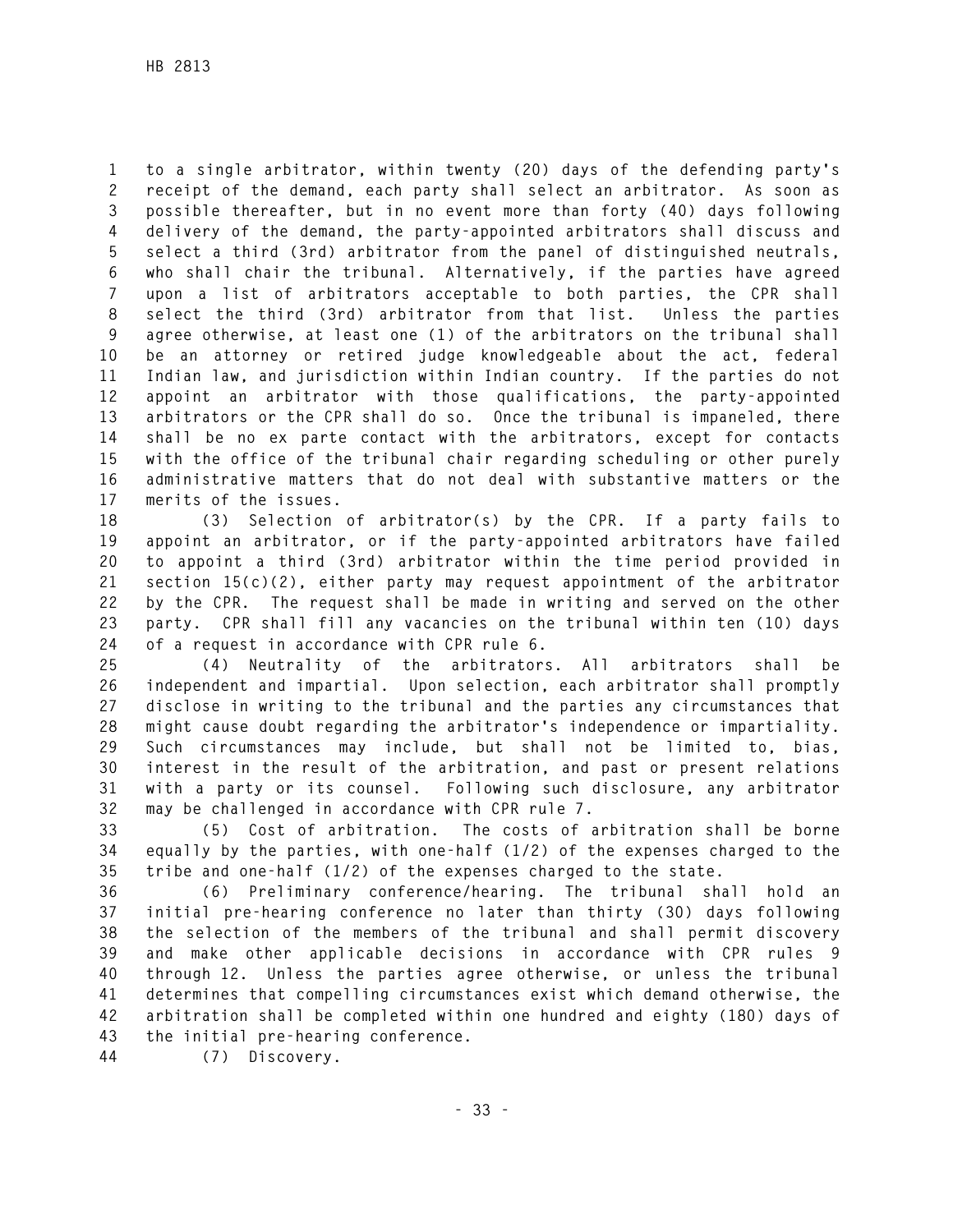to a single arbitrator, within twenty (20) days of the defending party's receipt of the demand, each party shall select an arbitrator. As soon as possible thereafter, but in no event more than forty (40) days following delivery of the demand, the party-appointed arbitrators shall discuss and select a third (3rd) arbitrator from the panel of distinguished neutrals, who shall chair the tribunal. Alternatively, if the parties have agreed upon a list of arbitrators acceptable to both parties, the CPR shall select the third (3rd) arbitrator from that list. Unless the parties agree otherwise, at least one (1) of the arbitrators on the tribunal shall be an attorney or retired judge knowledgeable about the act, federal Indian law, and jurisdiction within Indian country. If the parties do not appoint an arbitrator with those qualifications, the party-appointed arbitrators or the CPR shall do so. Once the tribunal is impaneled, there shall be no ex parte contact with the arbitrators, except for contacts with the office of the tribunal chair regarding scheduling or other purely administrative matters that do not deal with substantive matters or the merits of the issues.

(3) Selection of arbitrator(s) by the CPR. If a party fails to appoint an arbitrator, or if the party-appointed arbitrators have failed to appoint a third (3rd) arbitrator within the time period provided in section 15(c)(2), either party may request appointment of the arbitrator by the CPR. The request shall be made in writing and served on the other party. CPR shall fill any vacancies on the tribunal within ten (10) days of a request in accordance with CPR rule 6.

(4) Neutrality of the arbitrators. All arbitrators shall be independent and impartial. Upon selection, each arbitrator shall promptly disclose in writing to the tribunal and the parties any circumstances that might cause doubt regarding the arbitrator's independence or impartiality. Such circumstances may include, but shall not be limited to, bias, interest in the result of the arbitration, and past or present relations with a party or its counsel. Following such disclosure, any arbitrator may be challenged in accordance with CPR rule 7.

(5) Cost of arbitration. The costs of arbitration shall be borne equally by the parties, with one-half (1/2) of the expenses charged to the tribe and one-half (1/2) of the expenses charged to the state.

(6) Preliminary conference/hearing. The tribunal shall hold an initial pre-hearing conference no later than thirty (30) days following the selection of the members of the tribunal and shall permit discovery and make other applicable decisions in accordance with CPR rules 9 through 12. Unless the parties agree otherwise, or unless the tribunal determines that compelling circumstances exist which demand otherwise, the arbitration shall be completed within one hundred and eighty (180) days of the initial pre-hearing conference.

(7) Discovery.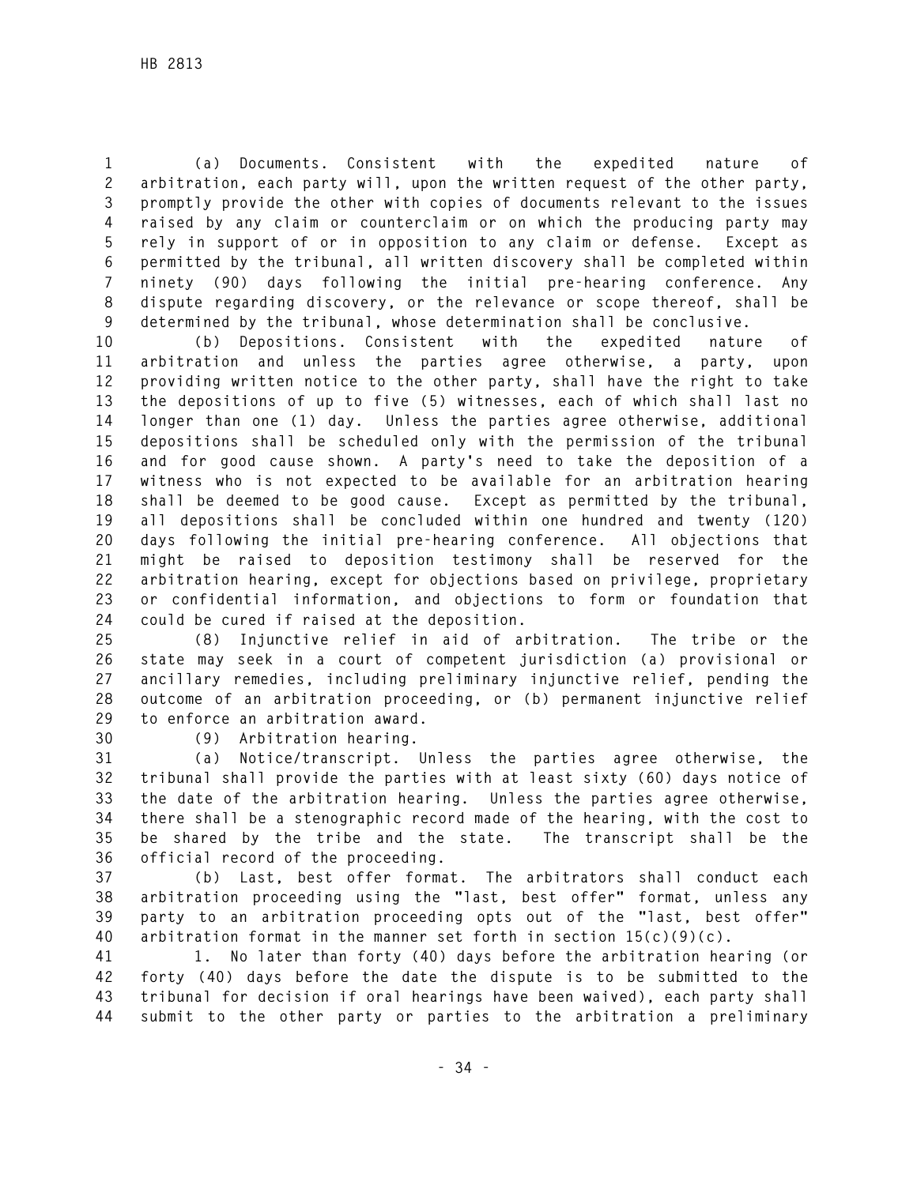(a) Documents. Consistent with the expedited nature of arbitration, each party will, upon the written request of the other party, promptly provide the other with copies of documents relevant to the issues raised by any claim or counterclaim or on which the producing party may rely in support of or in opposition to any claim or defense. Except as permitted by the tribunal, all written discovery shall be completed within ninety (90) days following the initial pre-hearing conference. Any dispute regarding discovery, or the relevance or scope thereof, shall be determined by the tribunal, whose determination shall be conclusive.

(b) Depositions. Consistent with the expedited nature of arbitration and unless the parties agree otherwise, a party, upon providing written notice to the other party, shall have the right to take the depositions of up to five (5) witnesses, each of which shall last no longer than one (1) day. Unless the parties agree otherwise, additional depositions shall be scheduled only with the permission of the tribunal and for good cause shown. A party's need to take the deposition of a witness who is not expected to be available for an arbitration hearing shall be deemed to be good cause. Except as permitted by the tribunal, all depositions shall be concluded within one hundred and twenty (120) days following the initial pre-hearing conference. All objections that might be raised to deposition testimony shall be reserved for the arbitration hearing, except for objections based on privilege, proprietary or confidential information, and objections to form or foundation that could be cured if raised at the deposition.

(8) Injunctive relief in aid of arbitration. The tribe or the state may seek in a court of competent jurisdiction (a) provisional or ancillary remedies, including preliminary injunctive relief, pending the outcome of an arbitration proceeding, or (b) permanent injunctive relief to enforce an arbitration award.

(9) Arbitration hearing.

(a) Notice/transcript. Unless the parties agree otherwise, the tribunal shall provide the parties with at least sixty (60) days notice of the date of the arbitration hearing. Unless the parties agree otherwise, there shall be a stenographic record made of the hearing, with the cost to be shared by the tribe and the state. The transcript shall be the official record of the proceeding.

(b) Last, best offer format. The arbitrators shall conduct each arbitration proceeding using the "last, best offer" format, unless any party to an arbitration proceeding opts out of the "last, best offer" arbitration format in the manner set forth in section 15(c)(9)(c).

1. No later than forty (40) days before the arbitration hearing (or forty (40) days before the date the dispute is to be submitted to the tribunal for decision if oral hearings have been waived), each party shall submit to the other party or parties to the arbitration a preliminary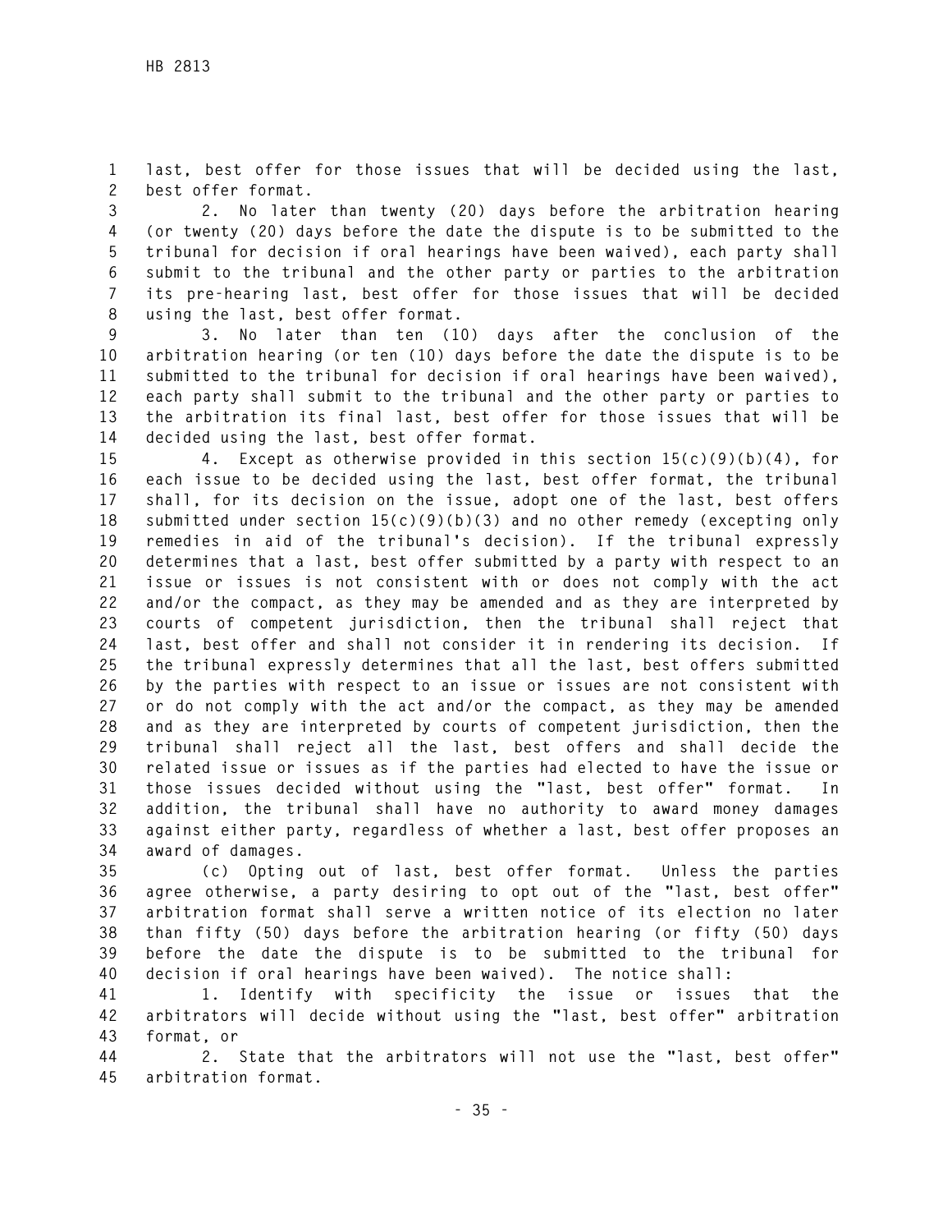last, best offer for those issues that will be decided using the last, best offer format.

2. No later than twenty (20) days before the arbitration hearing (or twenty (20) days before the date the dispute is to be submitted to the tribunal for decision if oral hearings have been waived), each party shall submit to the tribunal and the other party or parties to the arbitration its pre-hearing last, best offer for those issues that will be decided using the last, best offer format.

3. No later than ten (10) days after the conclusion of the arbitration hearing (or ten (10) days before the date the dispute is to be submitted to the tribunal for decision if oral hearings have been waived), each party shall submit to the tribunal and the other party or parties to the arbitration its final last, best offer for those issues that will be decided using the last, best offer format.

4. Except as otherwise provided in this section 15(c)(9)(b)(4), for each issue to be decided using the last, best offer format, the tribunal shall, for its decision on the issue, adopt one of the last, best offers submitted under section 15(c)(9)(b)(3) and no other remedy (excepting only remedies in aid of the tribunal's decision). If the tribunal expressly determines that a last, best offer submitted by a party with respect to an issue or issues is not consistent with or does not comply with the act and/or the compact, as they may be amended and as they are interpreted by courts of competent jurisdiction, then the tribunal shall reject that last, best offer and shall not consider it in rendering its decision. If the tribunal expressly determines that all the last, best offers submitted by the parties with respect to an issue or issues are not consistent with or do not comply with the act and/or the compact, as they may be amended and as they are interpreted by courts of competent jurisdiction, then the tribunal shall reject all the last, best offers and shall decide the related issue or issues as if the parties had elected to have the issue or those issues decided without using the "last, best offer" format. In addition, the tribunal shall have no authority to award money damages against either party, regardless of whether a last, best offer proposes an award of damages.

(c) Opting out of last, best offer format. Unless the parties agree otherwise, a party desiring to opt out of the "last, best offer" arbitration format shall serve a written notice of its election no later than fifty (50) days before the arbitration hearing (or fifty (50) days before the date the dispute is to be submitted to the tribunal for decision if oral hearings have been waived). The notice shall:

1. Identify with specificity the issue or issues that the arbitrators will decide without using the "last, best offer" arbitration format, or

2. State that the arbitrators will not use the "last, best offer" arbitration format.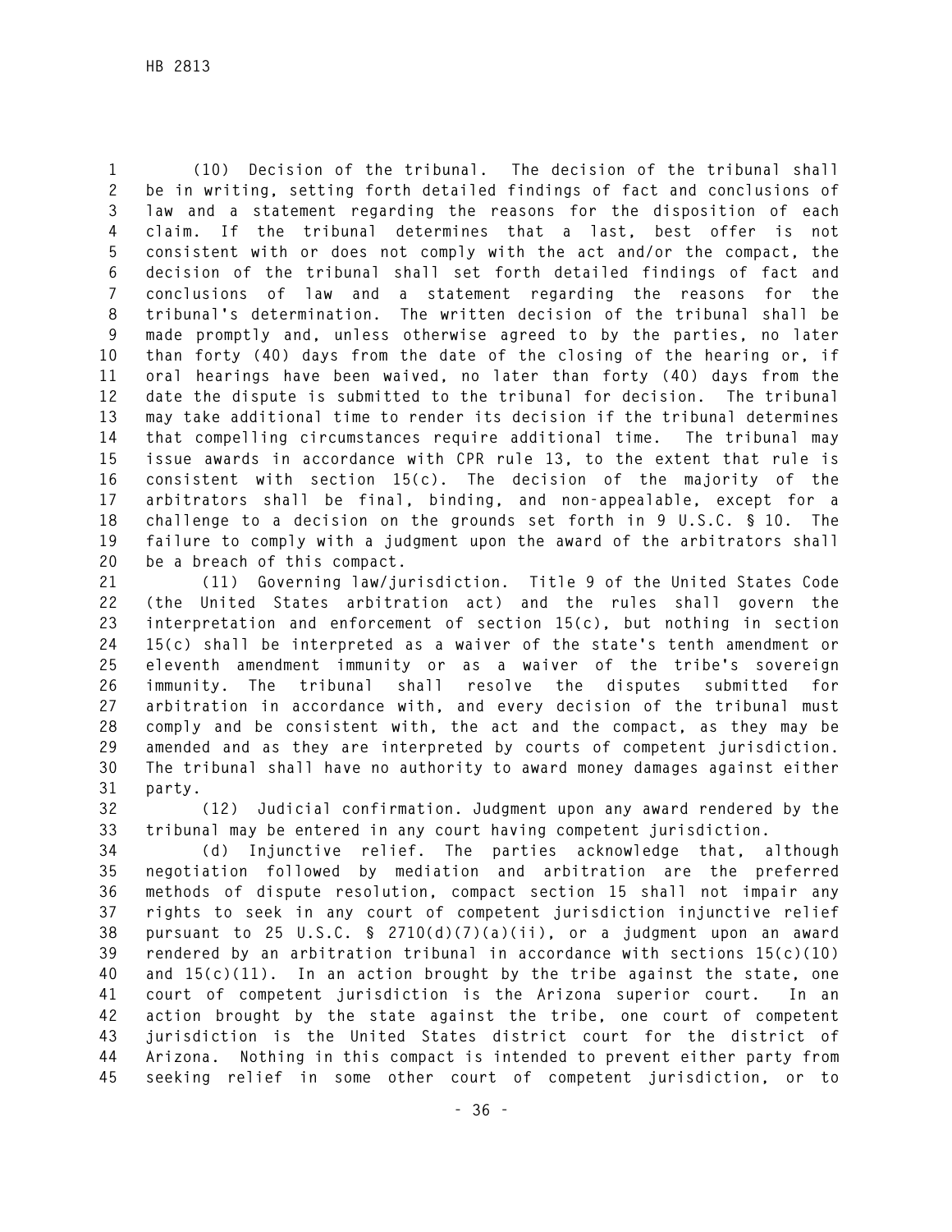(10) Decision of the tribunal. The decision of the tribunal shall be in writing, setting forth detailed findings of fact and conclusions of law and a statement regarding the reasons for the disposition of each claim. If the tribunal determines that a last, best offer is not consistent with or does not comply with the act and/or the compact, the decision of the tribunal shall set forth detailed findings of fact and conclusions of law and a statement regarding the reasons for the tribunal's determination. The written decision of the tribunal shall be made promptly and, unless otherwise agreed to by the parties, no later than forty (40) days from the date of the closing of the hearing or, if oral hearings have been waived, no later than forty (40) days from the date the dispute is submitted to the tribunal for decision. The tribunal may take additional time to render its decision if the tribunal determines that compelling circumstances require additional time. The tribunal may issue awards in accordance with CPR rule 13, to the extent that rule is consistent with section 15(c). The decision of the majority of the arbitrators shall be final, binding, and non-appealable, except for a challenge to a decision on the grounds set forth in 9 U.S.C. § 10. The failure to comply with a judgment upon the award of the arbitrators shall be a breach of this compact.

(11) Governing law/jurisdiction. Title 9 of the United States Code (the United States arbitration act) and the rules shall govern the interpretation and enforcement of section 15(c), but nothing in section 15(c) shall be interpreted as a waiver of the state's tenth amendment or eleventh amendment immunity or as a waiver of the tribe's sovereign immunity. The tribunal shall resolve the disputes submitted for arbitration in accordance with, and every decision of the tribunal must comply and be consistent with, the act and the compact, as they may be amended and as they are interpreted by courts of competent jurisdiction. The tribunal shall have no authority to award money damages against either party.

(12) Judicial confirmation. Judgment upon any award rendered by the tribunal may be entered in any court having competent jurisdiction.

(d) Injunctive relief. The parties acknowledge that, although negotiation followed by mediation and arbitration are the preferred methods of dispute resolution, compact section 15 shall not impair any rights to seek in any court of competent jurisdiction injunctive relief pursuant to 25 U.S.C. § 2710(d)(7)(a)(ii), or a judgment upon an award rendered by an arbitration tribunal in accordance with sections 15(c)(10) and 15(c)(11). In an action brought by the tribe against the state, one court of competent jurisdiction is the Arizona superior court. In an action brought by the state against the tribe, one court of competent jurisdiction is the United States district court for the district of Arizona. Nothing in this compact is intended to prevent either party from seeking relief in some other court of competent jurisdiction, or to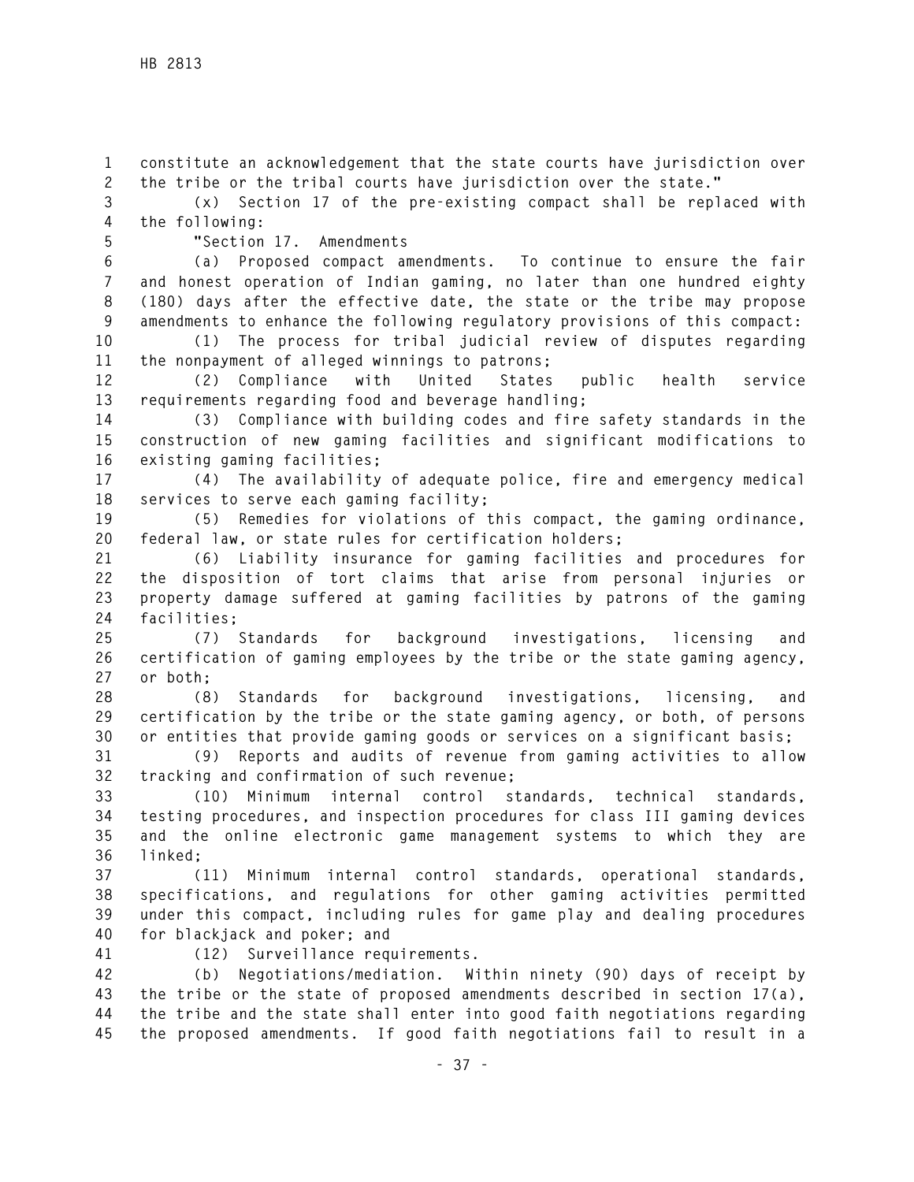constitute an acknowledgement that the state courts have jurisdiction over the tribe or the tribal courts have jurisdiction over the state."

(x) Section 17 of the pre-existing compact shall be replaced with the following:

"Section 17. Amendments

(a) Proposed compact amendments. To continue to ensure the fair and honest operation of Indian gaming, no later than one hundred eighty (180) days after the effective date, the state or the tribe may propose amendments to enhance the following regulatory provisions of this compact:

(1) The process for tribal judicial review of disputes regarding the nonpayment of alleged winnings to patrons;

(2) Compliance with United States public health service requirements regarding food and beverage handling;

(3) Compliance with building codes and fire safety standards in the construction of new gaming facilities and significant modifications to existing gaming facilities;

(4) The availability of adequate police, fire and emergency medical services to serve each gaming facility;

(5) Remedies for violations of this compact, the gaming ordinance, federal law, or state rules for certification holders;

(6) Liability insurance for gaming facilities and procedures for the disposition of tort claims that arise from personal injuries or property damage suffered at gaming facilities by patrons of the gaming facilities;

(7) Standards for background investigations, licensing and certification of gaming employees by the tribe or the state gaming agency, or both;

(8) Standards for background investigations, licensing, and certification by the tribe or the state gaming agency, or both, of persons or entities that provide gaming goods or services on a significant basis;

(9) Reports and audits of revenue from gaming activities to allow tracking and confirmation of such revenue;

(10) Minimum internal control standards, technical standards, testing procedures, and inspection procedures for class III gaming devices and the online electronic game management systems to which they are linked;

(11) Minimum internal control standards, operational standards, specifications, and regulations for other gaming activities permitted under this compact, including rules for game play and dealing procedures for blackjack and poker; and

(12) Surveillance requirements.

(b) Negotiations/mediation. Within ninety (90) days of receipt by the tribe or the state of proposed amendments described in section 17(a), the tribe and the state shall enter into good faith negotiations regarding the proposed amendments. If good faith negotiations fail to result in a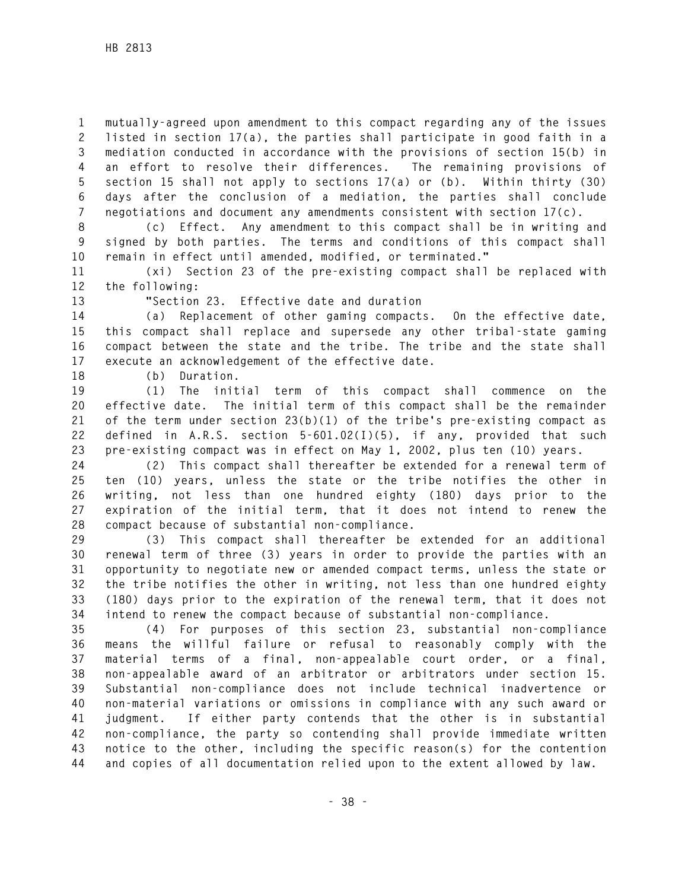mutually-agreed upon amendment to this compact regarding any of the issues listed in section 17(a), the parties shall participate in good faith in a mediation conducted in accordance with the provisions of section 15(b) in an effort to resolve their differences. The remaining provisions of section 15 shall not apply to sections 17(a) or (b). Within thirty (30) days after the conclusion of a mediation, the parties shall conclude negotiations and document any amendments consistent with section 17(c).

(c) Effect. Any amendment to this compact shall be in writing and signed by both parties. The terms and conditions of this compact shall remain in effect until amended, modified, or terminated."

(xi) Section 23 of the pre-existing compact shall be replaced with the following:

"Section 23. Effective date and duration

(a) Replacement of other gaming compacts. On the effective date, this compact shall replace and supersede any other tribal-state gaming compact between the state and the tribe. The tribe and the state shall execute an acknowledgement of the effective date.

(b) Duration.

(1) The initial term of this compact shall commence on the effective date. The initial term of this compact shall be the remainder of the term under section 23(b)(1) of the tribe's pre-existing compact as defined in A.R.S. section 5-601.02(I)(5), if any, provided that such pre-existing compact was in effect on May 1, 2002, plus ten (10) years.

(2) This compact shall thereafter be extended for a renewal term of ten (10) years, unless the state or the tribe notifies the other in writing, not less than one hundred eighty (180) days prior to the expiration of the initial term, that it does not intend to renew the compact because of substantial non-compliance.

(3) This compact shall thereafter be extended for an additional renewal term of three (3) years in order to provide the parties with an opportunity to negotiate new or amended compact terms, unless the state or the tribe notifies the other in writing, not less than one hundred eighty (180) days prior to the expiration of the renewal term, that it does not intend to renew the compact because of substantial non-compliance.

(4) For purposes of this section 23, substantial non-compliance means the willful failure or refusal to reasonably comply with the material terms of a final, non-appealable court order, or a final, non-appealable award of an arbitrator or arbitrators under section 15. Substantial non-compliance does not include technical inadvertence or non-material variations or omissions in compliance with any such award or judgment. If either party contends that the other is in substantial non-compliance, the party so contending shall provide immediate written notice to the other, including the specific reason(s) for the contention and copies of all documentation relied upon to the extent allowed by law.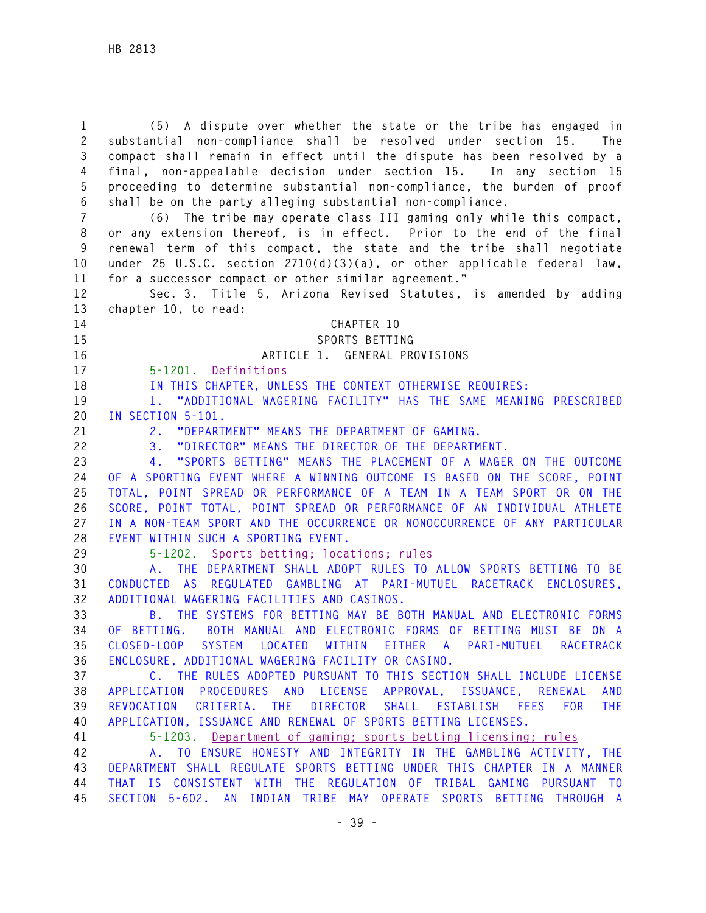(5) A dispute over whether the state or the tribe has engaged in substantial non-compliance shall be resolved under section 15. The compact shall remain in effect until the dispute has been resolved by a final, non-appealable decision under section 15. In any section 15 proceeding to determine substantial non-compliance, the burden of proof shall be on the party alleging substantial non-compliance.

(6) The tribe may operate class III gaming only while this compact, or any extension thereof, is in effect. Prior to the end of the final renewal term of this compact, the state and the tribe shall negotiate under 25 U.S.C. section 2710(d)(3)(a), or other applicable federal law, for a successor compact or other similar agreement."

Sec. 3. Title 5, Arizona Revised Statutes, is amended by adding chapter 10, to read:

CHAPTER 10

SPORTS BETTING

ARTICLE 1. GENERAL PROVISIONS

5-1201. Definitions

IN THIS CHAPTER, UNLESS THE CONTEXT OTHERWISE REQUIRES:

1. "ADDITIONAL WAGERING FACILITY" HAS THE SAME MEANING PRESCRIBED IN SECTION 5-101.

2. "DEPARTMENT" MEANS THE DEPARTMENT OF GAMING.

3. "DIRECTOR" MEANS THE DIRECTOR OF THE DEPARTMENT.

4. "SPORTS BETTING" MEANS THE PLACEMENT OF A WAGER ON THE OUTCOME OF A SPORTING EVENT WHERE A WINNING OUTCOME IS BASED ON THE SCORE, POINT TOTAL, POINT SPREAD OR PERFORMANCE OF A TEAM IN A TEAM SPORT OR ON THE SCORE, POINT TOTAL, POINT SPREAD OR PERFORMANCE OF AN INDIVIDUAL ATHLETE IN A NON-TEAM SPORT AND THE OCCURRENCE OR NONOCCURRENCE OF ANY PARTICULAR EVENT WITHIN SUCH A SPORTING EVENT.

5-1202. Sports betting; locations; rules

A. THE DEPARTMENT SHALL ADOPT RULES TO ALLOW SPORTS BETTING TO BE CONDUCTED AS REGULATED GAMBLING AT PARI-MUTUEL RACETRACK ENCLOSURES, ADDITIONAL WAGERING FACILITIES AND CASINOS.

B. THE SYSTEMS FOR BETTING MAY BE BOTH MANUAL AND ELECTRONIC FORMS OF BETTING. BOTH MANUAL AND ELECTRONIC FORMS OF BETTING MUST BE ON A CLOSED-LOOP SYSTEM LOCATED WITHIN EITHER A PARI-MUTUEL RACETRACK ENCLOSURE, ADDITIONAL WAGERING FACILITY OR CASINO.

C. THE RULES ADOPTED PURSUANT TO THIS SECTION SHALL INCLUDE LICENSE APPLICATION PROCEDURES AND LICENSE APPROVAL, ISSUANCE, RENEWAL AND REVOCATION CRITERIA. THE DIRECTOR SHALL ESTABLISH FEES FOR THE APPLICATION, ISSUANCE AND RENEWAL OF SPORTS BETTING LICENSES.

5-1203. Department of gaming; sports betting licensing; rules

A. TO ENSURE HONESTY AND INTEGRITY IN THE GAMBLING ACTIVITY, THE DEPARTMENT SHALL REGULATE SPORTS BETTING UNDER THIS CHAPTER IN A MANNER THAT IS CONSISTENT WITH THE REGULATION OF TRIBAL GAMING PURSUANT TO SECTION 5-602. AN INDIAN TRIBE MAY OPERATE SPORTS BETTING THROUGH A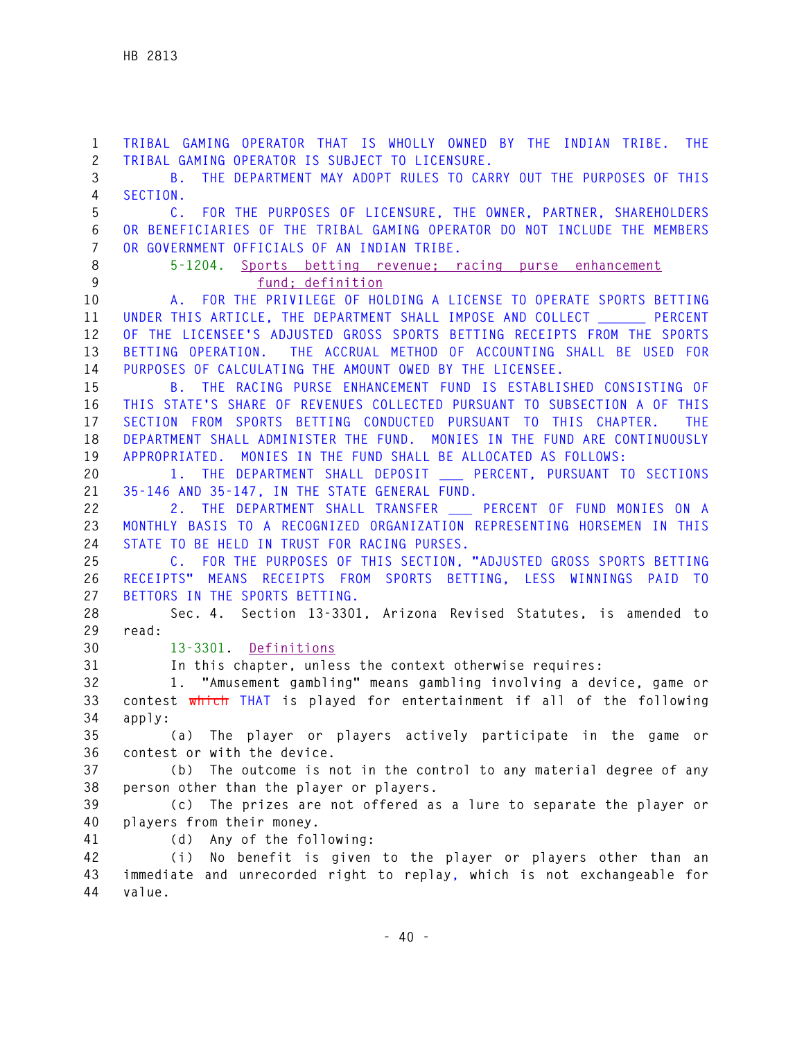TRIBAL GAMING OPERATOR THAT IS WHOLLY OWNED BY THE INDIAN TRIBE. THE TRIBAL GAMING OPERATOR IS SUBJECT TO LICENSURE.

B. THE DEPARTMENT MAY ADOPT RULES TO CARRY OUT THE PURPOSES OF THIS SECTION.

C. FOR THE PURPOSES OF LICENSURE, THE OWNER, PARTNER, SHAREHOLDERS OR BENEFICIARIES OF THE TRIBAL GAMING OPERATOR DO NOT INCLUDE THE MEMBERS OR GOVERNMENT OFFICIALS OF AN INDIAN TRIBE.

5-1204. Sports betting revenue; racing purse enhancement fund; definition

A. FOR THE PRIVILEGE OF HOLDING A LICENSE TO OPERATE SPORTS BETTING UNDER THIS ARTICLE, THE DEPARTMENT SHALL IMPOSE AND COLLECT ______ PERCENT OF THE LICENSEE'S ADJUSTED GROSS SPORTS BETTING RECEIPTS FROM THE SPORTS BETTING OPERATION. THE ACCRUAL METHOD OF ACCOUNTING SHALL BE USED FOR PURPOSES OF CALCULATING THE AMOUNT OWED BY THE LICENSEE.

B. THE RACING PURSE ENHANCEMENT FUND IS ESTABLISHED CONSISTING OF THIS STATE'S SHARE OF REVENUES COLLECTED PURSUANT TO SUBSECTION A OF THIS SECTION FROM SPORTS BETTING CONDUCTED PURSUANT TO THIS CHAPTER. THE DEPARTMENT SHALL ADMINISTER THE FUND. MONIES IN THE FUND ARE CONTINUOUSLY APPROPRIATED. MONIES IN THE FUND SHALL BE ALLOCATED AS FOLLOWS:

1. THE DEPARTMENT SHALL DEPOSIT ___ PERCENT, PURSUANT TO SECTIONS 35-146 AND 35-147, IN THE STATE GENERAL FUND.

2. THE DEPARTMENT SHALL TRANSFER ___ PERCENT OF FUND MONIES ON A MONTHLY BASIS TO A RECOGNIZED ORGANIZATION REPRESENTING HORSEMEN IN THIS STATE TO BE HELD IN TRUST FOR RACING PURSES.

C. FOR THE PURPOSES OF THIS SECTION, "ADJUSTED GROSS SPORTS BETTING RECEIPTS" MEANS RECEIPTS FROM SPORTS BETTING, LESS WINNINGS PAID TO BETTORS IN THE SPORTS BETTING.

Sec. 4. Section 13-3301, Arizona Revised Statutes, is amended to read:

13-3301. Definitions

In this chapter, unless the context otherwise requires:

1. "Amusement gambling" means gambling involving a device, game or contest ~~which~~ THAT is played for entertainment if all of the following apply:

(a) The player or players actively participate in the game or contest or with the device.

(b) The outcome is not in the control to any material degree of any person other than the player or players.

(c) The prizes are not offered as a lure to separate the player or players from their money.

(d) Any of the following:

(i) No benefit is given to the player or players other than an immediate and unrecorded right to replay, which is not exchangeable for value.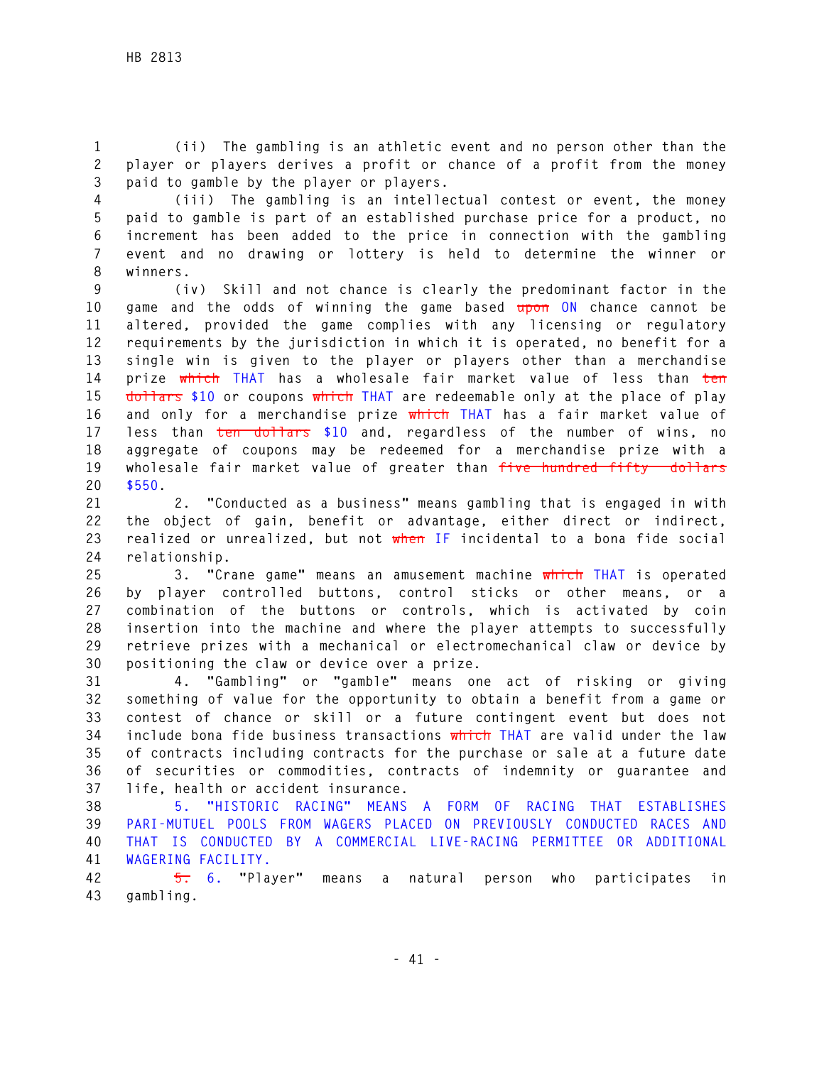(ii) The gambling is an athletic event and no person other than the player or players derives a profit or chance of a profit from the money paid to gamble by the player or players.

(iii) The gambling is an intellectual contest or event, the money paid to gamble is part of an established purchase price for a product, no increment has been added to the price in connection with the gambling event and no drawing or lottery is held to determine the winner or winners.

(iv) Skill and not chance is clearly the predominant factor in the game and the odds of winning the game based ~~upon~~ ON chance cannot be altered, provided the game complies with any licensing or regulatory requirements by the jurisdiction in which it is operated, no benefit for a single win is given to the player or players other than a merchandise prize ~~which~~ THAT has a wholesale fair market value of less than ~~ten dollars~~ $10 or coupons ~~which~~ THAT are redeemable only at the place of play and only for a merchandise prize ~~which~~ THAT has a fair market value of less than ~~ten dollars~~ $10 and, regardless of the number of wins, no aggregate of coupons may be redeemed for a merchandise prize with a wholesale fair market value of greater than ~~five hundred fifty dollars~~ $550.

2. "Conducted as a business" means gambling that is engaged in with the object of gain, benefit or advantage, either direct or indirect, realized or unrealized, but not ~~when~~ IF incidental to a bona fide social relationship.

3. "Crane game" means an amusement machine ~~which~~ THAT is operated by player controlled buttons, control sticks or other means, or a combination of the buttons or controls, which is activated by coin insertion into the machine and where the player attempts to successfully retrieve prizes with a mechanical or electromechanical claw or device by positioning the claw or device over a prize.

4. "Gambling" or "gamble" means one act of risking or giving something of value for the opportunity to obtain a benefit from a game or contest of chance or skill or a future contingent event but does not include bona fide business transactions ~~which~~ THAT are valid under the law of contracts including contracts for the purchase or sale at a future date of securities or commodities, contracts of indemnity or guarantee and life, health or accident insurance.

5. "HISTORIC RACING" MEANS A FORM OF RACING THAT ESTABLISHES PARI-MUTUEL POOLS FROM WAGERS PLACED ON PREVIOUSLY CONDUCTED RACES AND THAT IS CONDUCTED BY A COMMERCIAL LIVE-RACING PERMITTEE OR ADDITIONAL WAGERING FACILITY.

~~5.~~ 6. "Player" means a natural person who participates in gambling.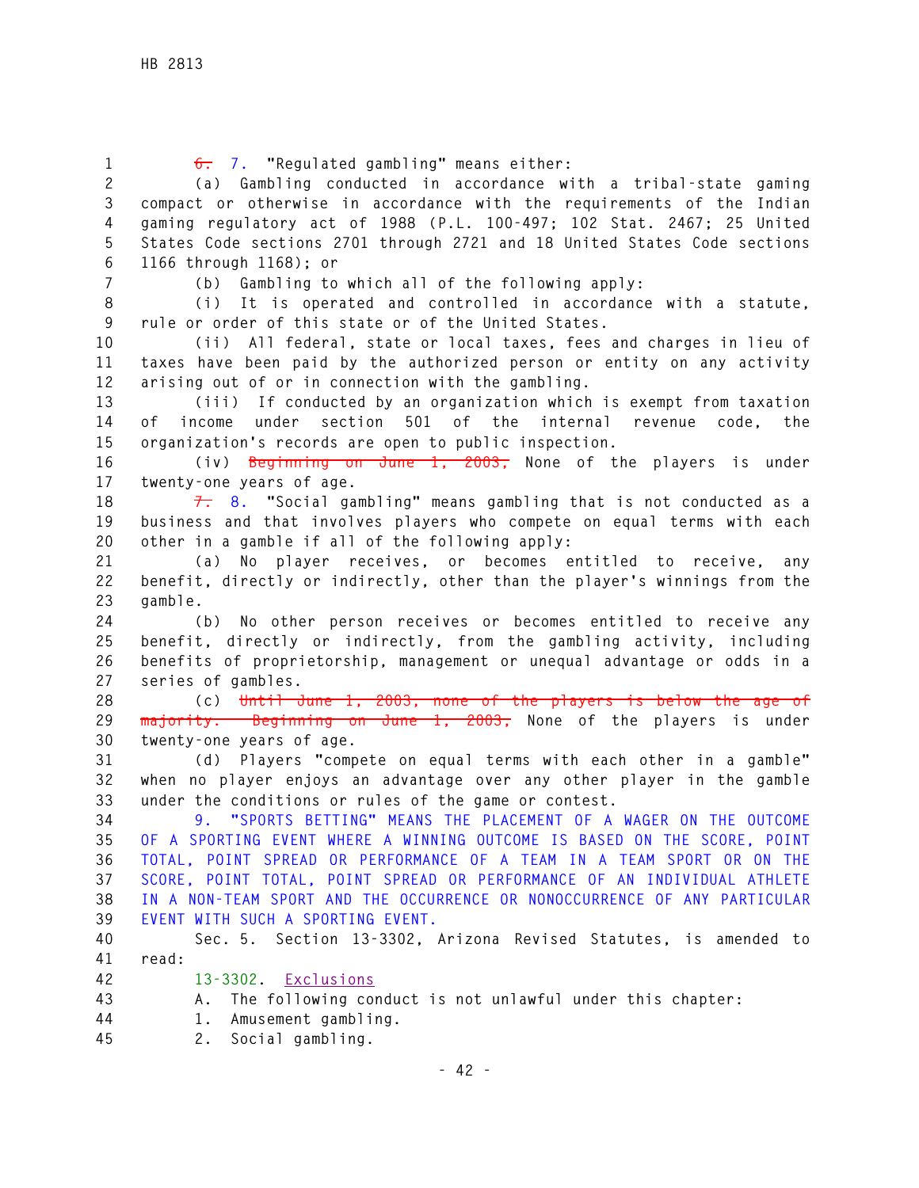~~6.~~ 7. "Regulated gambling" means either:

(a) Gambling conducted in accordance with a tribal-state gaming compact or otherwise in accordance with the requirements of the Indian gaming regulatory act of 1988 (P.L. 100-497; 102 Stat. 2467; 25 United States Code sections 2701 through 2721 and 18 United States Code sections 1166 through 1168); or

(b) Gambling to which all of the following apply:

(i) It is operated and controlled in accordance with a statute, rule or order of this state or of the United States.

(ii) All federal, state or local taxes, fees and charges in lieu of taxes have been paid by the authorized person or entity on any activity arising out of or in connection with the gambling.

(iii) If conducted by an organization which is exempt from taxation of income under section 501 of the internal revenue code, the organization's records are open to public inspection.

(iv) ~~Beginning on June 1, 2003,~~ None of the players is under twenty-one years of age.

~~7.~~ 8. "Social gambling" means gambling that is not conducted as a business and that involves players who compete on equal terms with each other in a gamble if all of the following apply:

(a) No player receives, or becomes entitled to receive, any benefit, directly or indirectly, other than the player's winnings from the gamble.

(b) No other person receives or becomes entitled to receive any benefit, directly or indirectly, from the gambling activity, including benefits of proprietorship, management or unequal advantage or odds in a series of gambles.

(c) ~~Until June 1, 2003, none of the players is below the age of majority. Beginning on June 1, 2003,~~ None of the players is under twenty-one years of age.

(d) Players "compete on equal terms with each other in a gamble" when no player enjoys an advantage over any other player in the gamble under the conditions or rules of the game or contest.

9. "SPORTS BETTING" MEANS THE PLACEMENT OF A WAGER ON THE OUTCOME OF A SPORTING EVENT WHERE A WINNING OUTCOME IS BASED ON THE SCORE, POINT TOTAL, POINT SPREAD OR PERFORMANCE OF A TEAM IN A TEAM SPORT OR ON THE SCORE, POINT TOTAL, POINT SPREAD OR PERFORMANCE OF AN INDIVIDUAL ATHLETE IN A NON-TEAM SPORT AND THE OCCURRENCE OR NONOCCURRENCE OF ANY PARTICULAR EVENT WITH SUCH A SPORTING EVENT.

Sec. 5. Section 13-3302, Arizona Revised Statutes, is amended to read:

13-3302. Exclusions

A. The following conduct is not unlawful under this chapter:

1. Amusement gambling.

2. Social gambling.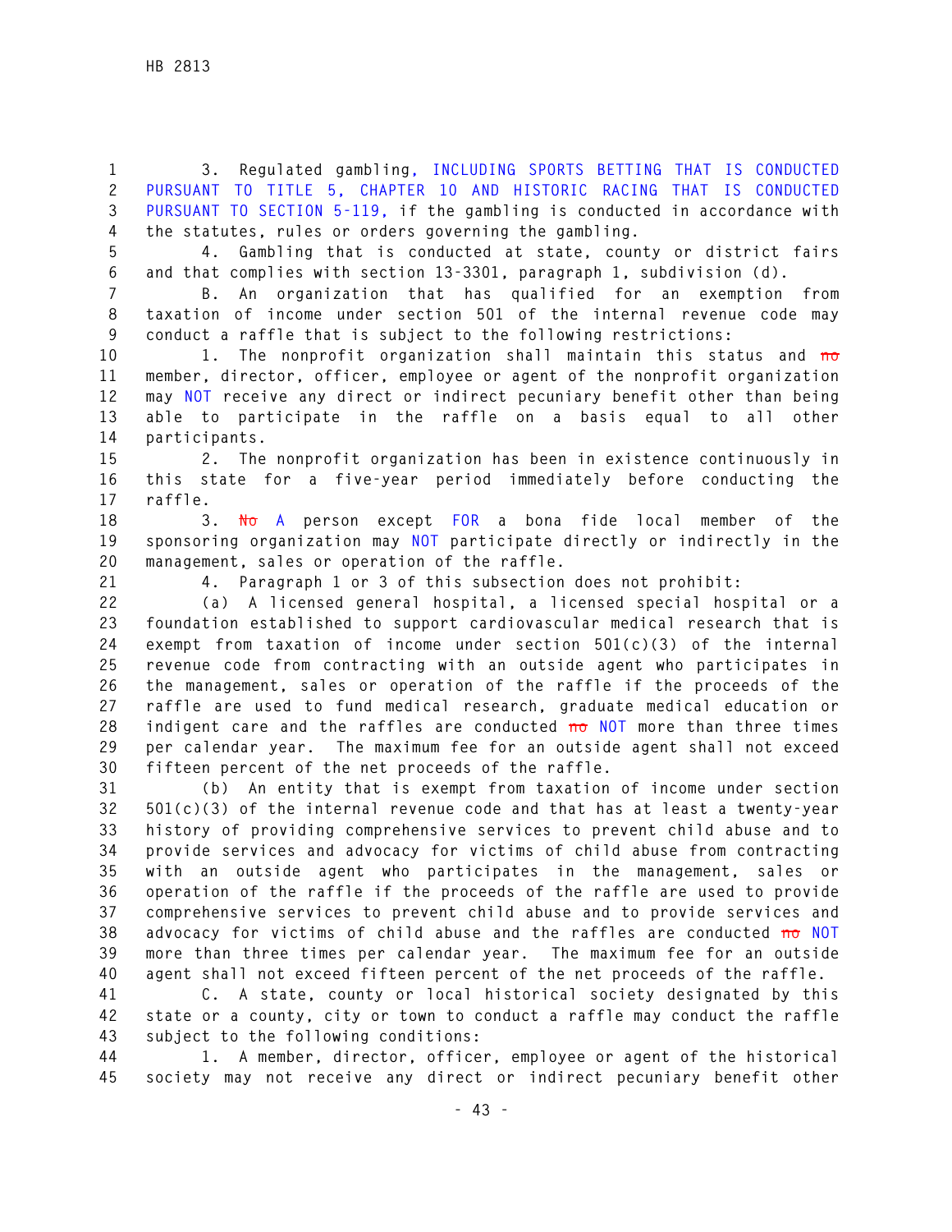3. Regulated gambling, INCLUDING SPORTS BETTING THAT IS CONDUCTED PURSUANT TO TITLE 5, CHAPTER 10 AND HISTORIC RACING THAT IS CONDUCTED PURSUANT TO SECTION 5-119, if the gambling is conducted in accordance with the statutes, rules or orders governing the gambling.

4. Gambling that is conducted at state, county or district fairs and that complies with section 13-3301, paragraph 1, subdivision (d).

B. An organization that has qualified for an exemption from taxation of income under section 501 of the internal revenue code may conduct a raffle that is subject to the following restrictions:

1. The nonprofit organization shall maintain this status and ~~no~~ member, director, officer, employee or agent of the nonprofit organization may NOT receive any direct or indirect pecuniary benefit other than being able to participate in the raffle on a basis equal to all other participants.

2. The nonprofit organization has been in existence continuously in this state for a five-year period immediately before conducting the raffle.

3. ~~No~~ A person except FOR a bona fide local member of the sponsoring organization may NOT participate directly or indirectly in the management, sales or operation of the raffle.

4. Paragraph 1 or 3 of this subsection does not prohibit:

(a) A licensed general hospital, a licensed special hospital or a foundation established to support cardiovascular medical research that is exempt from taxation of income under section 501(c)(3) of the internal revenue code from contracting with an outside agent who participates in the management, sales or operation of the raffle if the proceeds of the raffle are used to fund medical research, graduate medical education or indigent care and the raffles are conducted ~~no~~ NOT more than three times per calendar year. The maximum fee for an outside agent shall not exceed fifteen percent of the net proceeds of the raffle.

(b) An entity that is exempt from taxation of income under section 501(c)(3) of the internal revenue code and that has at least a twenty-year history of providing comprehensive services to prevent child abuse and to provide services and advocacy for victims of child abuse from contracting with an outside agent who participates in the management, sales or operation of the raffle if the proceeds of the raffle are used to provide comprehensive services to prevent child abuse and to provide services and advocacy for victims of child abuse and the raffles are conducted ~~no~~ NOT more than three times per calendar year. The maximum fee for an outside agent shall not exceed fifteen percent of the net proceeds of the raffle.

C. A state, county or local historical society designated by this state or a county, city or town to conduct a raffle may conduct the raffle subject to the following conditions:

1. A member, director, officer, employee or agent of the historical society may not receive any direct or indirect pecuniary benefit other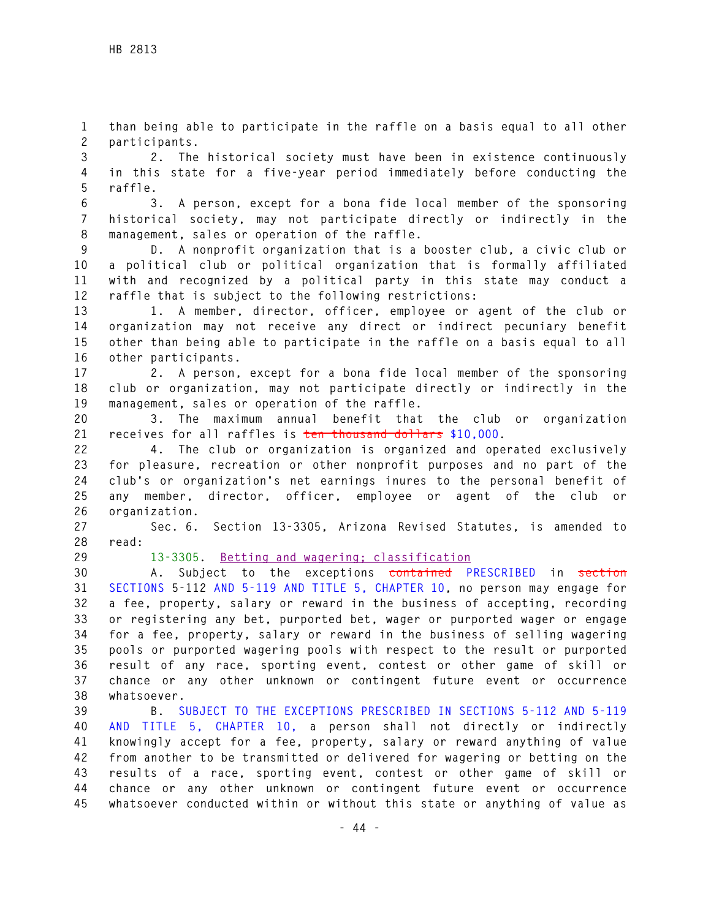than being able to participate in the raffle on a basis equal to all other participants.

2. The historical society must have been in existence continuously in this state for a five-year period immediately before conducting the raffle.

3. A person, except for a bona fide local member of the sponsoring historical society, may not participate directly or indirectly in the management, sales or operation of the raffle.

D. A nonprofit organization that is a booster club, a civic club or a political club or political organization that is formally affiliated with and recognized by a political party in this state may conduct a raffle that is subject to the following restrictions:

1. A member, director, officer, employee or agent of the club or organization may not receive any direct or indirect pecuniary benefit other than being able to participate in the raffle on a basis equal to all other participants.

2. A person, except for a bona fide local member of the sponsoring club or organization, may not participate directly or indirectly in the management, sales or operation of the raffle.

3. The maximum annual benefit that the club or organization receives for all raffles is ~~ten thousand dollars~~ $10,000.

4. The club or organization is organized and operated exclusively for pleasure, recreation or other nonprofit purposes and no part of the club's or organization's net earnings inures to the personal benefit of any member, director, officer, employee or agent of the club or organization.

Sec. 6. Section 13-3305, Arizona Revised Statutes, is amended to read:

13-3305. Betting and wagering; classification

A. Subject to the exceptions ~~contained~~ PRESCRIBED in ~~section~~ SECTIONS 5-112 AND 5-119 AND TITLE 5, CHAPTER 10, no person may engage for a fee, property, salary or reward in the business of accepting, recording or registering any bet, purported bet, wager or purported wager or engage for a fee, property, salary or reward in the business of selling wagering pools or purported wagering pools with respect to the result or purported result of any race, sporting event, contest or other game of skill or chance or any other unknown or contingent future event or occurrence whatsoever.

B. SUBJECT TO THE EXCEPTIONS PRESCRIBED IN SECTIONS 5-112 AND 5-119 AND TITLE 5, CHAPTER 10, a person shall not directly or indirectly knowingly accept for a fee, property, salary or reward anything of value from another to be transmitted or delivered for wagering or betting on the results of a race, sporting event, contest or other game of skill or chance or any other unknown or contingent future event or occurrence whatsoever conducted within or without this state or anything of value as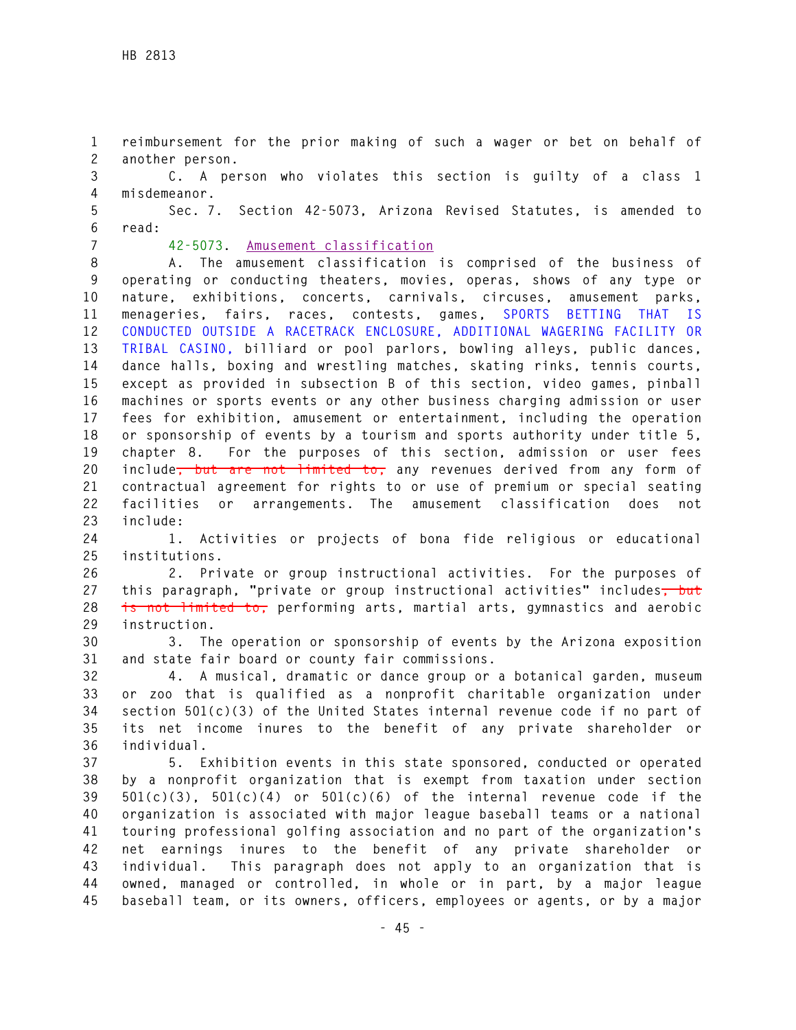reimbursement for the prior making of such a wager or bet on behalf of another person.

C. A person who violates this section is guilty of a class 1 misdemeanor.

Sec. 7. Section 42-5073, Arizona Revised Statutes, is amended to read:

42-5073. Amusement classification

A. The amusement classification is comprised of the business of operating or conducting theaters, movies, operas, shows of any type or nature, exhibitions, concerts, carnivals, circuses, amusement parks, menageries, fairs, races, contests, games, SPORTS BETTING THAT IS CONDUCTED OUTSIDE A RACETRACK ENCLOSURE, ADDITIONAL WAGERING FACILITY OR TRIBAL CASINO, billiard or pool parlors, bowling alleys, public dances, dance halls, boxing and wrestling matches, skating rinks, tennis courts, except as provided in subsection B of this section, video games, pinball machines or sports events or any other business charging admission or user fees for exhibition, amusement or entertainment, including the operation or sponsorship of events by a tourism and sports authority under title 5, chapter 8. For the purposes of this section, admission or user fees include~~, but are not limited to,~~ any revenues derived from any form of contractual agreement for rights to or use of premium or special seating facilities or arrangements. The amusement classification does not include:

1. Activities or projects of bona fide religious or educational institutions.

2. Private or group instructional activities. For the purposes of this paragraph, "private or group instructional activities" includes~~, but is not limited to,~~ performing arts, martial arts, gymnastics and aerobic instruction.

3. The operation or sponsorship of events by the Arizona exposition and state fair board or county fair commissions.

4. A musical, dramatic or dance group or a botanical garden, museum or zoo that is qualified as a nonprofit charitable organization under section 501(c)(3) of the United States internal revenue code if no part of its net income inures to the benefit of any private shareholder or individual.

5. Exhibition events in this state sponsored, conducted or operated by a nonprofit organization that is exempt from taxation under section 501(c)(3), 501(c)(4) or 501(c)(6) of the internal revenue code if the organization is associated with major league baseball teams or a national touring professional golfing association and no part of the organization's net earnings inures to the benefit of any private shareholder or individual. This paragraph does not apply to an organization that is owned, managed or controlled, in whole or in part, by a major league baseball team, or its owners, officers, employees or agents, or by a major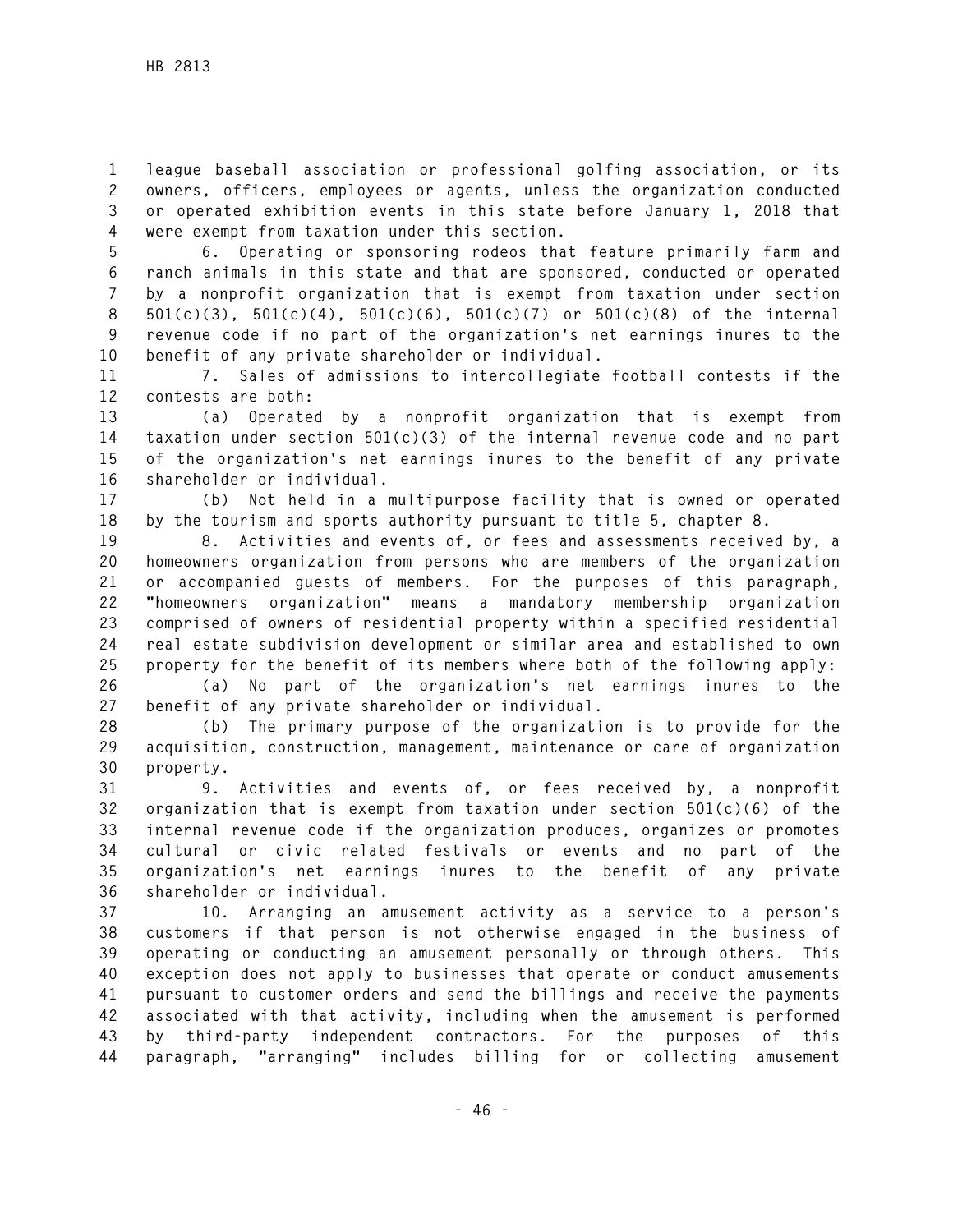league baseball association or professional golfing association, or its owners, officers, employees or agents, unless the organization conducted or operated exhibition events in this state before January 1, 2018 that were exempt from taxation under this section.

6. Operating or sponsoring rodeos that feature primarily farm and ranch animals in this state and that are sponsored, conducted or operated by a nonprofit organization that is exempt from taxation under section 501(c)(3), 501(c)(4), 501(c)(6), 501(c)(7) or 501(c)(8) of the internal revenue code if no part of the organization's net earnings inures to the benefit of any private shareholder or individual.

7. Sales of admissions to intercollegiate football contests if the contests are both:

(a) Operated by a nonprofit organization that is exempt from taxation under section 501(c)(3) of the internal revenue code and no part of the organization's net earnings inures to the benefit of any private shareholder or individual.

(b) Not held in a multipurpose facility that is owned or operated by the tourism and sports authority pursuant to title 5, chapter 8.

8. Activities and events of, or fees and assessments received by, a homeowners organization from persons who are members of the organization or accompanied guests of members. For the purposes of this paragraph, "homeowners organization" means a mandatory membership organization comprised of owners of residential property within a specified residential real estate subdivision development or similar area and established to own property for the benefit of its members where both of the following apply:

(a) No part of the organization's net earnings inures to the benefit of any private shareholder or individual.

(b) The primary purpose of the organization is to provide for the acquisition, construction, management, maintenance or care of organization property.

9. Activities and events of, or fees received by, a nonprofit organization that is exempt from taxation under section 501(c)(6) of the internal revenue code if the organization produces, organizes or promotes cultural or civic related festivals or events and no part of the organization's net earnings inures to the benefit of any private shareholder or individual.

10. Arranging an amusement activity as a service to a person's customers if that person is not otherwise engaged in the business of operating or conducting an amusement personally or through others. This exception does not apply to businesses that operate or conduct amusements pursuant to customer orders and send the billings and receive the payments associated with that activity, including when the amusement is performed by third-party independent contractors. For the purposes of this paragraph, "arranging" includes billing for or collecting amusement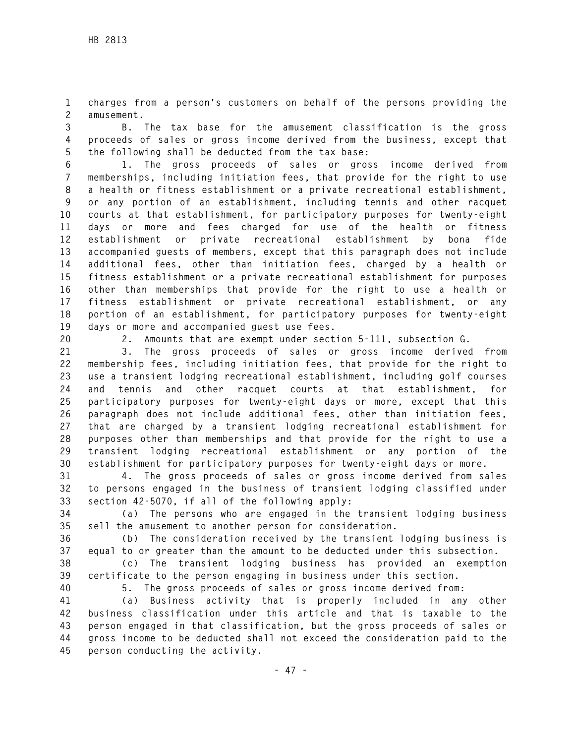charges from a person's customers on behalf of the persons providing the amusement.

B. The tax base for the amusement classification is the gross proceeds of sales or gross income derived from the business, except that the following shall be deducted from the tax base:

1. The gross proceeds of sales or gross income derived from memberships, including initiation fees, that provide for the right to use a health or fitness establishment or a private recreational establishment, or any portion of an establishment, including tennis and other racquet courts at that establishment, for participatory purposes for twenty-eight days or more and fees charged for use of the health or fitness establishment or private recreational establishment by bona fide accompanied guests of members, except that this paragraph does not include additional fees, other than initiation fees, charged by a health or fitness establishment or a private recreational establishment for purposes other than memberships that provide for the right to use a health or fitness establishment or private recreational establishment, or any portion of an establishment, for participatory purposes for twenty-eight days or more and accompanied guest use fees.

2. Amounts that are exempt under section 5-111, subsection G.

3. The gross proceeds of sales or gross income derived from membership fees, including initiation fees, that provide for the right to use a transient lodging recreational establishment, including golf courses and tennis and other racquet courts at that establishment, for participatory purposes for twenty-eight days or more, except that this paragraph does not include additional fees, other than initiation fees, that are charged by a transient lodging recreational establishment for purposes other than memberships and that provide for the right to use a transient lodging recreational establishment or any portion of the establishment for participatory purposes for twenty-eight days or more.

4. The gross proceeds of sales or gross income derived from sales to persons engaged in the business of transient lodging classified under section 42-5070, if all of the following apply:

(a) The persons who are engaged in the transient lodging business sell the amusement to another person for consideration.

(b) The consideration received by the transient lodging business is equal to or greater than the amount to be deducted under this subsection.

(c) The transient lodging business has provided an exemption certificate to the person engaging in business under this section.

5. The gross proceeds of sales or gross income derived from:

(a) Business activity that is properly included in any other business classification under this article and that is taxable to the person engaged in that classification, but the gross proceeds of sales or gross income to be deducted shall not exceed the consideration paid to the person conducting the activity.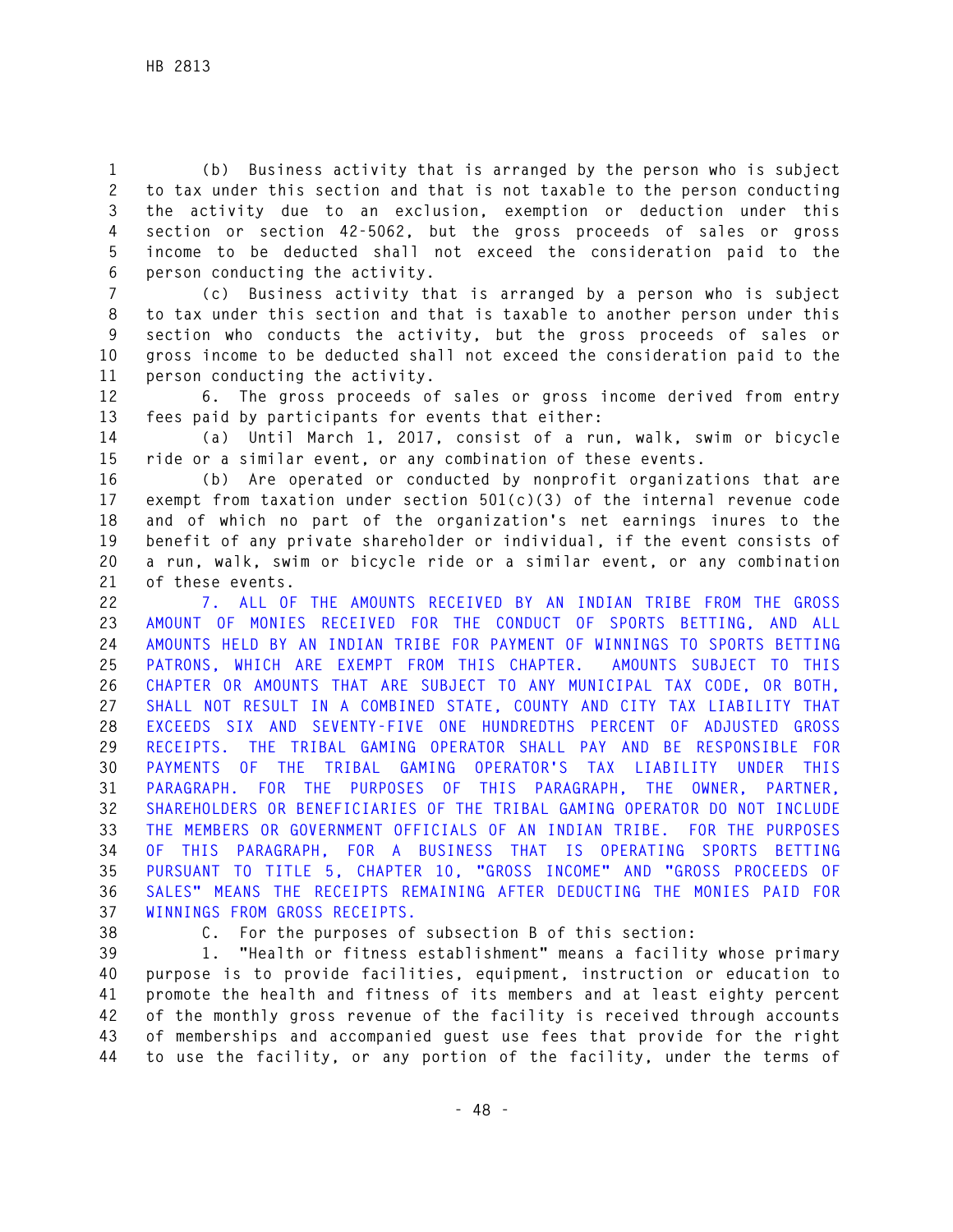(b) Business activity that is arranged by the person who is subject to tax under this section and that is not taxable to the person conducting the activity due to an exclusion, exemption or deduction under this section or section 42-5062, but the gross proceeds of sales or gross income to be deducted shall not exceed the consideration paid to the person conducting the activity.

(c) Business activity that is arranged by a person who is subject to tax under this section and that is taxable to another person under this section who conducts the activity, but the gross proceeds of sales or gross income to be deducted shall not exceed the consideration paid to the person conducting the activity.

6. The gross proceeds of sales or gross income derived from entry fees paid by participants for events that either:

(a) Until March 1, 2017, consist of a run, walk, swim or bicycle ride or a similar event, or any combination of these events.

(b) Are operated or conducted by nonprofit organizations that are exempt from taxation under section 501(c)(3) of the internal revenue code and of which no part of the organization's net earnings inures to the benefit of any private shareholder or individual, if the event consists of a run, walk, swim or bicycle ride or a similar event, or any combination of these events.

7. ALL OF THE AMOUNTS RECEIVED BY AN INDIAN TRIBE FROM THE GROSS AMOUNT OF MONIES RECEIVED FOR THE CONDUCT OF SPORTS BETTING, AND ALL AMOUNTS HELD BY AN INDIAN TRIBE FOR PAYMENT OF WINNINGS TO SPORTS BETTING PATRONS, WHICH ARE EXEMPT FROM THIS CHAPTER. AMOUNTS SUBJECT TO THIS CHAPTER OR AMOUNTS THAT ARE SUBJECT TO ANY MUNICIPAL TAX CODE, OR BOTH, SHALL NOT RESULT IN A COMBINED STATE, COUNTY AND CITY TAX LIABILITY THAT EXCEEDS SIX AND SEVENTY-FIVE ONE HUNDREDTHS PERCENT OF ADJUSTED GROSS RECEIPTS. THE TRIBAL GAMING OPERATOR SHALL PAY AND BE RESPONSIBLE FOR PAYMENTS OF THE TRIBAL GAMING OPERATOR'S TAX LIABILITY UNDER THIS PARAGRAPH. FOR THE PURPOSES OF THIS PARAGRAPH, THE OWNER, PARTNER, SHAREHOLDERS OR BENEFICIARIES OF THE TRIBAL GAMING OPERATOR DO NOT INCLUDE THE MEMBERS OR GOVERNMENT OFFICIALS OF AN INDIAN TRIBE. FOR THE PURPOSES OF THIS PARAGRAPH, FOR A BUSINESS THAT IS OPERATING SPORTS BETTING PURSUANT TO TITLE 5, CHAPTER 10, "GROSS INCOME" AND "GROSS PROCEEDS OF SALES" MEANS THE RECEIPTS REMAINING AFTER DEDUCTING THE MONIES PAID FOR WINNINGS FROM GROSS RECEIPTS.

C. For the purposes of subsection B of this section:

1. "Health or fitness establishment" means a facility whose primary purpose is to provide facilities, equipment, instruction or education to promote the health and fitness of its members and at least eighty percent of the monthly gross revenue of the facility is received through accounts of memberships and accompanied guest use fees that provide for the right to use the facility, or any portion of the facility, under the terms of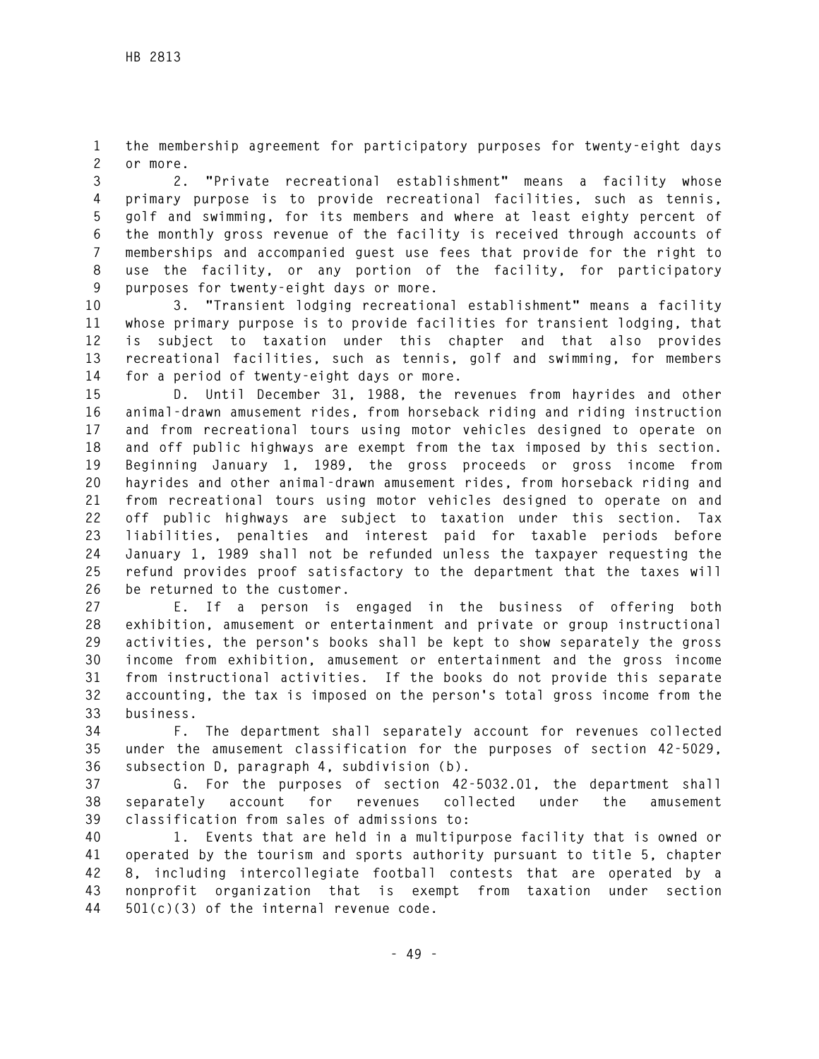the membership agreement for participatory purposes for twenty-eight days or more.

2. "Private recreational establishment" means a facility whose primary purpose is to provide recreational facilities, such as tennis, golf and swimming, for its members and where at least eighty percent of the monthly gross revenue of the facility is received through accounts of memberships and accompanied guest use fees that provide for the right to use the facility, or any portion of the facility, for participatory purposes for twenty-eight days or more.

3. "Transient lodging recreational establishment" means a facility whose primary purpose is to provide facilities for transient lodging, that is subject to taxation under this chapter and that also provides recreational facilities, such as tennis, golf and swimming, for members for a period of twenty-eight days or more.

D. Until December 31, 1988, the revenues from hayrides and other animal-drawn amusement rides, from horseback riding and riding instruction and from recreational tours using motor vehicles designed to operate on and off public highways are exempt from the tax imposed by this section. Beginning January 1, 1989, the gross proceeds or gross income from hayrides and other animal-drawn amusement rides, from horseback riding and from recreational tours using motor vehicles designed to operate on and off public highways are subject to taxation under this section. Tax liabilities, penalties and interest paid for taxable periods before January 1, 1989 shall not be refunded unless the taxpayer requesting the refund provides proof satisfactory to the department that the taxes will be returned to the customer.

E. If a person is engaged in the business of offering both exhibition, amusement or entertainment and private or group instructional activities, the person's books shall be kept to show separately the gross income from exhibition, amusement or entertainment and the gross income from instructional activities. If the books do not provide this separate accounting, the tax is imposed on the person's total gross income from the business.

F. The department shall separately account for revenues collected under the amusement classification for the purposes of section 42-5029, subsection D, paragraph 4, subdivision (b).

G. For the purposes of section 42-5032.01, the department shall separately account for revenues collected under the amusement classification from sales of admissions to:

1. Events that are held in a multipurpose facility that is owned or operated by the tourism and sports authority pursuant to title 5, chapter 8, including intercollegiate football contests that are operated by a nonprofit organization that is exempt from taxation under section 501(c)(3) of the internal revenue code.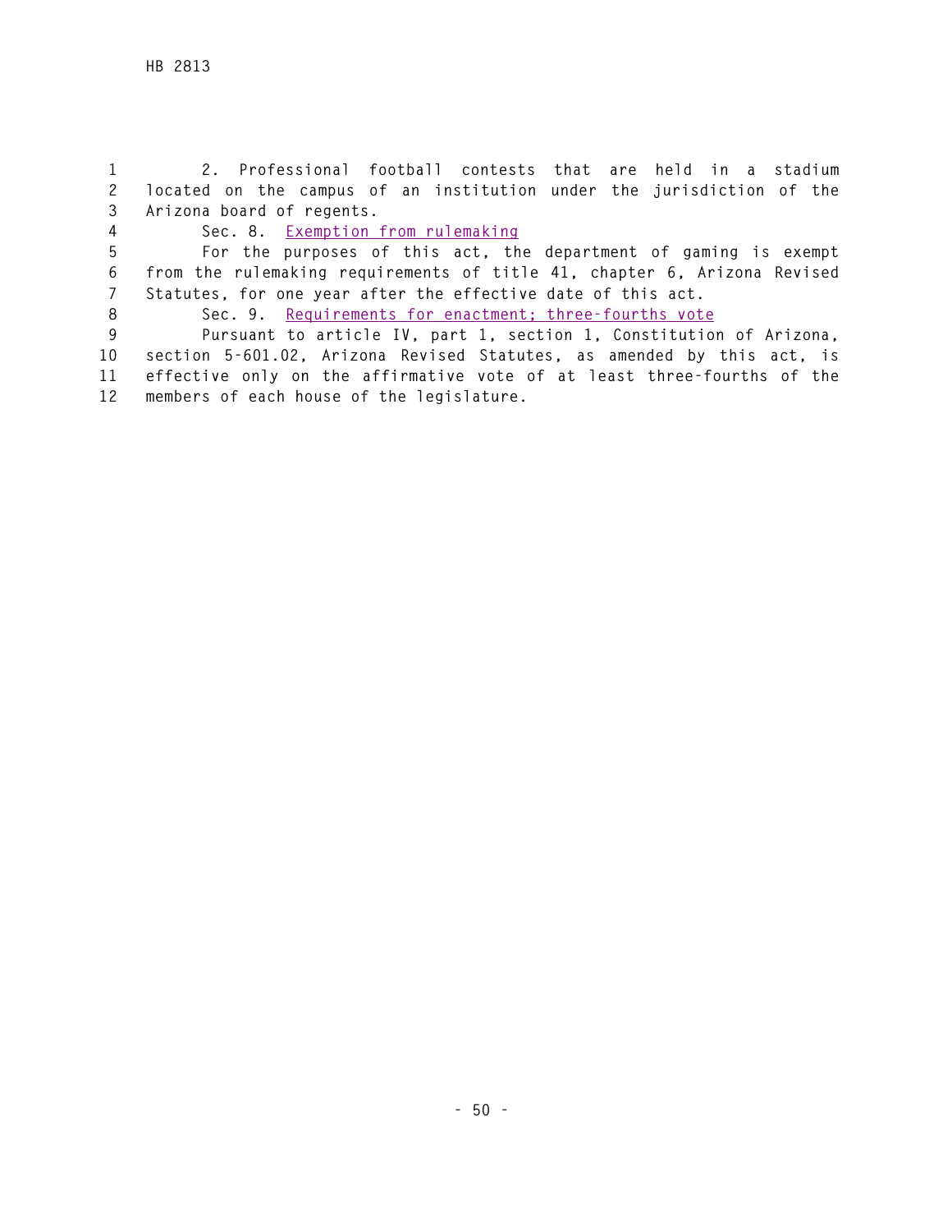2. Professional football contests that are held in a stadium located on the campus of an institution under the jurisdiction of the Arizona board of regents.

Sec. 8. Exemption from rulemaking

For the purposes of this act, the department of gaming is exempt from the rulemaking requirements of title 41, chapter 6, Arizona Revised Statutes, for one year after the effective date of this act.

Sec. 9. Requirements for enactment; three-fourths vote

Pursuant to article IV, part 1, section 1, Constitution of Arizona, section 5-601.02, Arizona Revised Statutes, as amended by this act, is effective only on the affirmative vote of at least three-fourths of the members of each house of the legislature.